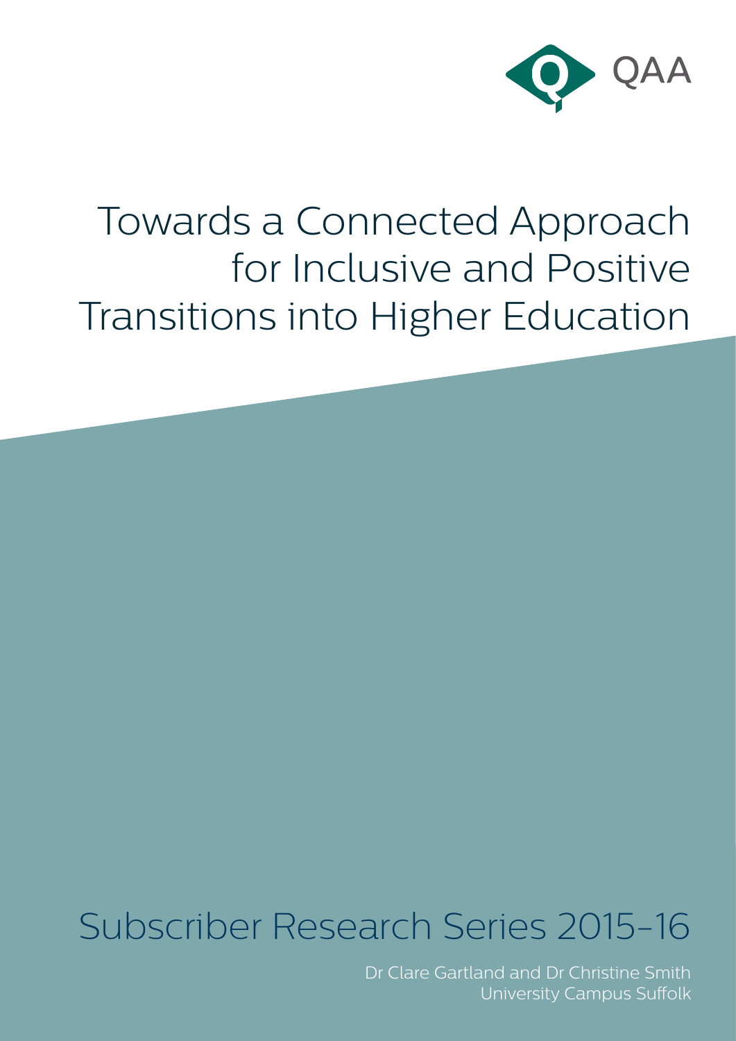QAA

# Towards a Connected Approach for Inclusive and Positive Transitions into Higher Education

## Subscriber Research Series 2015-16

Dr Clare Gartland and Dr Christine Smith
University Campus Suffolk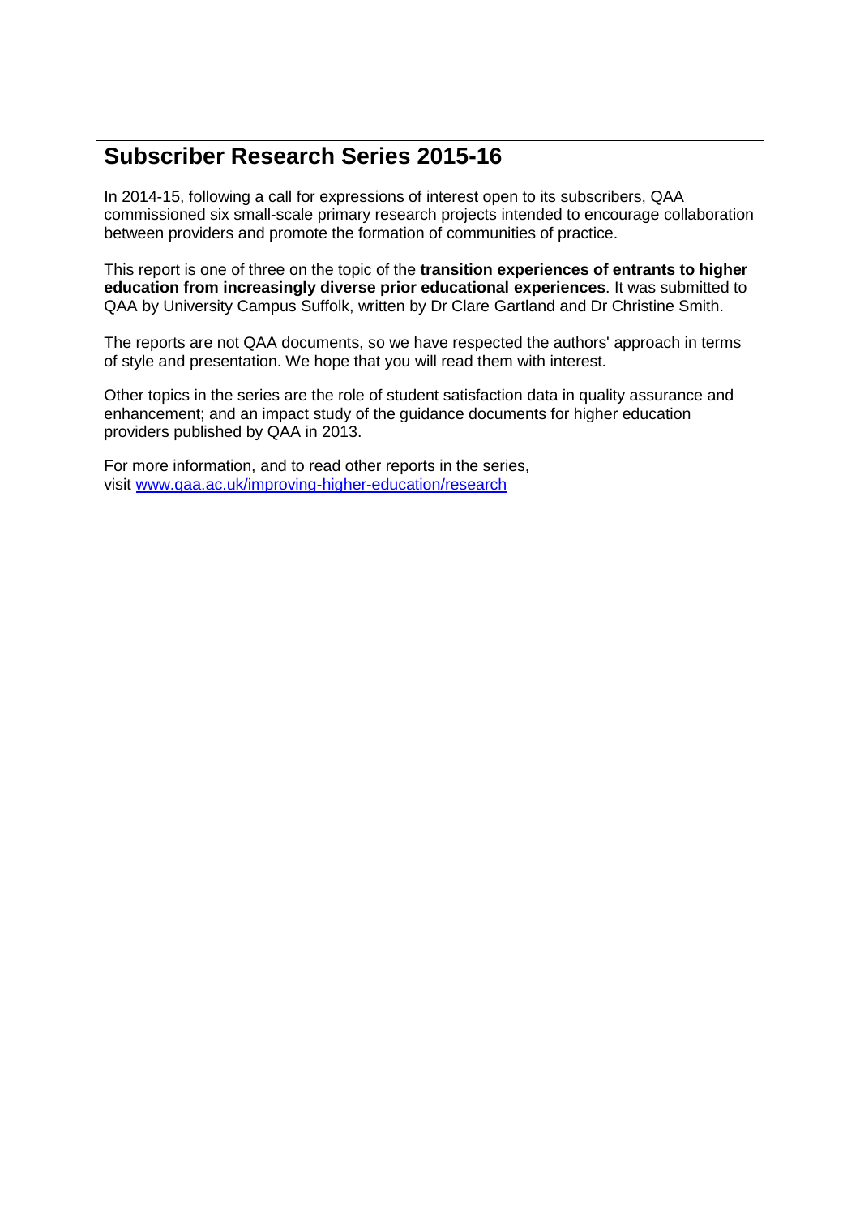## Subscriber Research Series 2015-16

In 2014-15, following a call for expressions of interest open to its subscribers, QAA commissioned six small-scale primary research projects intended to encourage collaboration between providers and promote the formation of communities of practice.

This report is one of three on the topic of the **transition experiences of entrants to higher education from increasingly diverse prior educational experiences**. It was submitted to QAA by University Campus Suffolk, written by Dr Clare Gartland and Dr Christine Smith.

The reports are not QAA documents, so we have respected the authors' approach in terms of style and presentation. We hope that you will read them with interest.

Other topics in the series are the role of student satisfaction data in quality assurance and enhancement; and an impact study of the guidance documents for higher education providers published by QAA in 2013.

For more information, and to read other reports in the series, visit [www.qaa.ac.uk/improving-higher-education/research](http://www.qaa.ac.uk/improving-higher-education/research)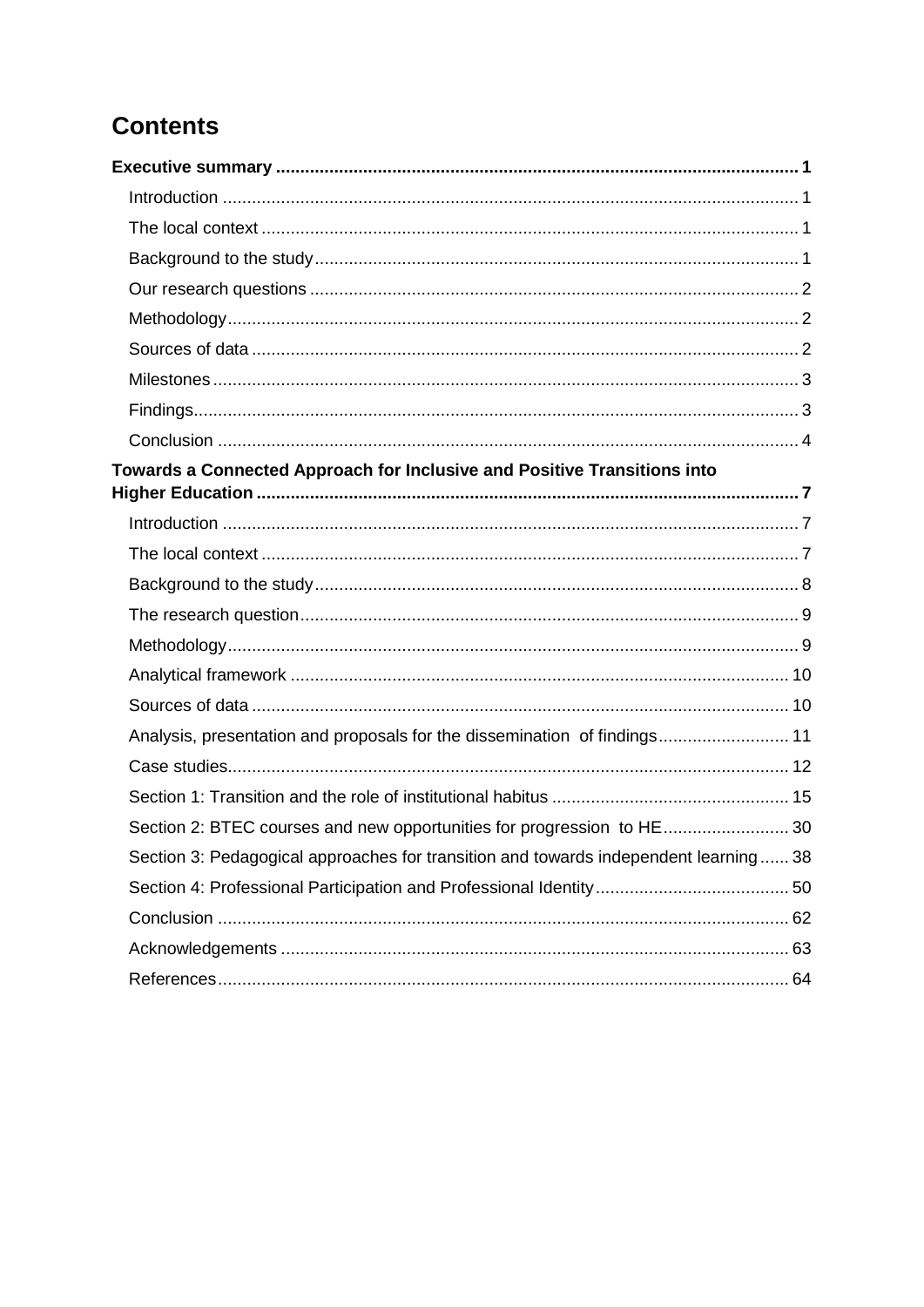# Contents

**Executive summary ........................................................................................................ 1**

- Introduction ........................................................................................................ 1
- The local context ................................................................................................ 1
- Background to the study ..................................................................................... 1
- Our research questions ....................................................................................... 2
- Methodology ........................................................................................................ 2
- Sources of data ................................................................................................... 2
- Milestones ........................................................................................................... 3
- Findings ............................................................................................................... 3
- Conclusion ........................................................................................................... 4

**Towards a Connected Approach for Inclusive and Positive Transitions into Higher Education ........................................................................................................ 7**

- Introduction ........................................................................................................ 7
- The local context ................................................................................................ 7
- Background to the study ..................................................................................... 8
- The research question ........................................................................................ 9
- Methodology ........................................................................................................ 9
- Analytical framework ......................................................................................... 10
- Sources of data ................................................................................................. 10
- Analysis, presentation and proposals for the dissemination of findings ........... 11
- Case studies ...................................................................................................... 12
- Section 1: Transition and the role of institutional habitus ................................. 15
- Section 2: BTEC courses and new opportunities for progression to HE ........... 30
- Section 3: Pedagogical approaches for transition and towards independent learning ...... 38
- Section 4: Professional Participation and Professional Identity ......................... 50
- Conclusion ......................................................................................................... 62
- Acknowledgements ........................................................................................... 63
- References ......................................................................................................... 64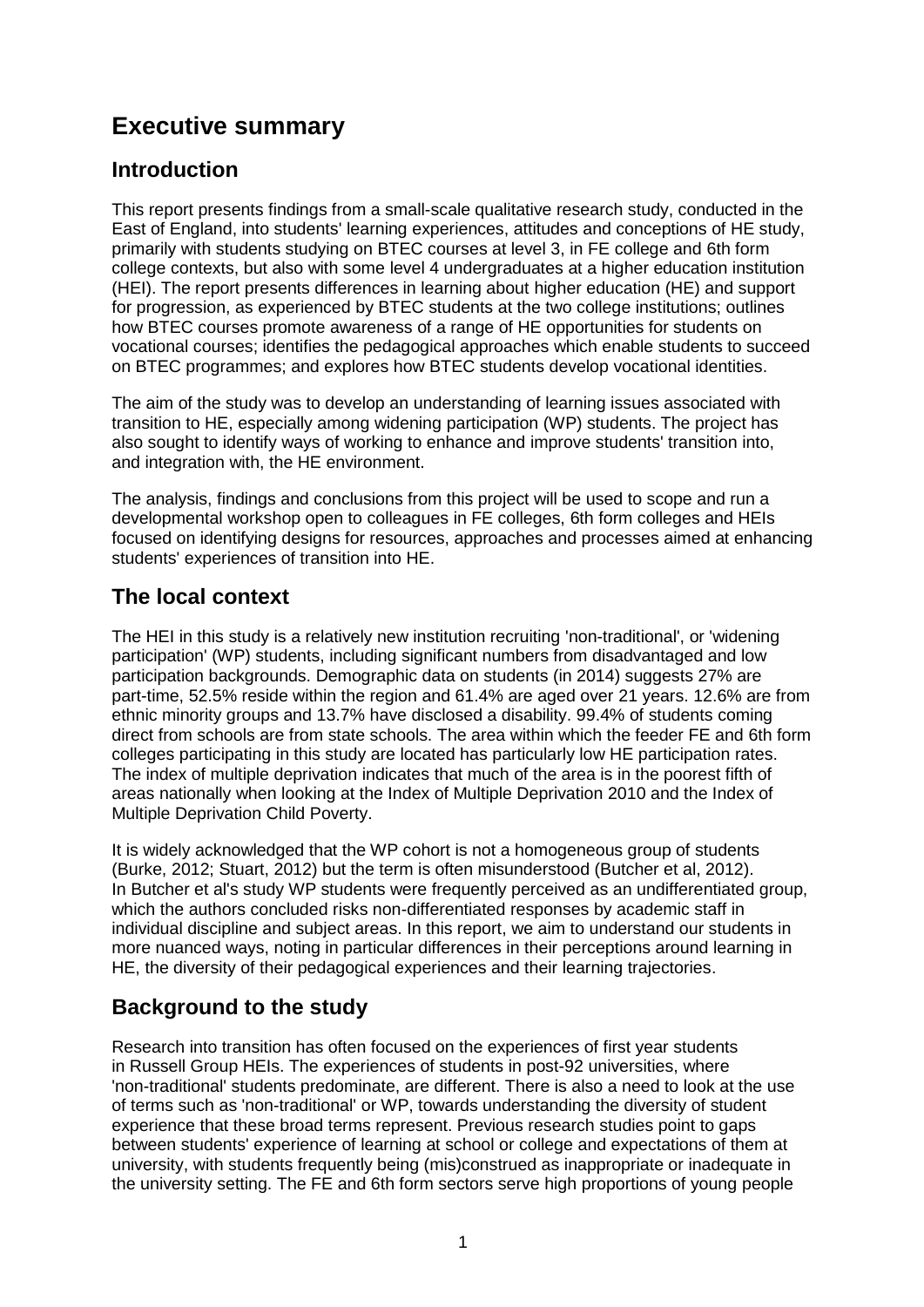# Executive summary

## Introduction

This report presents findings from a small-scale qualitative research study, conducted in the East of England, into students' learning experiences, attitudes and conceptions of HE study, primarily with students studying on BTEC courses at level 3, in FE college and 6th form college contexts, but also with some level 4 undergraduates at a higher education institution (HEI). The report presents differences in learning about higher education (HE) and support for progression, as experienced by BTEC students at the two college institutions; outlines how BTEC courses promote awareness of a range of HE opportunities for students on vocational courses; identifies the pedagogical approaches which enable students to succeed on BTEC programmes; and explores how BTEC students develop vocational identities.

The aim of the study was to develop an understanding of learning issues associated with transition to HE, especially among widening participation (WP) students. The project has also sought to identify ways of working to enhance and improve students' transition into, and integration with, the HE environment.

The analysis, findings and conclusions from this project will be used to scope and run a developmental workshop open to colleagues in FE colleges, 6th form colleges and HEIs focused on identifying designs for resources, approaches and processes aimed at enhancing students' experiences of transition into HE.

## The local context

The HEI in this study is a relatively new institution recruiting 'non-traditional', or 'widening participation' (WP) students, including significant numbers from disadvantaged and low participation backgrounds. Demographic data on students (in 2014) suggests 27% are part-time, 52.5% reside within the region and 61.4% are aged over 21 years. 12.6% are from ethnic minority groups and 13.7% have disclosed a disability. 99.4% of students coming direct from schools are from state schools. The area within which the feeder FE and 6th form colleges participating in this study are located has particularly low HE participation rates. The index of multiple deprivation indicates that much of the area is in the poorest fifth of areas nationally when looking at the Index of Multiple Deprivation 2010 and the Index of Multiple Deprivation Child Poverty.

It is widely acknowledged that the WP cohort is not a homogeneous group of students (Burke, 2012; Stuart, 2012) but the term is often misunderstood (Butcher et al, 2012). In Butcher et al's study WP students were frequently perceived as an undifferentiated group, which the authors concluded risks non-differentiated responses by academic staff in individual discipline and subject areas. In this report, we aim to understand our students in more nuanced ways, noting in particular differences in their perceptions around learning in HE, the diversity of their pedagogical experiences and their learning trajectories.

## Background to the study

Research into transition has often focused on the experiences of first year students in Russell Group HEIs. The experiences of students in post-92 universities, where 'non-traditional' students predominate, are different. There is also a need to look at the use of terms such as 'non-traditional' or WP, towards understanding the diversity of student experience that these broad terms represent. Previous research studies point to gaps between students' experience of learning at school or college and expectations of them at university, with students frequently being (mis)construed as inappropriate or inadequate in the university setting. The FE and 6th form sectors serve high proportions of young people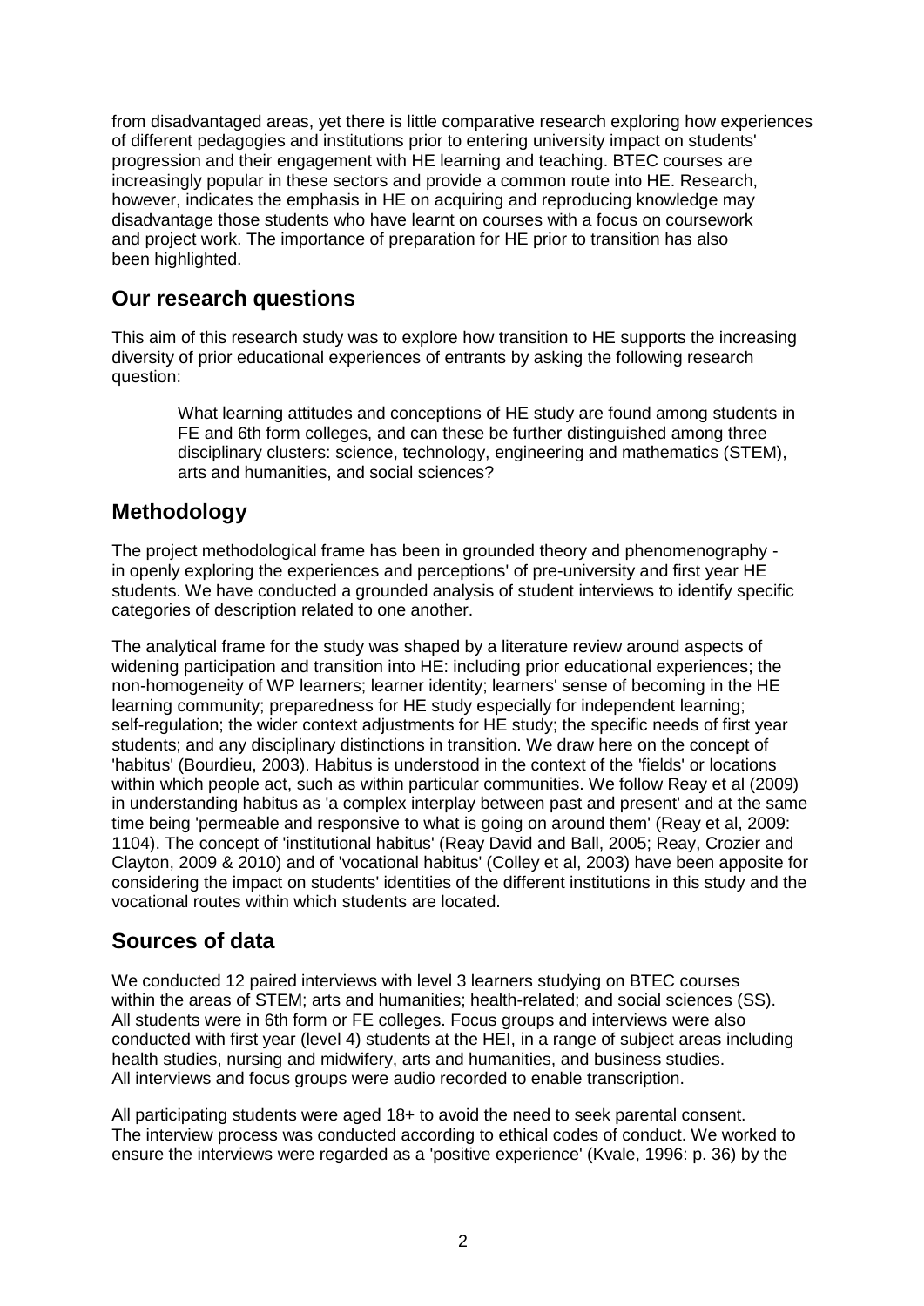from disadvantaged areas, yet there is little comparative research exploring how experiences of different pedagogies and institutions prior to entering university impact on students' progression and their engagement with HE learning and teaching. BTEC courses are increasingly popular in these sectors and provide a common route into HE. Research, however, indicates the emphasis in HE on acquiring and reproducing knowledge may disadvantage those students who have learnt on courses with a focus on coursework and project work. The importance of preparation for HE prior to transition has also been highlighted.

## Our research questions

This aim of this research study was to explore how transition to HE supports the increasing diversity of prior educational experiences of entrants by asking the following research question:

> What learning attitudes and conceptions of HE study are found among students in FE and 6th form colleges, and can these be further distinguished among three disciplinary clusters: science, technology, engineering and mathematics (STEM), arts and humanities, and social sciences?

## Methodology

The project methodological frame has been in grounded theory and phenomenography - in openly exploring the experiences and perceptions' of pre-university and first year HE students. We have conducted a grounded analysis of student interviews to identify specific categories of description related to one another.

The analytical frame for the study was shaped by a literature review around aspects of widening participation and transition into HE: including prior educational experiences; the non-homogeneity of WP learners; learner identity; learners' sense of becoming in the HE learning community; preparedness for HE study especially for independent learning; self-regulation; the wider context adjustments for HE study; the specific needs of first year students; and any disciplinary distinctions in transition. We draw here on the concept of 'habitus' (Bourdieu, 2003). Habitus is understood in the context of the 'fields' or locations within which people act, such as within particular communities. We follow Reay et al (2009) in understanding habitus as 'a complex interplay between past and present' and at the same time being 'permeable and responsive to what is going on around them' (Reay et al, 2009: 1104). The concept of 'institutional habitus' (Reay David and Ball, 2005; Reay, Crozier and Clayton, 2009 & 2010) and of 'vocational habitus' (Colley et al, 2003) have been apposite for considering the impact on students' identities of the different institutions in this study and the vocational routes within which students are located.

## Sources of data

We conducted 12 paired interviews with level 3 learners studying on BTEC courses within the areas of STEM; arts and humanities; health-related; and social sciences (SS). All students were in 6th form or FE colleges. Focus groups and interviews were also conducted with first year (level 4) students at the HEI, in a range of subject areas including health studies, nursing and midwifery, arts and humanities, and business studies. All interviews and focus groups were audio recorded to enable transcription.

All participating students were aged 18+ to avoid the need to seek parental consent. The interview process was conducted according to ethical codes of conduct. We worked to ensure the interviews were regarded as a 'positive experience' (Kvale, 1996: p. 36) by the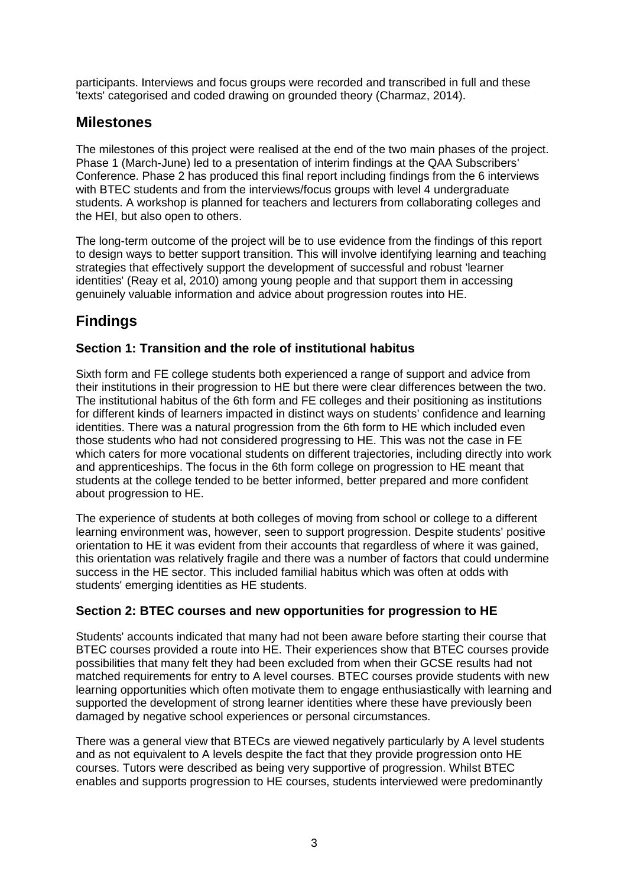participants. Interviews and focus groups were recorded and transcribed in full and these 'texts' categorised and coded drawing on grounded theory (Charmaz, 2014).

## Milestones

The milestones of this project were realised at the end of the two main phases of the project. Phase 1 (March-June) led to a presentation of interim findings at the QAA Subscribers' Conference. Phase 2 has produced this final report including findings from the 6 interviews with BTEC students and from the interviews/focus groups with level 4 undergraduate students. A workshop is planned for teachers and lecturers from collaborating colleges and the HEI, but also open to others.

The long-term outcome of the project will be to use evidence from the findings of this report to design ways to better support transition. This will involve identifying learning and teaching strategies that effectively support the development of successful and robust 'learner identities' (Reay et al, 2010) among young people and that support them in accessing genuinely valuable information and advice about progression routes into HE.

## Findings

### Section 1: Transition and the role of institutional habitus

Sixth form and FE college students both experienced a range of support and advice from their institutions in their progression to HE but there were clear differences between the two. The institutional habitus of the 6th form and FE colleges and their positioning as institutions for different kinds of learners impacted in distinct ways on students' confidence and learning identities. There was a natural progression from the 6th form to HE which included even those students who had not considered progressing to HE. This was not the case in FE which caters for more vocational students on different trajectories, including directly into work and apprenticeships. The focus in the 6th form college on progression to HE meant that students at the college tended to be better informed, better prepared and more confident about progression to HE.

The experience of students at both colleges of moving from school or college to a different learning environment was, however, seen to support progression. Despite students' positive orientation to HE it was evident from their accounts that regardless of where it was gained, this orientation was relatively fragile and there was a number of factors that could undermine success in the HE sector. This included familial habitus which was often at odds with students' emerging identities as HE students.

### Section 2: BTEC courses and new opportunities for progression to HE

Students' accounts indicated that many had not been aware before starting their course that BTEC courses provided a route into HE. Their experiences show that BTEC courses provide possibilities that many felt they had been excluded from when their GCSE results had not matched requirements for entry to A level courses. BTEC courses provide students with new learning opportunities which often motivate them to engage enthusiastically with learning and supported the development of strong learner identities where these have previously been damaged by negative school experiences or personal circumstances.

There was a general view that BTECs are viewed negatively particularly by A level students and as not equivalent to A levels despite the fact that they provide progression onto HE courses. Tutors were described as being very supportive of progression. Whilst BTEC enables and supports progression to HE courses, students interviewed were predominantly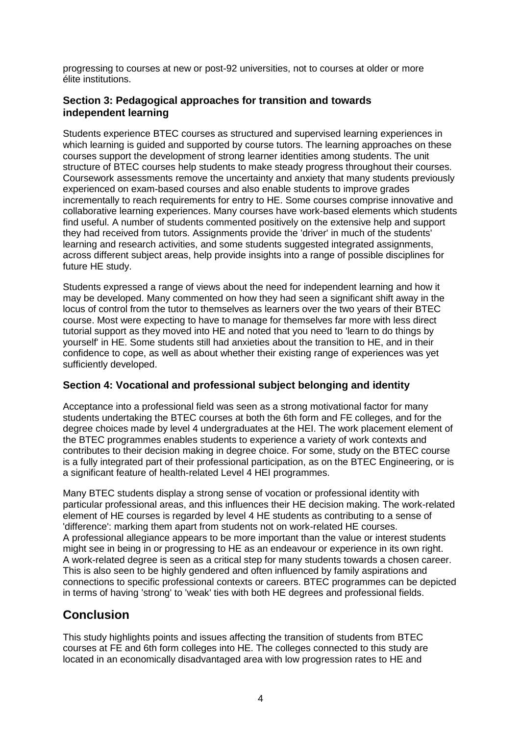progressing to courses at new or post-92 universities, not to courses at older or more élite institutions.

### Section 3: Pedagogical approaches for transition and towards independent learning

Students experience BTEC courses as structured and supervised learning experiences in which learning is guided and supported by course tutors. The learning approaches on these courses support the development of strong learner identities among students. The unit structure of BTEC courses help students to make steady progress throughout their courses. Coursework assessments remove the uncertainty and anxiety that many students previously experienced on exam-based courses and also enable students to improve grades incrementally to reach requirements for entry to HE. Some courses comprise innovative and collaborative learning experiences. Many courses have work-based elements which students find useful. A number of students commented positively on the extensive help and support they had received from tutors. Assignments provide the 'driver' in much of the students' learning and research activities, and some students suggested integrated assignments, across different subject areas, help provide insights into a range of possible disciplines for future HE study.

Students expressed a range of views about the need for independent learning and how it may be developed. Many commented on how they had seen a significant shift away in the locus of control from the tutor to themselves as learners over the two years of their BTEC course. Most were expecting to have to manage for themselves far more with less direct tutorial support as they moved into HE and noted that you need to 'learn to do things by yourself' in HE. Some students still had anxieties about the transition to HE, and in their confidence to cope, as well as about whether their existing range of experiences was yet sufficiently developed.

### Section 4: Vocational and professional subject belonging and identity

Acceptance into a professional field was seen as a strong motivational factor for many students undertaking the BTEC courses at both the 6th form and FE colleges, and for the degree choices made by level 4 undergraduates at the HEI. The work placement element of the BTEC programmes enables students to experience a variety of work contexts and contributes to their decision making in degree choice. For some, study on the BTEC course is a fully integrated part of their professional participation, as on the BTEC Engineering, or is a significant feature of health-related Level 4 HEI programmes.

Many BTEC students display a strong sense of vocation or professional identity with particular professional areas, and this influences their HE decision making. The work-related element of HE courses is regarded by level 4 HE students as contributing to a sense of 'difference': marking them apart from students not on work-related HE courses. A professional allegiance appears to be more important than the value or interest students might see in being in or progressing to HE as an endeavour or experience in its own right. A work-related degree is seen as a critical step for many students towards a chosen career. This is also seen to be highly gendered and often influenced by family aspirations and connections to specific professional contexts or careers. BTEC programmes can be depicted in terms of having 'strong' to 'weak' ties with both HE degrees and professional fields.

## Conclusion

This study highlights points and issues affecting the transition of students from BTEC courses at FE and 6th form colleges into HE. The colleges connected to this study are located in an economically disadvantaged area with low progression rates to HE and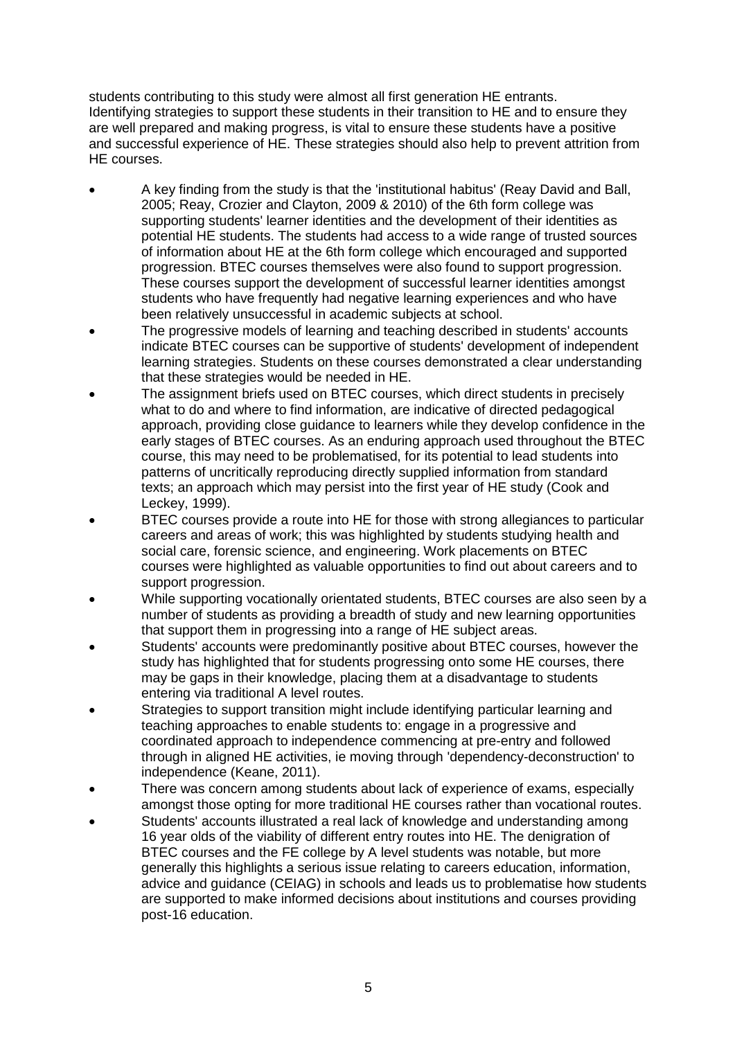students contributing to this study were almost all first generation HE entrants. Identifying strategies to support these students in their transition to HE and to ensure they are well prepared and making progress, is vital to ensure these students have a positive and successful experience of HE. These strategies should also help to prevent attrition from HE courses.

- A key finding from the study is that the 'institutional habitus' (Reay David and Ball, 2005; Reay, Crozier and Clayton, 2009 & 2010) of the 6th form college was supporting students' learner identities and the development of their identities as potential HE students. The students had access to a wide range of trusted sources of information about HE at the 6th form college which encouraged and supported progression. BTEC courses themselves were also found to support progression. These courses support the development of successful learner identities amongst students who have frequently had negative learning experiences and who have been relatively unsuccessful in academic subjects at school.
- The progressive models of learning and teaching described in students' accounts indicate BTEC courses can be supportive of students' development of independent learning strategies. Students on these courses demonstrated a clear understanding that these strategies would be needed in HE.
- The assignment briefs used on BTEC courses, which direct students in precisely what to do and where to find information, are indicative of directed pedagogical approach, providing close guidance to learners while they develop confidence in the early stages of BTEC courses. As an enduring approach used throughout the BTEC course, this may need to be problematised, for its potential to lead students into patterns of uncritically reproducing directly supplied information from standard texts; an approach which may persist into the first year of HE study (Cook and Leckey, 1999).
- BTEC courses provide a route into HE for those with strong allegiances to particular careers and areas of work; this was highlighted by students studying health and social care, forensic science, and engineering. Work placements on BTEC courses were highlighted as valuable opportunities to find out about careers and to support progression.
- While supporting vocationally orientated students, BTEC courses are also seen by a number of students as providing a breadth of study and new learning opportunities that support them in progressing into a range of HE subject areas.
- Students' accounts were predominantly positive about BTEC courses, however the study has highlighted that for students progressing onto some HE courses, there may be gaps in their knowledge, placing them at a disadvantage to students entering via traditional A level routes.
- Strategies to support transition might include identifying particular learning and teaching approaches to enable students to: engage in a progressive and coordinated approach to independence commencing at pre-entry and followed through in aligned HE activities, ie moving through 'dependency-deconstruction' to independence (Keane, 2011).
- There was concern among students about lack of experience of exams, especially amongst those opting for more traditional HE courses rather than vocational routes.
- Students' accounts illustrated a real lack of knowledge and understanding among 16 year olds of the viability of different entry routes into HE. The denigration of BTEC courses and the FE college by A level students was notable, but more generally this highlights a serious issue relating to careers education, information, advice and guidance (CEIAG) in schools and leads us to problematise how students are supported to make informed decisions about institutions and courses providing post-16 education.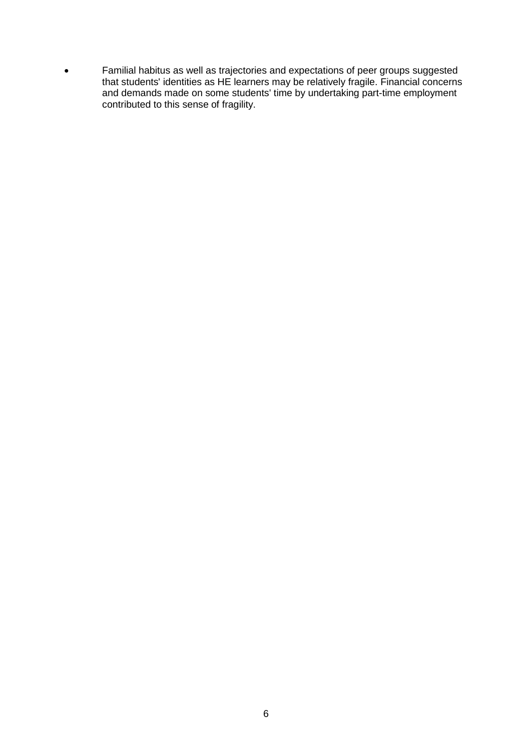- Familial habitus as well as trajectories and expectations of peer groups suggested that students' identities as HE learners may be relatively fragile. Financial concerns and demands made on some students' time by undertaking part-time employment contributed to this sense of fragility.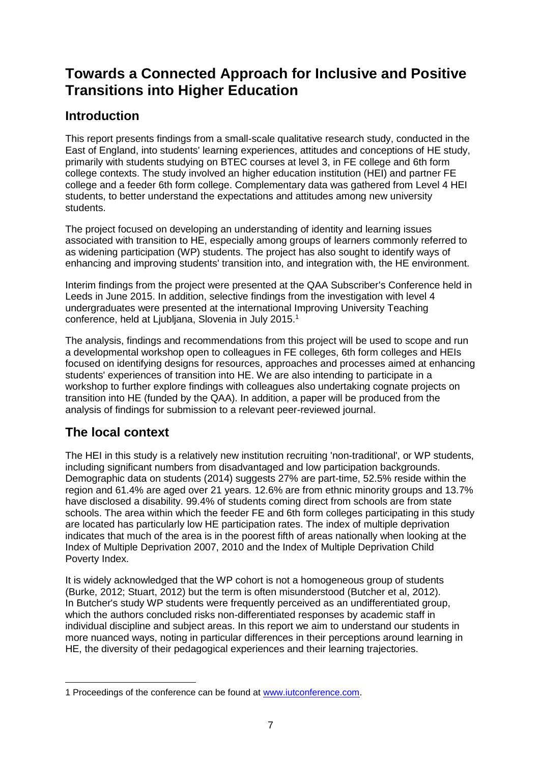# Towards a Connected Approach for Inclusive and Positive Transitions into Higher Education

## Introduction

This report presents findings from a small-scale qualitative research study, conducted in the East of England, into students' learning experiences, attitudes and conceptions of HE study, primarily with students studying on BTEC courses at level 3, in FE college and 6th form college contexts. The study involved an higher education institution (HEI) and partner FE college and a feeder 6th form college. Complementary data was gathered from Level 4 HEI students, to better understand the expectations and attitudes among new university students.

The project focused on developing an understanding of identity and learning issues associated with transition to HE, especially among groups of learners commonly referred to as widening participation (WP) students. The project has also sought to identify ways of enhancing and improving students' transition into, and integration with, the HE environment.

Interim findings from the project were presented at the QAA Subscriber's Conference held in Leeds in June 2015. In addition, selective findings from the investigation with level 4 undergraduates were presented at the international Improving University Teaching conference, held at Ljubljana, Slovenia in July 2015.[1]

The analysis, findings and recommendations from this project will be used to scope and run a developmental workshop open to colleagues in FE colleges, 6th form colleges and HEIs focused on identifying designs for resources, approaches and processes aimed at enhancing students' experiences of transition into HE. We are also intending to participate in a workshop to further explore findings with colleagues also undertaking cognate projects on transition into HE (funded by the QAA). In addition, a paper will be produced from the analysis of findings for submission to a relevant peer-reviewed journal.

## The local context

The HEI in this study is a relatively new institution recruiting 'non-traditional', or WP students, including significant numbers from disadvantaged and low participation backgrounds. Demographic data on students (2014) suggests 27% are part-time, 52.5% reside within the region and 61.4% are aged over 21 years. 12.6% are from ethnic minority groups and 13.7% have disclosed a disability. 99.4% of students coming direct from schools are from state schools. The area within which the feeder FE and 6th form colleges participating in this study are located has particularly low HE participation rates. The index of multiple deprivation indicates that much of the area is in the poorest fifth of areas nationally when looking at the Index of Multiple Deprivation 2007, 2010 and the Index of Multiple Deprivation Child Poverty Index.

It is widely acknowledged that the WP cohort is not a homogeneous group of students (Burke, 2012; Stuart, 2012) but the term is often misunderstood (Butcher et al, 2012). In Butcher's study WP students were frequently perceived as an undifferentiated group, which the authors concluded risks non-differentiated responses by academic staff in individual discipline and subject areas. In this report we aim to understand our students in more nuanced ways, noting in particular differences in their perceptions around learning in HE, the diversity of their pedagogical experiences and their learning trajectories.

---

1 Proceedings of the conference can be found at [www.iutconference.com](http://www.iutconference.com).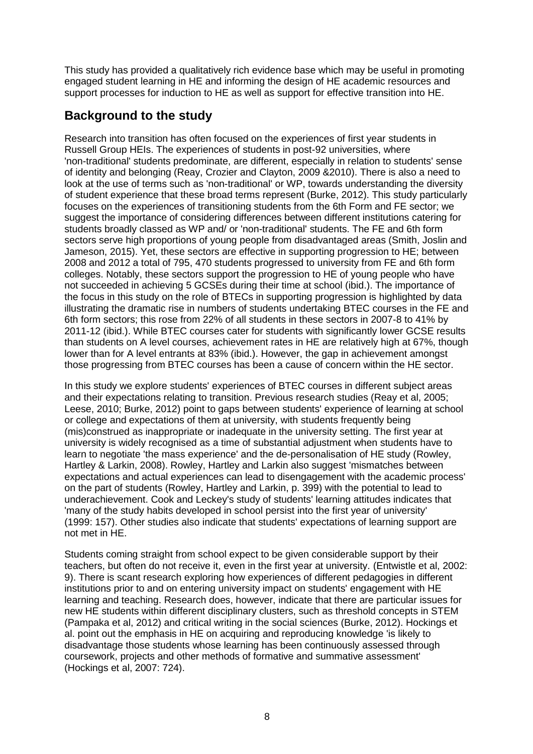This study has provided a qualitatively rich evidence base which may be useful in promoting engaged student learning in HE and informing the design of HE academic resources and support processes for induction to HE as well as support for effective transition into HE.

## Background to the study

Research into transition has often focused on the experiences of first year students in Russell Group HEIs. The experiences of students in post-92 universities, where 'non-traditional' students predominate, are different, especially in relation to students' sense of identity and belonging (Reay, Crozier and Clayton, 2009 &2010). There is also a need to look at the use of terms such as 'non-traditional' or WP, towards understanding the diversity of student experience that these broad terms represent (Burke, 2012). This study particularly focuses on the experiences of transitioning students from the 6th Form and FE sector; we suggest the importance of considering differences between different institutions catering for students broadly classed as WP and/ or 'non-traditional' students. The FE and 6th form sectors serve high proportions of young people from disadvantaged areas (Smith, Joslin and Jameson, 2015). Yet, these sectors are effective in supporting progression to HE; between 2008 and 2012 a total of 795, 470 students progressed to university from FE and 6th form colleges. Notably, these sectors support the progression to HE of young people who have not succeeded in achieving 5 GCSEs during their time at school (ibid.). The importance of the focus in this study on the role of BTECs in supporting progression is highlighted by data illustrating the dramatic rise in numbers of students undertaking BTEC courses in the FE and 6th form sectors; this rose from 22% of all students in these sectors in 2007-8 to 41% by 2011-12 (ibid.). While BTEC courses cater for students with significantly lower GCSE results than students on A level courses, achievement rates in HE are relatively high at 67%, though lower than for A level entrants at 83% (ibid.). However, the gap in achievement amongst those progressing from BTEC courses has been a cause of concern within the HE sector.

In this study we explore students' experiences of BTEC courses in different subject areas and their expectations relating to transition. Previous research studies (Reay et al, 2005; Leese, 2010; Burke, 2012) point to gaps between students' experience of learning at school or college and expectations of them at university, with students frequently being (mis)construed as inappropriate or inadequate in the university setting. The first year at university is widely recognised as a time of substantial adjustment when students have to learn to negotiate 'the mass experience' and the de-personalisation of HE study (Rowley, Hartley & Larkin, 2008). Rowley, Hartley and Larkin also suggest 'mismatches between expectations and actual experiences can lead to disengagement with the academic process' on the part of students (Rowley, Hartley and Larkin, p. 399) with the potential to lead to underachievement. Cook and Leckey's study of students' learning attitudes indicates that 'many of the study habits developed in school persist into the first year of university' (1999: 157). Other studies also indicate that students' expectations of learning support are not met in HE.

Students coming straight from school expect to be given considerable support by their teachers, but often do not receive it, even in the first year at university. (Entwistle et al, 2002: 9). There is scant research exploring how experiences of different pedagogies in different institutions prior to and on entering university impact on students' engagement with HE learning and teaching. Research does, however, indicate that there are particular issues for new HE students within different disciplinary clusters, such as threshold concepts in STEM (Pampaka et al, 2012) and critical writing in the social sciences (Burke, 2012). Hockings et al. point out the emphasis in HE on acquiring and reproducing knowledge 'is likely to disadvantage those students whose learning has been continuously assessed through coursework, projects and other methods of formative and summative assessment' (Hockings et al, 2007: 724).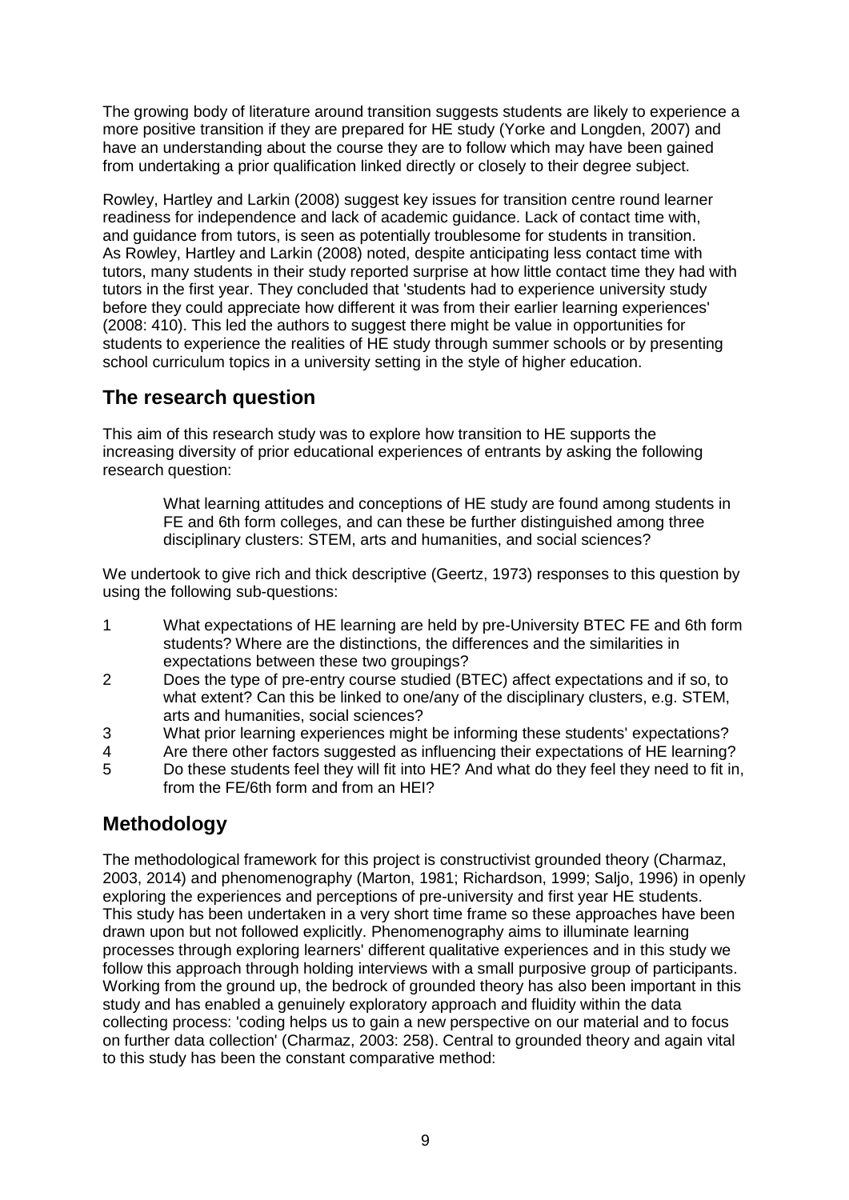The growing body of literature around transition suggests students are likely to experience a more positive transition if they are prepared for HE study (Yorke and Longden, 2007) and have an understanding about the course they are to follow which may have been gained from undertaking a prior qualification linked directly or closely to their degree subject.

Rowley, Hartley and Larkin (2008) suggest key issues for transition centre round learner readiness for independence and lack of academic guidance. Lack of contact time with, and guidance from tutors, is seen as potentially troublesome for students in transition. As Rowley, Hartley and Larkin (2008) noted, despite anticipating less contact time with tutors, many students in their study reported surprise at how little contact time they had with tutors in the first year. They concluded that 'students had to experience university study before they could appreciate how different it was from their earlier learning experiences' (2008: 410). This led the authors to suggest there might be value in opportunities for students to experience the realities of HE study through summer schools or by presenting school curriculum topics in a university setting in the style of higher education.

## The research question

This aim of this research study was to explore how transition to HE supports the increasing diversity of prior educational experiences of entrants by asking the following research question:

> What learning attitudes and conceptions of HE study are found among students in FE and 6th form colleges, and can these be further distinguished among three disciplinary clusters: STEM, arts and humanities, and social sciences?

We undertook to give rich and thick descriptive (Geertz, 1973) responses to this question by using the following sub-questions:

1. What expectations of HE learning are held by pre-University BTEC FE and 6th form students? Where are the distinctions, the differences and the similarities in expectations between these two groupings?
2. Does the type of pre-entry course studied (BTEC) affect expectations and if so, to what extent? Can this be linked to one/any of the disciplinary clusters, e.g. STEM, arts and humanities, social sciences?
3. What prior learning experiences might be informing these students' expectations?
4. Are there other factors suggested as influencing their expectations of HE learning?
5. Do these students feel they will fit into HE? And what do they feel they need to fit in, from the FE/6th form and from an HEI?

## Methodology

The methodological framework for this project is constructivist grounded theory (Charmaz, 2003, 2014) and phenomenography (Marton, 1981; Richardson, 1999; Saljo, 1996) in openly exploring the experiences and perceptions of pre-university and first year HE students. This study has been undertaken in a very short time frame so these approaches have been drawn upon but not followed explicitly. Phenomenography aims to illuminate learning processes through exploring learners' different qualitative experiences and in this study we follow this approach through holding interviews with a small purposive group of participants. Working from the ground up, the bedrock of grounded theory has also been important in this study and has enabled a genuinely exploratory approach and fluidity within the data collecting process: 'coding helps us to gain a new perspective on our material and to focus on further data collection' (Charmaz, 2003: 258). Central to grounded theory and again vital to this study has been the constant comparative method: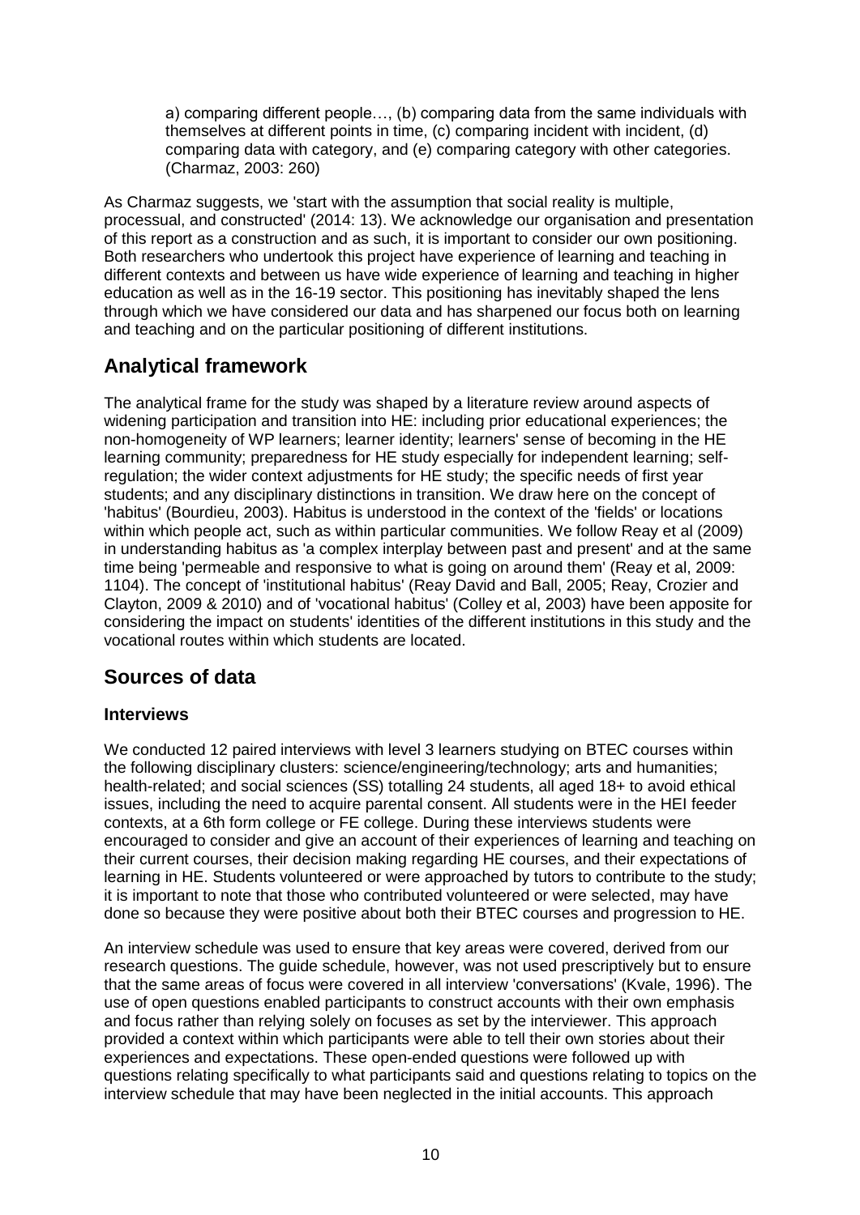> a) comparing different people…, (b) comparing data from the same individuals with themselves at different points in time, (c) comparing incident with incident, (d) comparing data with category, and (e) comparing category with other categories. (Charmaz, 2003: 260)

As Charmaz suggests, we 'start with the assumption that social reality is multiple, processual, and constructed' (2014: 13). We acknowledge our organisation and presentation of this report as a construction and as such, it is important to consider our own positioning. Both researchers who undertook this project have experience of learning and teaching in different contexts and between us have wide experience of learning and teaching in higher education as well as in the 16-19 sector. This positioning has inevitably shaped the lens through which we have considered our data and has sharpened our focus both on learning and teaching and on the particular positioning of different institutions.

## Analytical framework

The analytical frame for the study was shaped by a literature review around aspects of widening participation and transition into HE: including prior educational experiences; the non-homogeneity of WP learners; learner identity; learners' sense of becoming in the HE learning community; preparedness for HE study especially for independent learning; self-regulation; the wider context adjustments for HE study; the specific needs of first year students; and any disciplinary distinctions in transition. We draw here on the concept of 'habitus' (Bourdieu, 2003). Habitus is understood in the context of the 'fields' or locations within which people act, such as within particular communities. We follow Reay et al (2009) in understanding habitus as 'a complex interplay between past and present' and at the same time being 'permeable and responsive to what is going on around them' (Reay et al, 2009: 1104). The concept of 'institutional habitus' (Reay David and Ball, 2005; Reay, Crozier and Clayton, 2009 & 2010) and of 'vocational habitus' (Colley et al, 2003) have been apposite for considering the impact on students' identities of the different institutions in this study and the vocational routes within which students are located.

## Sources of data

### Interviews

We conducted 12 paired interviews with level 3 learners studying on BTEC courses within the following disciplinary clusters: science/engineering/technology; arts and humanities; health-related; and social sciences (SS) totalling 24 students, all aged 18+ to avoid ethical issues, including the need to acquire parental consent. All students were in the HEI feeder contexts, at a 6th form college or FE college. During these interviews students were encouraged to consider and give an account of their experiences of learning and teaching on their current courses, their decision making regarding HE courses, and their expectations of learning in HE. Students volunteered or were approached by tutors to contribute to the study; it is important to note that those who contributed volunteered or were selected, may have done so because they were positive about both their BTEC courses and progression to HE.

An interview schedule was used to ensure that key areas were covered, derived from our research questions. The guide schedule, however, was not used prescriptively but to ensure that the same areas of focus were covered in all interview 'conversations' (Kvale, 1996). The use of open questions enabled participants to construct accounts with their own emphasis and focus rather than relying solely on focuses as set by the interviewer. This approach provided a context within which participants were able to tell their own stories about their experiences and expectations. These open-ended questions were followed up with questions relating specifically to what participants said and questions relating to topics on the interview schedule that may have been neglected in the initial accounts. This approach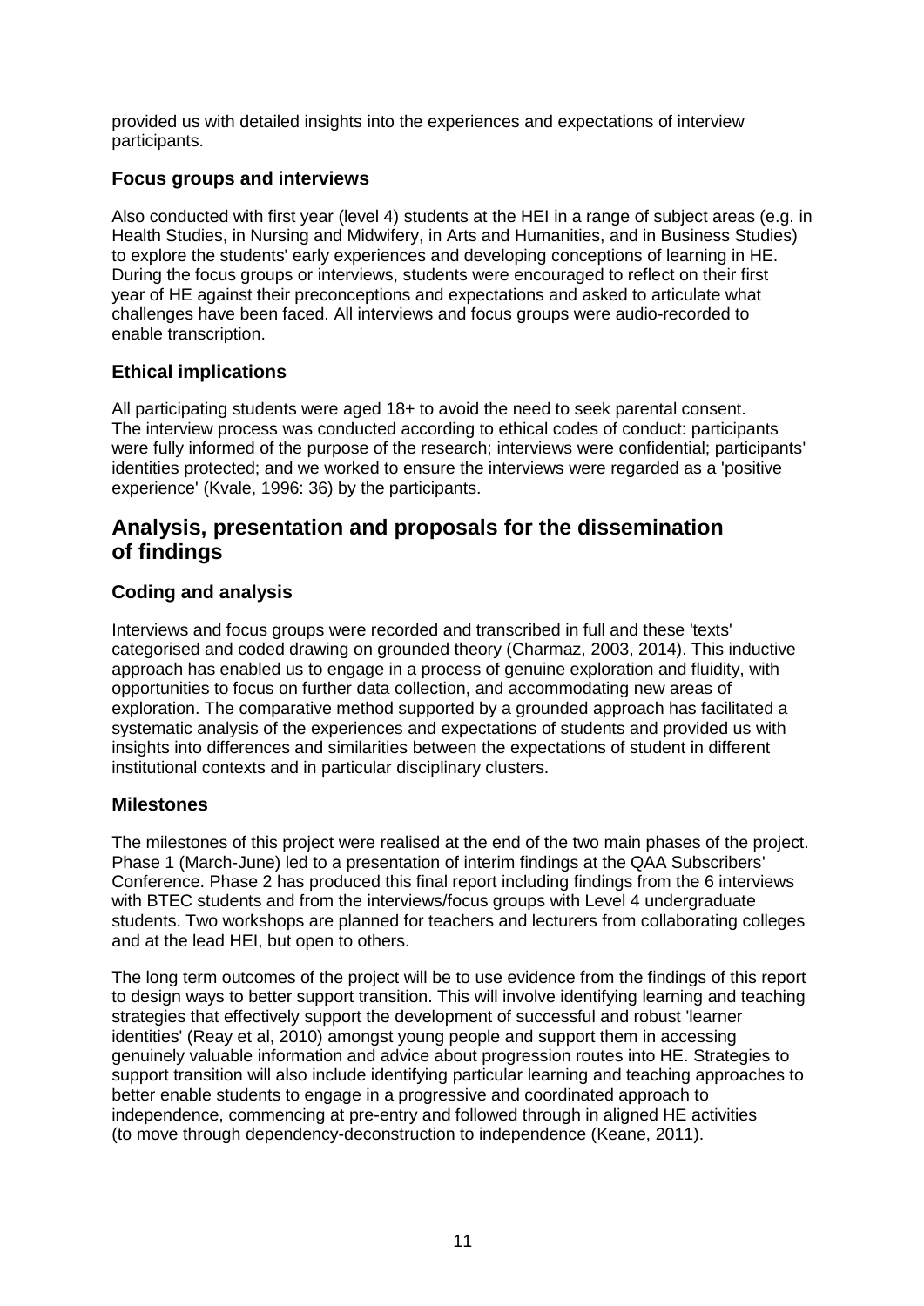provided us with detailed insights into the experiences and expectations of interview participants.

### Focus groups and interviews

Also conducted with first year (level 4) students at the HEI in a range of subject areas (e.g. in Health Studies, in Nursing and Midwifery, in Arts and Humanities, and in Business Studies) to explore the students' early experiences and developing conceptions of learning in HE. During the focus groups or interviews, students were encouraged to reflect on their first year of HE against their preconceptions and expectations and asked to articulate what challenges have been faced. All interviews and focus groups were audio-recorded to enable transcription.

### Ethical implications

All participating students were aged 18+ to avoid the need to seek parental consent. The interview process was conducted according to ethical codes of conduct: participants were fully informed of the purpose of the research; interviews were confidential; participants' identities protected; and we worked to ensure the interviews were regarded as a 'positive experience' (Kvale, 1996: 36) by the participants.

## Analysis, presentation and proposals for the dissemination of findings

### Coding and analysis

Interviews and focus groups were recorded and transcribed in full and these 'texts' categorised and coded drawing on grounded theory (Charmaz, 2003, 2014). This inductive approach has enabled us to engage in a process of genuine exploration and fluidity, with opportunities to focus on further data collection, and accommodating new areas of exploration. The comparative method supported by a grounded approach has facilitated a systematic analysis of the experiences and expectations of students and provided us with insights into differences and similarities between the expectations of student in different institutional contexts and in particular disciplinary clusters.

### Milestones

The milestones of this project were realised at the end of the two main phases of the project. Phase 1 (March-June) led to a presentation of interim findings at the QAA Subscribers' Conference. Phase 2 has produced this final report including findings from the 6 interviews with BTEC students and from the interviews/focus groups with Level 4 undergraduate students. Two workshops are planned for teachers and lecturers from collaborating colleges and at the lead HEI, but open to others.

The long term outcomes of the project will be to use evidence from the findings of this report to design ways to better support transition. This will involve identifying learning and teaching strategies that effectively support the development of successful and robust 'learner identities' (Reay et al, 2010) amongst young people and support them in accessing genuinely valuable information and advice about progression routes into HE. Strategies to support transition will also include identifying particular learning and teaching approaches to better enable students to engage in a progressive and coordinated approach to independence, commencing at pre-entry and followed through in aligned HE activities (to move through dependency-deconstruction to independence (Keane, 2011).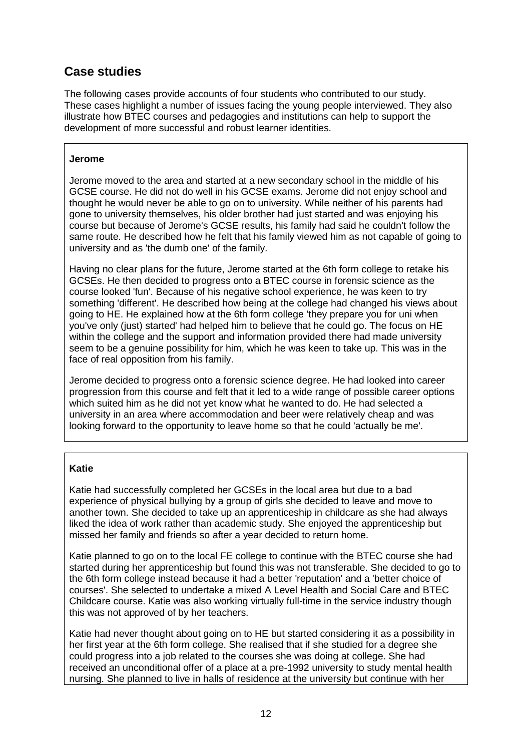## Case studies

The following cases provide accounts of four students who contributed to our study. These cases highlight a number of issues facing the young people interviewed. They also illustrate how BTEC courses and pedagogies and institutions can help to support the development of more successful and robust learner identities.

**Jerome**

Jerome moved to the area and started at a new secondary school in the middle of his GCSE course. He did not do well in his GCSE exams. Jerome did not enjoy school and thought he would never be able to go on to university. While neither of his parents had gone to university themselves, his older brother had just started and was enjoying his course but because of Jerome's GCSE results, his family had said he couldn't follow the same route. He described how he felt that his family viewed him as not capable of going to university and as 'the dumb one' of the family.

Having no clear plans for the future, Jerome started at the 6th form college to retake his GCSEs. He then decided to progress onto a BTEC course in forensic science as the course looked 'fun'. Because of his negative school experience, he was keen to try something 'different'. He described how being at the college had changed his views about going to HE. He explained how at the 6th form college 'they prepare you for uni when you've only (just) started' had helped him to believe that he could go. The focus on HE within the college and the support and information provided there had made university seem to be a genuine possibility for him, which he was keen to take up. This was in the face of real opposition from his family.

Jerome decided to progress onto a forensic science degree. He had looked into career progression from this course and felt that it led to a wide range of possible career options which suited him as he did not yet know what he wanted to do. He had selected a university in an area where accommodation and beer were relatively cheap and was looking forward to the opportunity to leave home so that he could 'actually be me'.

**Katie**

Katie had successfully completed her GCSEs in the local area but due to a bad experience of physical bullying by a group of girls she decided to leave and move to another town. She decided to take up an apprenticeship in childcare as she had always liked the idea of work rather than academic study. She enjoyed the apprenticeship but missed her family and friends so after a year decided to return home.

Katie planned to go on to the local FE college to continue with the BTEC course she had started during her apprenticeship but found this was not transferable. She decided to go to the 6th form college instead because it had a better 'reputation' and a 'better choice of courses'. She selected to undertake a mixed A Level Health and Social Care and BTEC Childcare course. Katie was also working virtually full-time in the service industry though this was not approved of by her teachers.

Katie had never thought about going on to HE but started considering it as a possibility in her first year at the 6th form college. She realised that if she studied for a degree she could progress into a job related to the courses she was doing at college. She had received an unconditional offer of a place at a pre-1992 university to study mental health nursing. She planned to live in halls of residence at the university but continue with her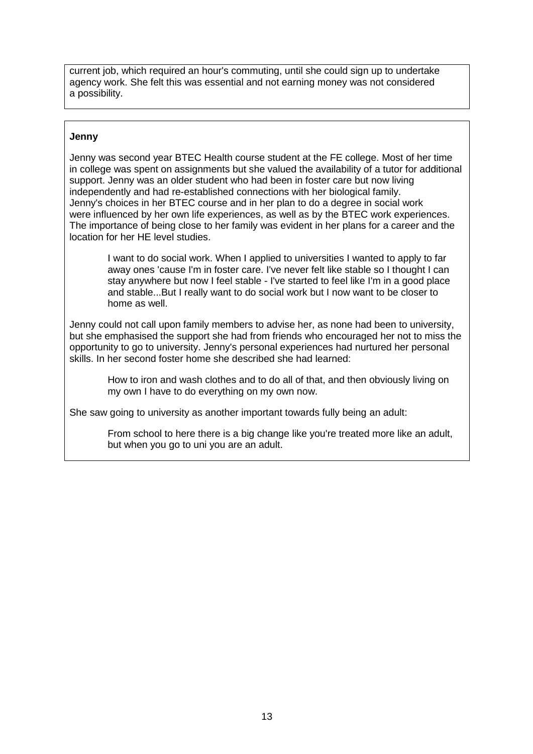current job, which required an hour's commuting, until she could sign up to undertake agency work. She felt this was essential and not earning money was not considered a possibility.

**Jenny**

Jenny was second year BTEC Health course student at the FE college. Most of her time in college was spent on assignments but she valued the availability of a tutor for additional support. Jenny was an older student who had been in foster care but now living independently and had re-established connections with her biological family. Jenny's choices in her BTEC course and in her plan to do a degree in social work were influenced by her own life experiences, as well as by the BTEC work experiences. The importance of being close to her family was evident in her plans for a career and the location for her HE level studies.

> I want to do social work. When I applied to universities I wanted to apply to far away ones 'cause I'm in foster care. I've never felt like stable so I thought I can stay anywhere but now I feel stable - I've started to feel like I'm in a good place and stable...But I really want to do social work but I now want to be closer to home as well.

Jenny could not call upon family members to advise her, as none had been to university, but she emphasised the support she had from friends who encouraged her not to miss the opportunity to go to university. Jenny's personal experiences had nurtured her personal skills. In her second foster home she described she had learned:

> How to iron and wash clothes and to do all of that, and then obviously living on my own I have to do everything on my own now.

She saw going to university as another important towards fully being an adult:

> From school to here there is a big change like you're treated more like an adult, but when you go to uni you are an adult.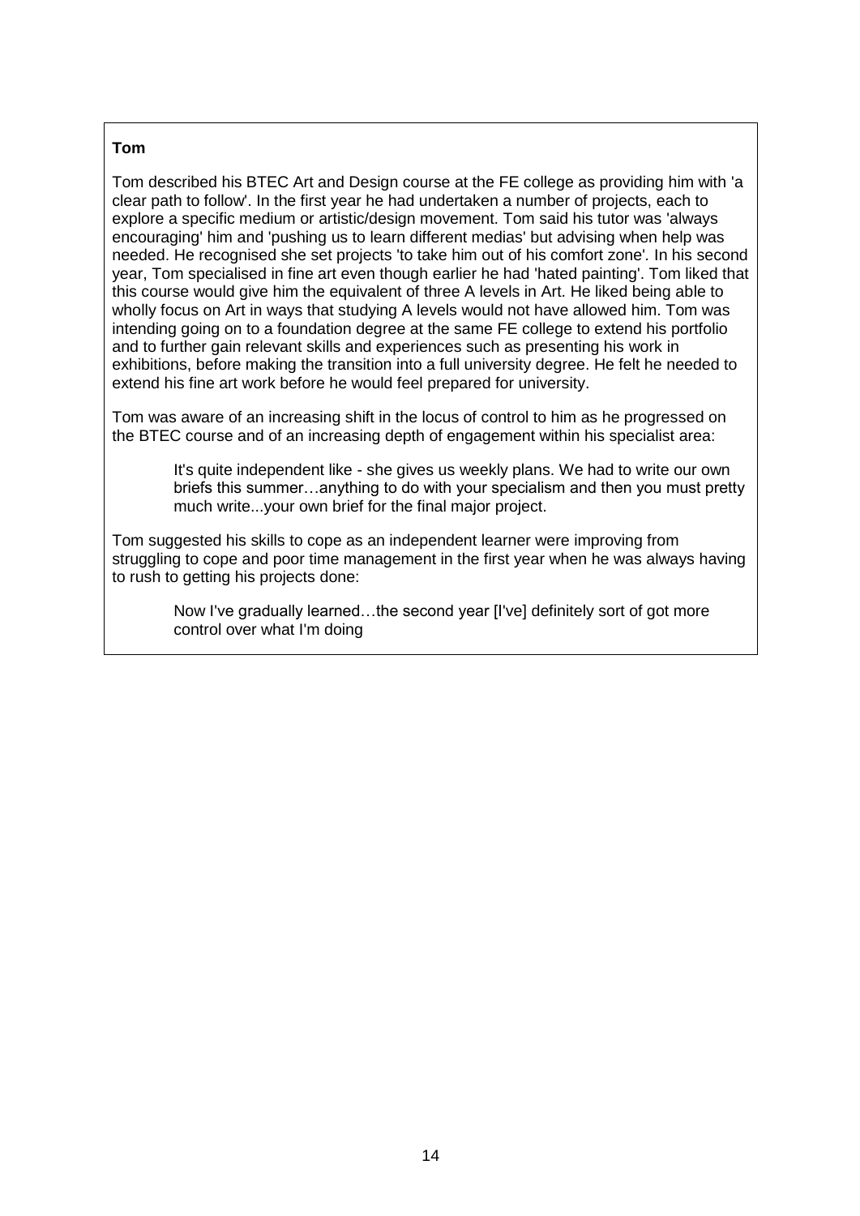**Tom**

Tom described his BTEC Art and Design course at the FE college as providing him with 'a clear path to follow'. In the first year he had undertaken a number of projects, each to explore a specific medium or artistic/design movement. Tom said his tutor was 'always encouraging' him and 'pushing us to learn different medias' but advising when help was needed. He recognised she set projects 'to take him out of his comfort zone'. In his second year, Tom specialised in fine art even though earlier he had 'hated painting'. Tom liked that this course would give him the equivalent of three A levels in Art. He liked being able to wholly focus on Art in ways that studying A levels would not have allowed him. Tom was intending going on to a foundation degree at the same FE college to extend his portfolio and to further gain relevant skills and experiences such as presenting his work in exhibitions, before making the transition into a full university degree. He felt he needed to extend his fine art work before he would feel prepared for university.

Tom was aware of an increasing shift in the locus of control to him as he progressed on the BTEC course and of an increasing depth of engagement within his specialist area:

> It's quite independent like - she gives us weekly plans. We had to write our own briefs this summer…anything to do with your specialism and then you must pretty much write...your own brief for the final major project.

Tom suggested his skills to cope as an independent learner were improving from struggling to cope and poor time management in the first year when he was always having to rush to getting his projects done:

> Now I've gradually learned…the second year [I've] definitely sort of got more control over what I'm doing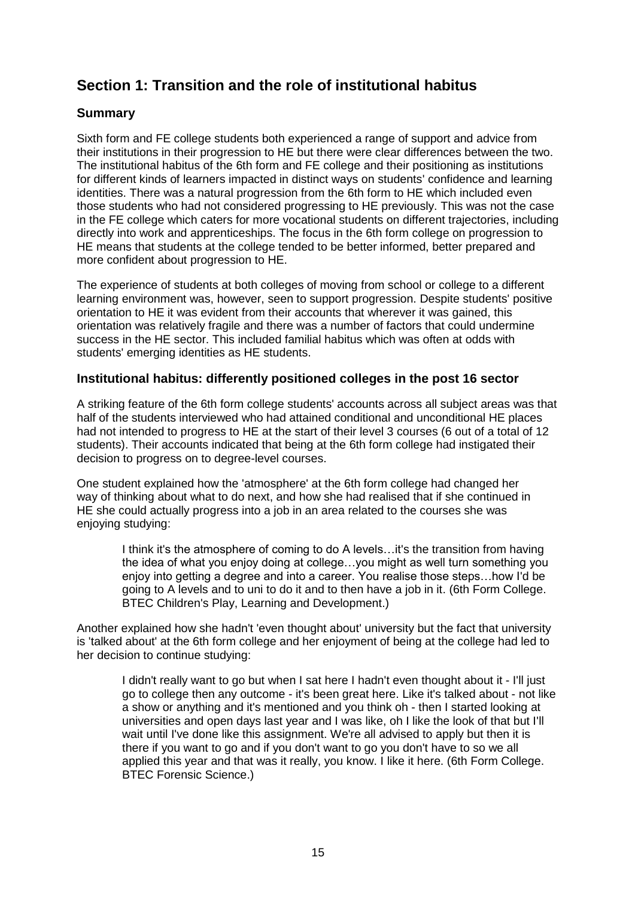## Section 1: Transition and the role of institutional habitus

### Summary

Sixth form and FE college students both experienced a range of support and advice from their institutions in their progression to HE but there were clear differences between the two. The institutional habitus of the 6th form and FE college and their positioning as institutions for different kinds of learners impacted in distinct ways on students' confidence and learning identities. There was a natural progression from the 6th form to HE which included even those students who had not considered progressing to HE previously. This was not the case in the FE college which caters for more vocational students on different trajectories, including directly into work and apprenticeships. The focus in the 6th form college on progression to HE means that students at the college tended to be better informed, better prepared and more confident about progression to HE.

The experience of students at both colleges of moving from school or college to a different learning environment was, however, seen to support progression. Despite students' positive orientation to HE it was evident from their accounts that wherever it was gained, this orientation was relatively fragile and there was a number of factors that could undermine success in the HE sector. This included familial habitus which was often at odds with students' emerging identities as HE students.

### Institutional habitus: differently positioned colleges in the post 16 sector

A striking feature of the 6th form college students' accounts across all subject areas was that half of the students interviewed who had attained conditional and unconditional HE places had not intended to progress to HE at the start of their level 3 courses (6 out of a total of 12 students). Their accounts indicated that being at the 6th form college had instigated their decision to progress on to degree-level courses.

One student explained how the 'atmosphere' at the 6th form college had changed her way of thinking about what to do next, and how she had realised that if she continued in HE she could actually progress into a job in an area related to the courses she was enjoying studying:

> I think it's the atmosphere of coming to do A levels…it's the transition from having the idea of what you enjoy doing at college…you might as well turn something you enjoy into getting a degree and into a career. You realise those steps…how I'd be going to A levels and to uni to do it and to then have a job in it. (6th Form College. BTEC Children's Play, Learning and Development.)

Another explained how she hadn't 'even thought about' university but the fact that university is 'talked about' at the 6th form college and her enjoyment of being at the college had led to her decision to continue studying:

> I didn't really want to go but when I sat here I hadn't even thought about it - I'll just go to college then any outcome - it's been great here. Like it's talked about - not like a show or anything and it's mentioned and you think oh - then I started looking at universities and open days last year and I was like, oh I like the look of that but I'll wait until I've done like this assignment. We're all advised to apply but then it is there if you want to go and if you don't want to go you don't have to so we all applied this year and that was it really, you know. I like it here. (6th Form College. BTEC Forensic Science.)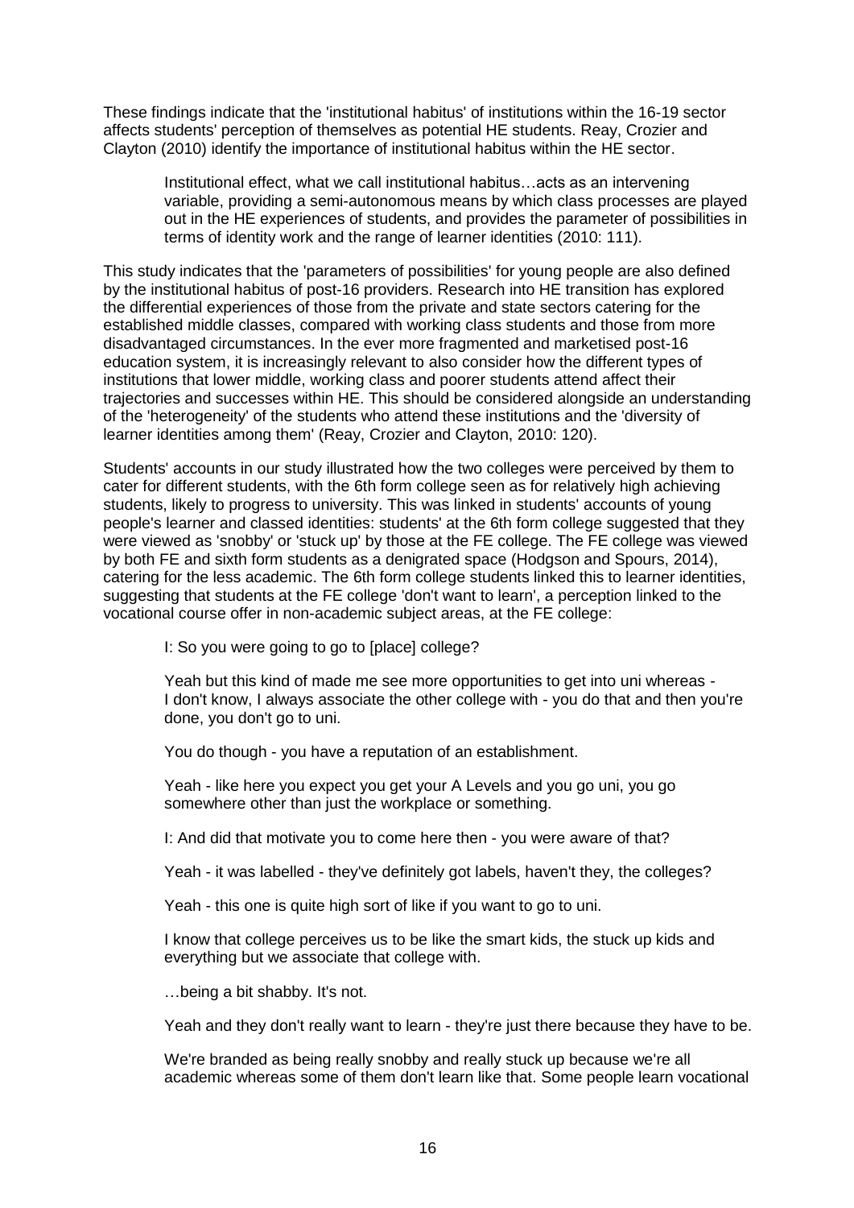These findings indicate that the 'institutional habitus' of institutions within the 16-19 sector affects students' perception of themselves as potential HE students. Reay, Crozier and Clayton (2010) identify the importance of institutional habitus within the HE sector.

> Institutional effect, what we call institutional habitus…acts as an intervening variable, providing a semi-autonomous means by which class processes are played out in the HE experiences of students, and provides the parameter of possibilities in terms of identity work and the range of learner identities (2010: 111).

This study indicates that the 'parameters of possibilities' for young people are also defined by the institutional habitus of post-16 providers. Research into HE transition has explored the differential experiences of those from the private and state sectors catering for the established middle classes, compared with working class students and those from more disadvantaged circumstances. In the ever more fragmented and marketised post-16 education system, it is increasingly relevant to also consider how the different types of institutions that lower middle, working class and poorer students attend affect their trajectories and successes within HE. This should be considered alongside an understanding of the 'heterogeneity' of the students who attend these institutions and the 'diversity of learner identities among them' (Reay, Crozier and Clayton, 2010: 120).

Students' accounts in our study illustrated how the two colleges were perceived by them to cater for different students, with the 6th form college seen as for relatively high achieving students, likely to progress to university. This was linked in students' accounts of young people's learner and classed identities: students' at the 6th form college suggested that they were viewed as 'snobby' or 'stuck up' by those at the FE college. The FE college was viewed by both FE and sixth form students as a denigrated space (Hodgson and Spours, 2014), catering for the less academic. The 6th form college students linked this to learner identities, suggesting that students at the FE college 'don't want to learn', a perception linked to the vocational course offer in non-academic subject areas, at the FE college:

> I: So you were going to go to [place] college?
>
> Yeah but this kind of made me see more opportunities to get into uni whereas - I don't know, I always associate the other college with - you do that and then you're done, you don't go to uni.
>
> You do though - you have a reputation of an establishment.
>
> Yeah - like here you expect you get your A Levels and you go uni, you go somewhere other than just the workplace or something.
>
> I: And did that motivate you to come here then - you were aware of that?
>
> Yeah - it was labelled - they've definitely got labels, haven't they, the colleges?
>
> Yeah - this one is quite high sort of like if you want to go to uni.
>
> I know that college perceives us to be like the smart kids, the stuck up kids and everything but we associate that college with.
>
> …being a bit shabby. It's not.
>
> Yeah and they don't really want to learn - they're just there because they have to be.
>
> We're branded as being really snobby and really stuck up because we're all academic whereas some of them don't learn like that. Some people learn vocational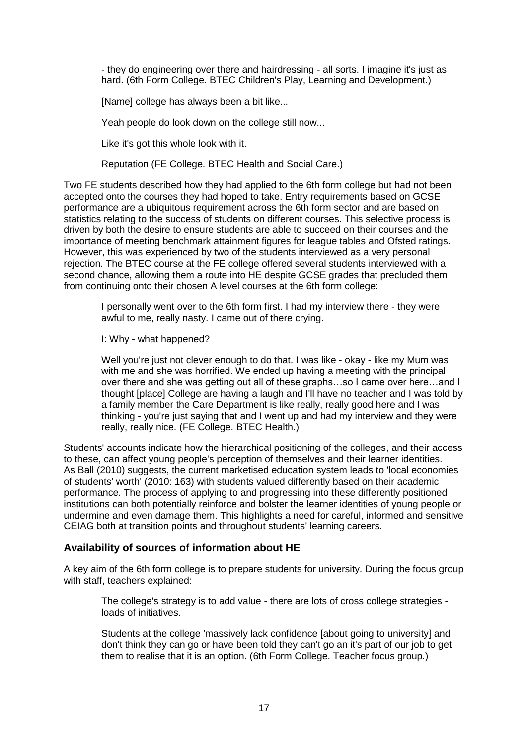> - they do engineering over there and hairdressing - all sorts. I imagine it's just as hard. (6th Form College. BTEC Children's Play, Learning and Development.)
>
> [Name] college has always been a bit like...
>
> Yeah people do look down on the college still now...
>
> Like it's got this whole look with it.
>
> Reputation (FE College. BTEC Health and Social Care.)

Two FE students described how they had applied to the 6th form college but had not been accepted onto the courses they had hoped to take. Entry requirements based on GCSE performance are a ubiquitous requirement across the 6th form sector and are based on statistics relating to the success of students on different courses. This selective process is driven by both the desire to ensure students are able to succeed on their courses and the importance of meeting benchmark attainment figures for league tables and Ofsted ratings. However, this was experienced by two of the students interviewed as a very personal rejection. The BTEC course at the FE college offered several students interviewed with a second chance, allowing them a route into HE despite GCSE grades that precluded them from continuing onto their chosen A level courses at the 6th form college:

> I personally went over to the 6th form first. I had my interview there - they were awful to me, really nasty. I came out of there crying.
>
> I: Why - what happened?
>
> Well you're just not clever enough to do that. I was like - okay - like my Mum was with me and she was horrified. We ended up having a meeting with the principal over there and she was getting out all of these graphs…so I came over here…and I thought [place] College are having a laugh and I'll have no teacher and I was told by a family member the Care Department is like really, really good here and I was thinking - you're just saying that and I went up and had my interview and they were really, really nice. (FE College. BTEC Health.)

Students' accounts indicate how the hierarchical positioning of the colleges, and their access to these, can affect young people's perception of themselves and their learner identities. As Ball (2010) suggests, the current marketised education system leads to 'local economies of students' worth' (2010: 163) with students valued differently based on their academic performance. The process of applying to and progressing into these differently positioned institutions can both potentially reinforce and bolster the learner identities of young people or undermine and even damage them. This highlights a need for careful, informed and sensitive CEIAG both at transition points and throughout students' learning careers.

### Availability of sources of information about HE

A key aim of the 6th form college is to prepare students for university. During the focus group with staff, teachers explained:

> The college's strategy is to add value - there are lots of cross college strategies - loads of initiatives.
>
> Students at the college 'massively lack confidence [about going to university] and don't think they can go or have been told they can't go an it's part of our job to get them to realise that it is an option. (6th Form College. Teacher focus group.)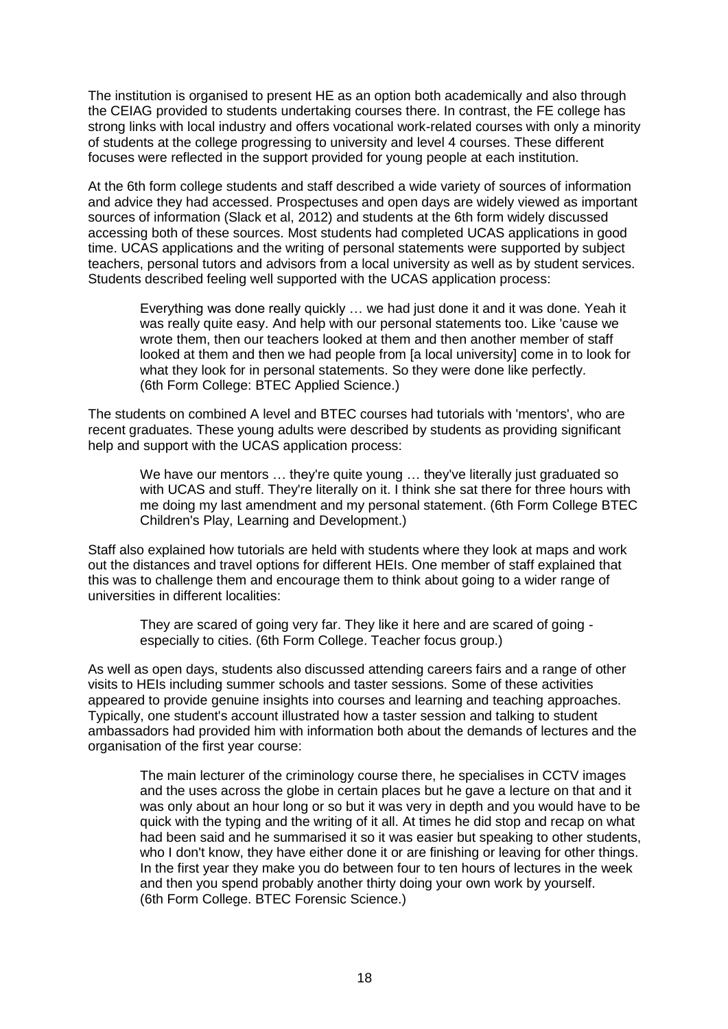The institution is organised to present HE as an option both academically and also through the CEIAG provided to students undertaking courses there. In contrast, the FE college has strong links with local industry and offers vocational work-related courses with only a minority of students at the college progressing to university and level 4 courses. These different focuses were reflected in the support provided for young people at each institution.

At the 6th form college students and staff described a wide variety of sources of information and advice they had accessed. Prospectuses and open days are widely viewed as important sources of information (Slack et al, 2012) and students at the 6th form widely discussed accessing both of these sources. Most students had completed UCAS applications in good time. UCAS applications and the writing of personal statements were supported by subject teachers, personal tutors and advisors from a local university as well as by student services. Students described feeling well supported with the UCAS application process:

> Everything was done really quickly … we had just done it and it was done. Yeah it was really quite easy. And help with our personal statements too. Like 'cause we wrote them, then our teachers looked at them and then another member of staff looked at them and then we had people from [a local university] come in to look for what they look for in personal statements. So they were done like perfectly. (6th Form College: BTEC Applied Science.)

The students on combined A level and BTEC courses had tutorials with 'mentors', who are recent graduates. These young adults were described by students as providing significant help and support with the UCAS application process:

> We have our mentors … they're quite young … they've literally just graduated so with UCAS and stuff. They're literally on it. I think she sat there for three hours with me doing my last amendment and my personal statement. (6th Form College BTEC Children's Play, Learning and Development.)

Staff also explained how tutorials are held with students where they look at maps and work out the distances and travel options for different HEIs. One member of staff explained that this was to challenge them and encourage them to think about going to a wider range of universities in different localities:

> They are scared of going very far. They like it here and are scared of going - especially to cities. (6th Form College. Teacher focus group.)

As well as open days, students also discussed attending careers fairs and a range of other visits to HEIs including summer schools and taster sessions. Some of these activities appeared to provide genuine insights into courses and learning and teaching approaches. Typically, one student's account illustrated how a taster session and talking to student ambassadors had provided him with information both about the demands of lectures and the organisation of the first year course:

> The main lecturer of the criminology course there, he specialises in CCTV images and the uses across the globe in certain places but he gave a lecture on that and it was only about an hour long or so but it was very in depth and you would have to be quick with the typing and the writing of it all. At times he did stop and recap on what had been said and he summarised it so it was easier but speaking to other students, who I don't know, they have either done it or are finishing or leaving for other things. In the first year they make you do between four to ten hours of lectures in the week and then you spend probably another thirty doing your own work by yourself. (6th Form College. BTEC Forensic Science.)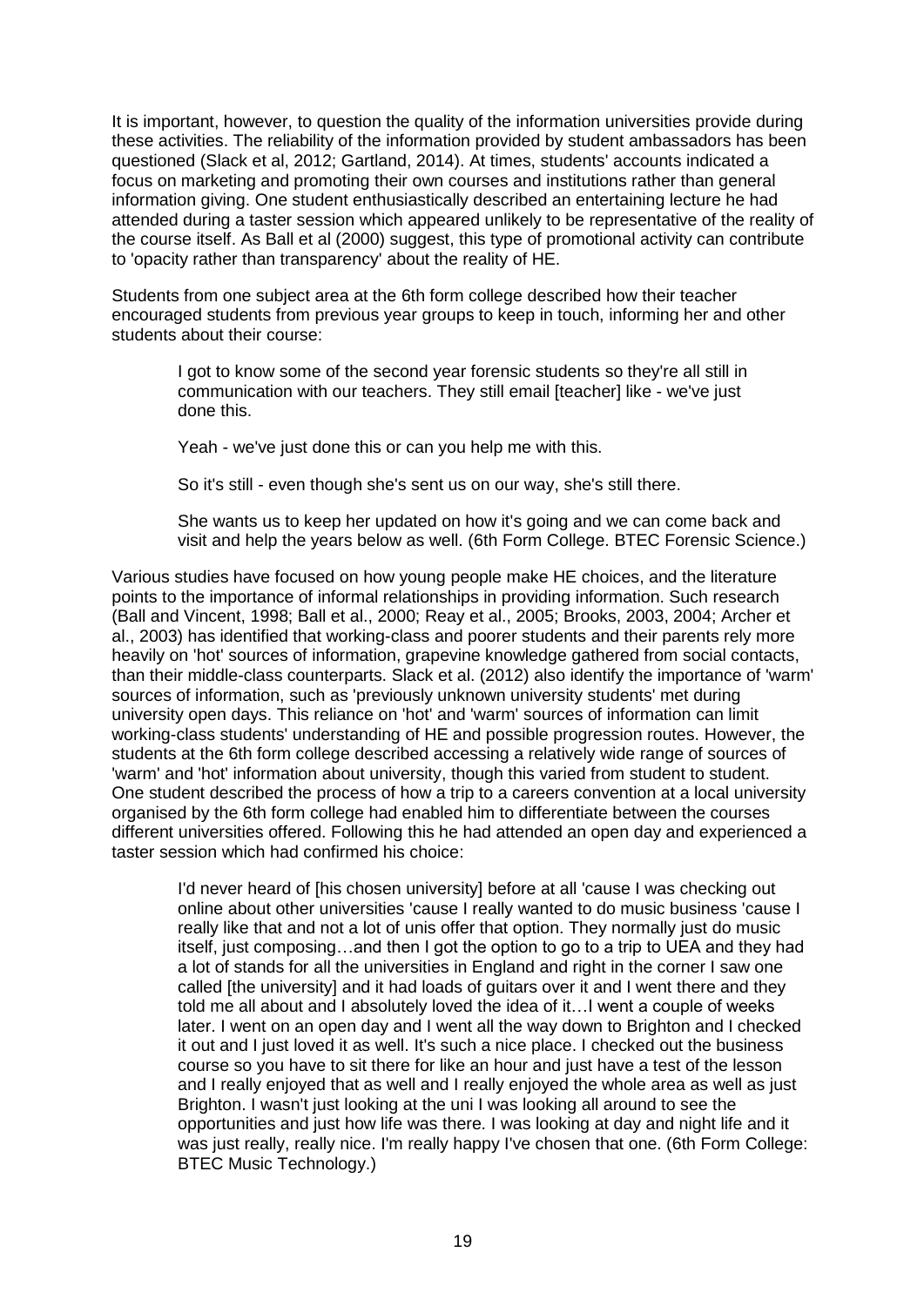It is important, however, to question the quality of the information universities provide during these activities. The reliability of the information provided by student ambassadors has been questioned (Slack et al, 2012; Gartland, 2014). At times, students' accounts indicated a focus on marketing and promoting their own courses and institutions rather than general information giving. One student enthusiastically described an entertaining lecture he had attended during a taster session which appeared unlikely to be representative of the reality of the course itself. As Ball et al (2000) suggest, this type of promotional activity can contribute to 'opacity rather than transparency' about the reality of HE.

Students from one subject area at the 6th form college described how their teacher encouraged students from previous year groups to keep in touch, informing her and other students about their course:

> I got to know some of the second year forensic students so they're all still in communication with our teachers. They still email [teacher] like - we've just done this.
>
> Yeah - we've just done this or can you help me with this.
>
> So it's still - even though she's sent us on our way, she's still there.
>
> She wants us to keep her updated on how it's going and we can come back and visit and help the years below as well. (6th Form College. BTEC Forensic Science.)

Various studies have focused on how young people make HE choices, and the literature points to the importance of informal relationships in providing information. Such research (Ball and Vincent, 1998; Ball et al., 2000; Reay et al., 2005; Brooks, 2003, 2004; Archer et al., 2003) has identified that working-class and poorer students and their parents rely more heavily on 'hot' sources of information, grapevine knowledge gathered from social contacts, than their middle-class counterparts. Slack et al. (2012) also identify the importance of 'warm' sources of information, such as 'previously unknown university students' met during university open days. This reliance on 'hot' and 'warm' sources of information can limit working-class students' understanding of HE and possible progression routes. However, the students at the 6th form college described accessing a relatively wide range of sources of 'warm' and 'hot' information about university, though this varied from student to student. One student described the process of how a trip to a careers convention at a local university organised by the 6th form college had enabled him to differentiate between the courses different universities offered. Following this he had attended an open day and experienced a taster session which had confirmed his choice:

> I'd never heard of [his chosen university] before at all 'cause I was checking out online about other universities 'cause I really wanted to do music business 'cause I really like that and not a lot of unis offer that option. They normally just do music itself, just composing…and then I got the option to go to a trip to UEA and they had a lot of stands for all the universities in England and right in the corner I saw one called [the university] and it had loads of guitars over it and I went there and they told me all about and I absolutely loved the idea of it…I went a couple of weeks later. I went on an open day and I went all the way down to Brighton and I checked it out and I just loved it as well. It's such a nice place. I checked out the business course so you have to sit there for like an hour and just have a test of the lesson and I really enjoyed that as well and I really enjoyed the whole area as well as just Brighton. I wasn't just looking at the uni I was looking all around to see the opportunities and just how life was there. I was looking at day and night life and it was just really, really nice. I'm really happy I've chosen that one. (6th Form College: BTEC Music Technology.)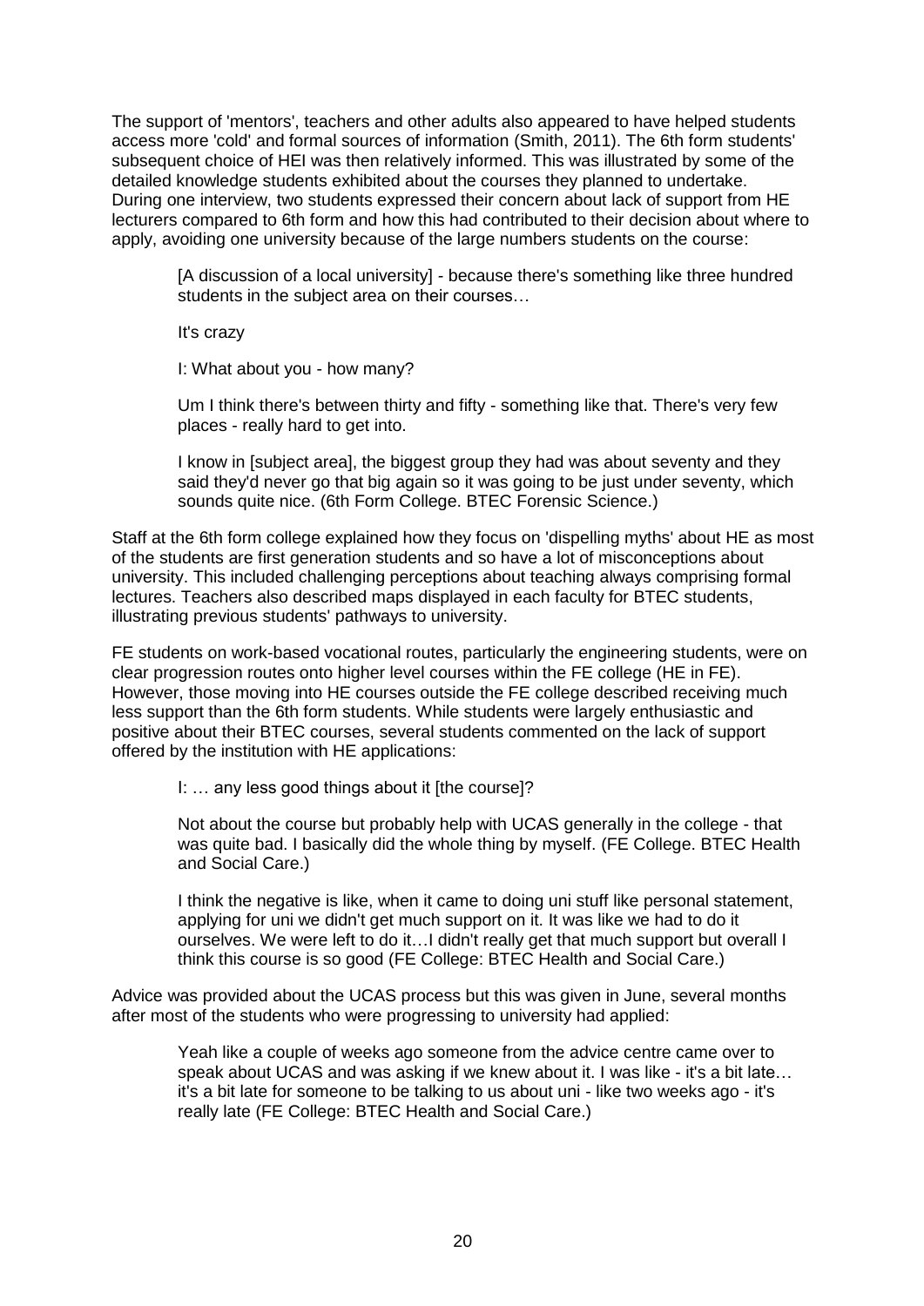The support of 'mentors', teachers and other adults also appeared to have helped students access more 'cold' and formal sources of information (Smith, 2011). The 6th form students' subsequent choice of HEI was then relatively informed. This was illustrated by some of the detailed knowledge students exhibited about the courses they planned to undertake. During one interview, two students expressed their concern about lack of support from HE lecturers compared to 6th form and how this had contributed to their decision about where to apply, avoiding one university because of the large numbers students on the course:

> [A discussion of a local university] - because there's something like three hundred students in the subject area on their courses…
>
> It's crazy
>
> I: What about you - how many?
>
> Um I think there's between thirty and fifty - something like that. There's very few places - really hard to get into.
>
> I know in [subject area], the biggest group they had was about seventy and they said they'd never go that big again so it was going to be just under seventy, which sounds quite nice. (6th Form College. BTEC Forensic Science.)

Staff at the 6th form college explained how they focus on 'dispelling myths' about HE as most of the students are first generation students and so have a lot of misconceptions about university. This included challenging perceptions about teaching always comprising formal lectures. Teachers also described maps displayed in each faculty for BTEC students, illustrating previous students' pathways to university.

FE students on work-based vocational routes, particularly the engineering students, were on clear progression routes onto higher level courses within the FE college (HE in FE). However, those moving into HE courses outside the FE college described receiving much less support than the 6th form students. While students were largely enthusiastic and positive about their BTEC courses, several students commented on the lack of support offered by the institution with HE applications:

> I: … any less good things about it [the course]?
>
> Not about the course but probably help with UCAS generally in the college - that was quite bad. I basically did the whole thing by myself. (FE College. BTEC Health and Social Care.)
>
> I think the negative is like, when it came to doing uni stuff like personal statement, applying for uni we didn't get much support on it. It was like we had to do it ourselves. We were left to do it…I didn't really get that much support but overall I think this course is so good (FE College: BTEC Health and Social Care.)

Advice was provided about the UCAS process but this was given in June, several months after most of the students who were progressing to university had applied:

> Yeah like a couple of weeks ago someone from the advice centre came over to speak about UCAS and was asking if we knew about it. I was like - it's a bit late… it's a bit late for someone to be talking to us about uni - like two weeks ago - it's really late (FE College: BTEC Health and Social Care.)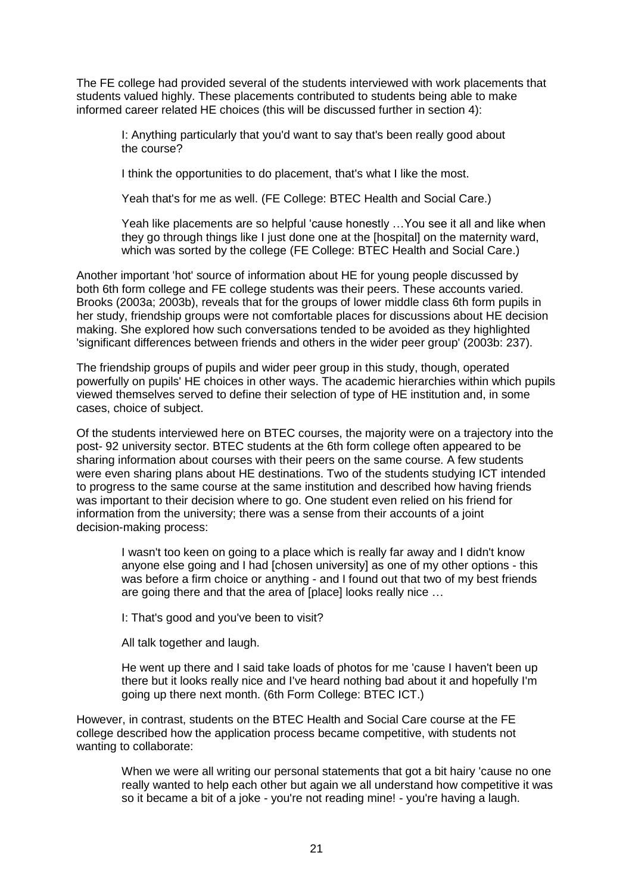The FE college had provided several of the students interviewed with work placements that students valued highly. These placements contributed to students being able to make informed career related HE choices (this will be discussed further in section 4):

> I: Anything particularly that you'd want to say that's been really good about the course?
>
> I think the opportunities to do placement, that's what I like the most.
>
> Yeah that's for me as well. (FE College: BTEC Health and Social Care.)
>
> Yeah like placements are so helpful 'cause honestly …You see it all and like when they go through things like I just done one at the [hospital] on the maternity ward, which was sorted by the college (FE College: BTEC Health and Social Care.)

Another important 'hot' source of information about HE for young people discussed by both 6th form college and FE college students was their peers. These accounts varied. Brooks (2003a; 2003b), reveals that for the groups of lower middle class 6th form pupils in her study, friendship groups were not comfortable places for discussions about HE decision making. She explored how such conversations tended to be avoided as they highlighted 'significant differences between friends and others in the wider peer group' (2003b: 237).

The friendship groups of pupils and wider peer group in this study, though, operated powerfully on pupils' HE choices in other ways. The academic hierarchies within which pupils viewed themselves served to define their selection of type of HE institution and, in some cases, choice of subject.

Of the students interviewed here on BTEC courses, the majority were on a trajectory into the post- 92 university sector. BTEC students at the 6th form college often appeared to be sharing information about courses with their peers on the same course. A few students were even sharing plans about HE destinations. Two of the students studying ICT intended to progress to the same course at the same institution and described how having friends was important to their decision where to go. One student even relied on his friend for information from the university; there was a sense from their accounts of a joint decision-making process:

> I wasn't too keen on going to a place which is really far away and I didn't know anyone else going and I had [chosen university] as one of my other options - this was before a firm choice or anything - and I found out that two of my best friends are going there and that the area of [place] looks really nice …
>
> I: That's good and you've been to visit?
>
> All talk together and laugh.
>
> He went up there and I said take loads of photos for me 'cause I haven't been up there but it looks really nice and I've heard nothing bad about it and hopefully I'm going up there next month. (6th Form College: BTEC ICT.)

However, in contrast, students on the BTEC Health and Social Care course at the FE college described how the application process became competitive, with students not wanting to collaborate:

> When we were all writing our personal statements that got a bit hairy 'cause no one really wanted to help each other but again we all understand how competitive it was so it became a bit of a joke - you're not reading mine! - you're having a laugh.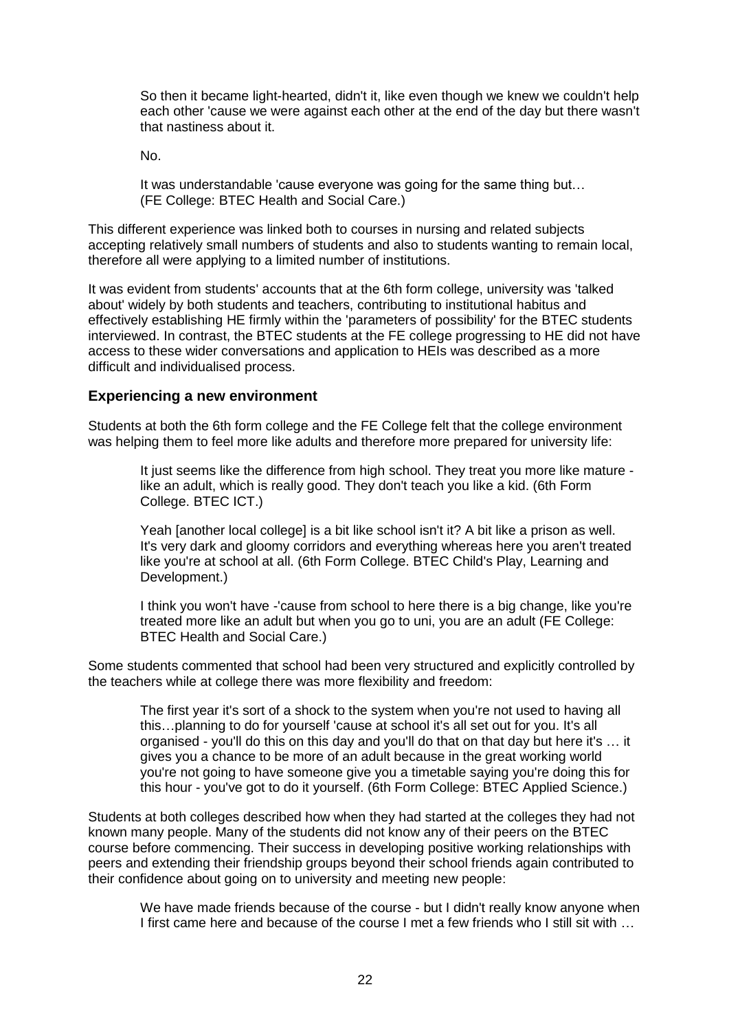> So then it became light-hearted, didn't it, like even though we knew we couldn't help each other 'cause we were against each other at the end of the day but there wasn't that nastiness about it.
>
> No.
>
> It was understandable 'cause everyone was going for the same thing but… (FE College: BTEC Health and Social Care.)

This different experience was linked both to courses in nursing and related subjects accepting relatively small numbers of students and also to students wanting to remain local, therefore all were applying to a limited number of institutions.

It was evident from students' accounts that at the 6th form college, university was 'talked about' widely by both students and teachers, contributing to institutional habitus and effectively establishing HE firmly within the 'parameters of possibility' for the BTEC students interviewed. In contrast, the BTEC students at the FE college progressing to HE did not have access to these wider conversations and application to HEIs was described as a more difficult and individualised process.

### Experiencing a new environment

Students at both the 6th form college and the FE College felt that the college environment was helping them to feel more like adults and therefore more prepared for university life:

> It just seems like the difference from high school. They treat you more like mature - like an adult, which is really good. They don't teach you like a kid. (6th Form College. BTEC ICT.)
>
> Yeah [another local college] is a bit like school isn't it? A bit like a prison as well. It's very dark and gloomy corridors and everything whereas here you aren't treated like you're at school at all. (6th Form College. BTEC Child's Play, Learning and Development.)
>
> I think you won't have -'cause from school to here there is a big change, like you're treated more like an adult but when you go to uni, you are an adult (FE College: BTEC Health and Social Care.)

Some students commented that school had been very structured and explicitly controlled by the teachers while at college there was more flexibility and freedom:

> The first year it's sort of a shock to the system when you're not used to having all this…planning to do for yourself 'cause at school it's all set out for you. It's all organised - you'll do this on this day and you'll do that on that day but here it's … it gives you a chance to be more of an adult because in the great working world you're not going to have someone give you a timetable saying you're doing this for this hour - you've got to do it yourself. (6th Form College: BTEC Applied Science.)

Students at both colleges described how when they had started at the colleges they had not known many people. Many of the students did not know any of their peers on the BTEC course before commencing. Their success in developing positive working relationships with peers and extending their friendship groups beyond their school friends again contributed to their confidence about going on to university and meeting new people:

> We have made friends because of the course - but I didn't really know anyone when I first came here and because of the course I met a few friends who I still sit with …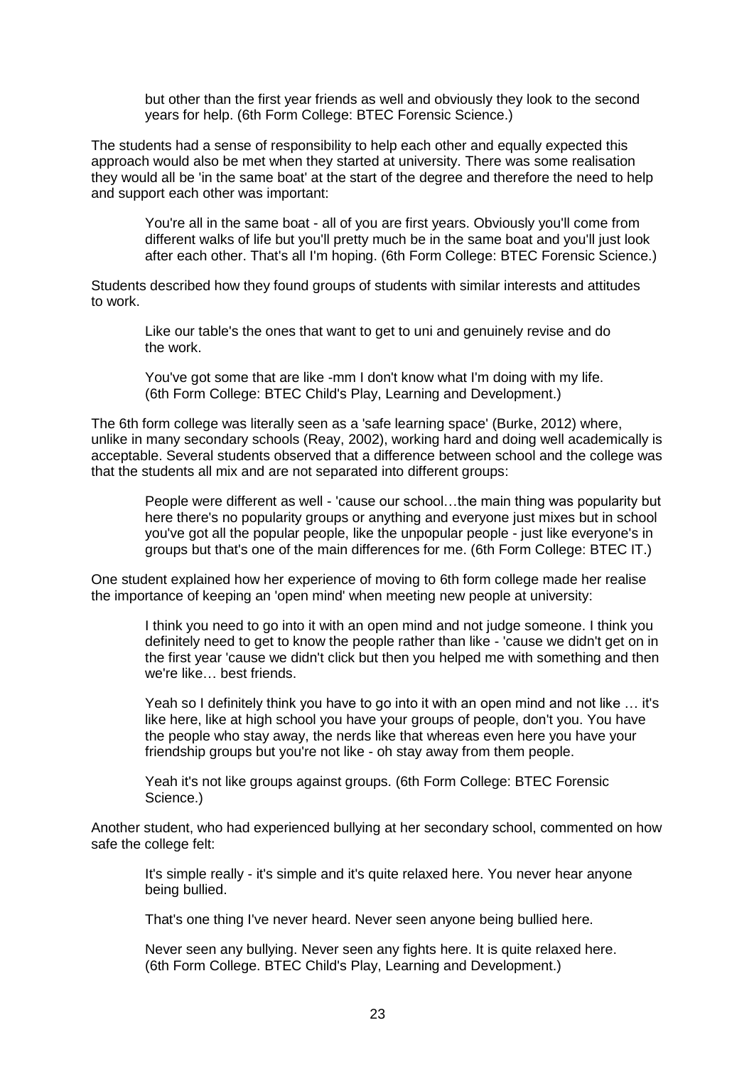> but other than the first year friends as well and obviously they look to the second years for help. (6th Form College: BTEC Forensic Science.)

The students had a sense of responsibility to help each other and equally expected this approach would also be met when they started at university. There was some realisation they would all be 'in the same boat' at the start of the degree and therefore the need to help and support each other was important:

> You're all in the same boat - all of you are first years. Obviously you'll come from different walks of life but you'll pretty much be in the same boat and you'll just look after each other. That's all I'm hoping. (6th Form College: BTEC Forensic Science.)

Students described how they found groups of students with similar interests and attitudes to work.

> Like our table's the ones that want to get to uni and genuinely revise and do the work.
>
> You've got some that are like -mm I don't know what I'm doing with my life. (6th Form College: BTEC Child's Play, Learning and Development.)

The 6th form college was literally seen as a 'safe learning space' (Burke, 2012) where, unlike in many secondary schools (Reay, 2002), working hard and doing well academically is acceptable. Several students observed that a difference between school and the college was that the students all mix and are not separated into different groups:

> People were different as well - 'cause our school…the main thing was popularity but here there's no popularity groups or anything and everyone just mixes but in school you've got all the popular people, like the unpopular people - just like everyone's in groups but that's one of the main differences for me. (6th Form College: BTEC IT.)

One student explained how her experience of moving to 6th form college made her realise the importance of keeping an 'open mind' when meeting new people at university:

> I think you need to go into it with an open mind and not judge someone. I think you definitely need to get to know the people rather than like - 'cause we didn't get on in the first year 'cause we didn't click but then you helped me with something and then we're like… best friends.
>
> Yeah so I definitely think you have to go into it with an open mind and not like … it's like here, like at high school you have your groups of people, don't you. You have the people who stay away, the nerds like that whereas even here you have your friendship groups but you're not like - oh stay away from them people.
>
> Yeah it's not like groups against groups. (6th Form College: BTEC Forensic Science.)

Another student, who had experienced bullying at her secondary school, commented on how safe the college felt:

> It's simple really - it's simple and it's quite relaxed here. You never hear anyone being bullied.
>
> That's one thing I've never heard. Never seen anyone being bullied here.
>
> Never seen any bullying. Never seen any fights here. It is quite relaxed here. (6th Form College. BTEC Child's Play, Learning and Development.)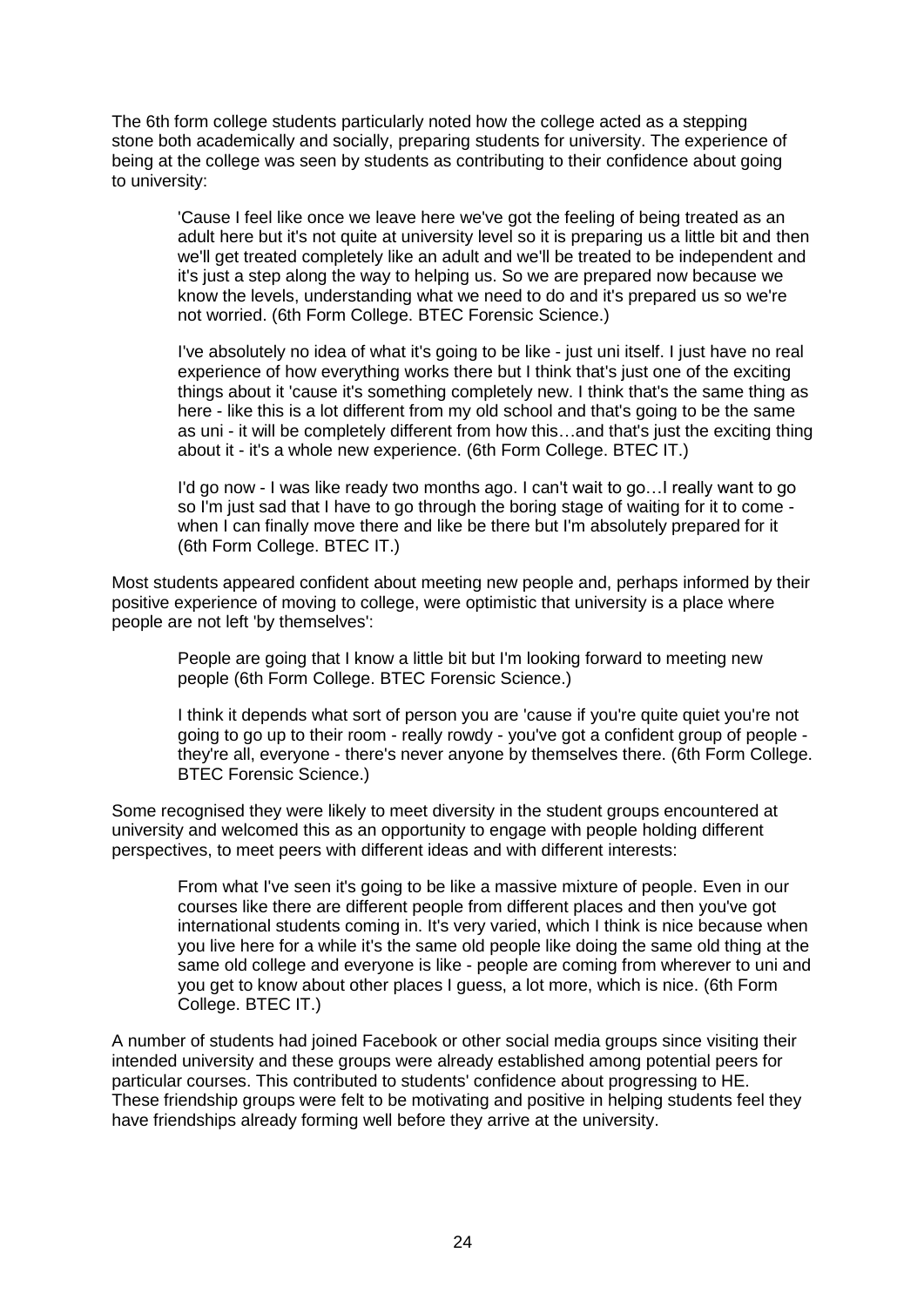The 6th form college students particularly noted how the college acted as a stepping stone both academically and socially, preparing students for university. The experience of being at the college was seen by students as contributing to their confidence about going to university:

> 'Cause I feel like once we leave here we've got the feeling of being treated as an adult here but it's not quite at university level so it is preparing us a little bit and then we'll get treated completely like an adult and we'll be treated to be independent and it's just a step along the way to helping us. So we are prepared now because we know the levels, understanding what we need to do and it's prepared us so we're not worried. (6th Form College. BTEC Forensic Science.)

> I've absolutely no idea of what it's going to be like - just uni itself. I just have no real experience of how everything works there but I think that's just one of the exciting things about it 'cause it's something completely new. I think that's the same thing as here - like this is a lot different from my old school and that's going to be the same as uni - it will be completely different from how this…and that's just the exciting thing about it - it's a whole new experience. (6th Form College. BTEC IT.)

> I'd go now - I was like ready two months ago. I can't wait to go…I really want to go so I'm just sad that I have to go through the boring stage of waiting for it to come - when I can finally move there and like be there but I'm absolutely prepared for it (6th Form College. BTEC IT.)

Most students appeared confident about meeting new people and, perhaps informed by their positive experience of moving to college, were optimistic that university is a place where people are not left 'by themselves':

> People are going that I know a little bit but I'm looking forward to meeting new people (6th Form College. BTEC Forensic Science.)

> I think it depends what sort of person you are 'cause if you're quite quiet you're not going to go up to their room - really rowdy - you've got a confident group of people - they're all, everyone - there's never anyone by themselves there. (6th Form College. BTEC Forensic Science.)

Some recognised they were likely to meet diversity in the student groups encountered at university and welcomed this as an opportunity to engage with people holding different perspectives, to meet peers with different ideas and with different interests:

> From what I've seen it's going to be like a massive mixture of people. Even in our courses like there are different people from different places and then you've got international students coming in. It's very varied, which I think is nice because when you live here for a while it's the same old people like doing the same old thing at the same old college and everyone is like - people are coming from wherever to uni and you get to know about other places I guess, a lot more, which is nice. (6th Form College. BTEC IT.)

A number of students had joined Facebook or other social media groups since visiting their intended university and these groups were already established among potential peers for particular courses. This contributed to students' confidence about progressing to HE. These friendship groups were felt to be motivating and positive in helping students feel they have friendships already forming well before they arrive at the university.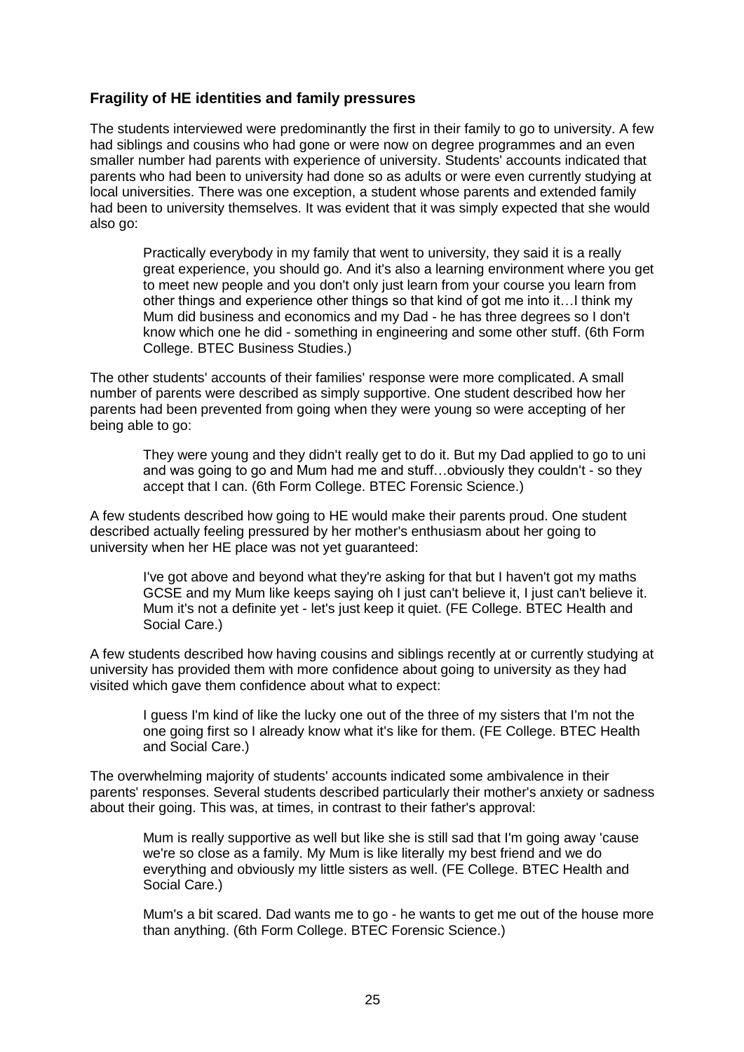### Fragility of HE identities and family pressures

The students interviewed were predominantly the first in their family to go to university. A few had siblings and cousins who had gone or were now on degree programmes and an even smaller number had parents with experience of university. Students' accounts indicated that parents who had been to university had done so as adults or were even currently studying at local universities. There was one exception, a student whose parents and extended family had been to university themselves. It was evident that it was simply expected that she would also go:

> Practically everybody in my family that went to university, they said it is a really great experience, you should go. And it's also a learning environment where you get to meet new people and you don't only just learn from your course you learn from other things and experience other things so that kind of got me into it…I think my Mum did business and economics and my Dad - he has three degrees so I don't know which one he did - something in engineering and some other stuff. (6th Form College. BTEC Business Studies.)

The other students' accounts of their families' response were more complicated. A small number of parents were described as simply supportive. One student described how her parents had been prevented from going when they were young so were accepting of her being able to go:

> They were young and they didn't really get to do it. But my Dad applied to go to uni and was going to go and Mum had me and stuff…obviously they couldn't - so they accept that I can. (6th Form College. BTEC Forensic Science.)

A few students described how going to HE would make their parents proud. One student described actually feeling pressured by her mother's enthusiasm about her going to university when her HE place was not yet guaranteed:

> I've got above and beyond what they're asking for that but I haven't got my maths GCSE and my Mum like keeps saying oh I just can't believe it, I just can't believe it. Mum it's not a definite yet - let's just keep it quiet. (FE College. BTEC Health and Social Care.)

A few students described how having cousins and siblings recently at or currently studying at university has provided them with more confidence about going to university as they had visited which gave them confidence about what to expect:

> I guess I'm kind of like the lucky one out of the three of my sisters that I'm not the one going first so I already know what it's like for them. (FE College. BTEC Health and Social Care.)

The overwhelming majority of students' accounts indicated some ambivalence in their parents' responses. Several students described particularly their mother's anxiety or sadness about their going. This was, at times, in contrast to their father's approval:

> Mum is really supportive as well but like she is still sad that I'm going away 'cause we're so close as a family. My Mum is like literally my best friend and we do everything and obviously my little sisters as well. (FE College. BTEC Health and Social Care.)

> Mum's a bit scared. Dad wants me to go - he wants to get me out of the house more than anything. (6th Form College. BTEC Forensic Science.)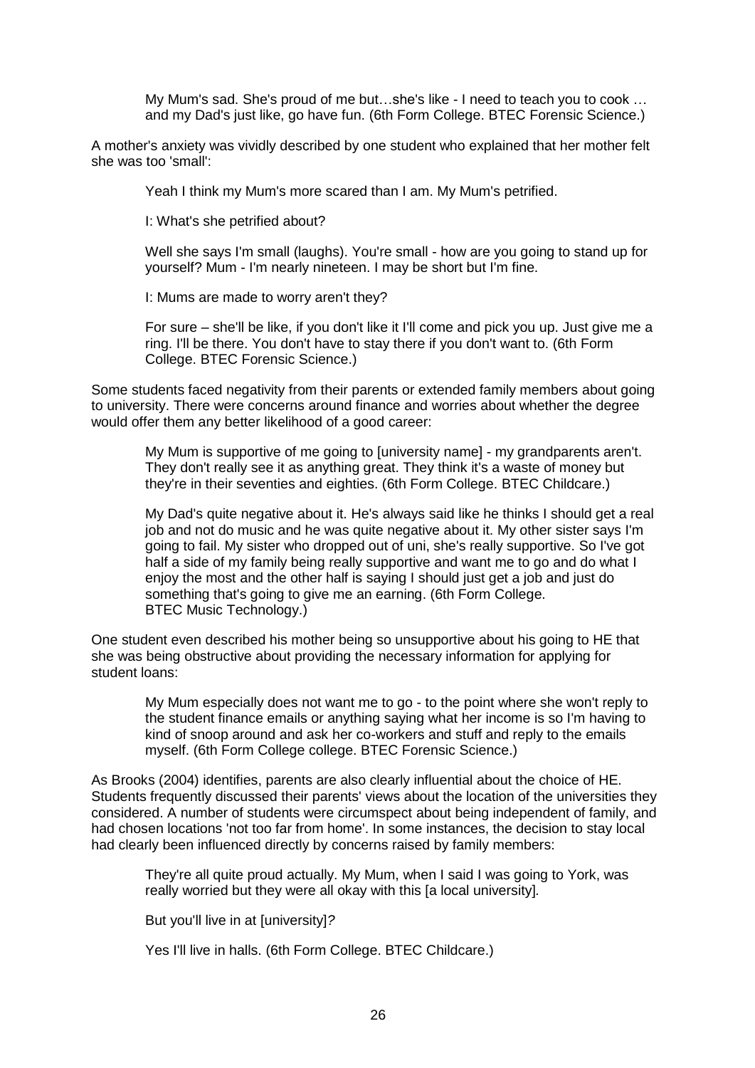> My Mum's sad. She's proud of me but…she's like - I need to teach you to cook … and my Dad's just like, go have fun. (6th Form College. BTEC Forensic Science.)

A mother's anxiety was vividly described by one student who explained that her mother felt she was too 'small':

> Yeah I think my Mum's more scared than I am. My Mum's petrified.
>
> I: What's she petrified about?
>
> Well she says I'm small (laughs). You're small - how are you going to stand up for yourself? Mum - I'm nearly nineteen. I may be short but I'm fine.
>
> I: Mums are made to worry aren't they?
>
> For sure – she'll be like, if you don't like it I'll come and pick you up. Just give me a ring. I'll be there. You don't have to stay there if you don't want to. (6th Form College. BTEC Forensic Science.)

Some students faced negativity from their parents or extended family members about going to university. There were concerns around finance and worries about whether the degree would offer them any better likelihood of a good career:

> My Mum is supportive of me going to [university name] - my grandparents aren't. They don't really see it as anything great. They think it's a waste of money but they're in their seventies and eighties. (6th Form College. BTEC Childcare.)

> My Dad's quite negative about it. He's always said like he thinks I should get a real job and not do music and he was quite negative about it. My other sister says I'm going to fail. My sister who dropped out of uni, she's really supportive. So I've got half a side of my family being really supportive and want me to go and do what I enjoy the most and the other half is saying I should just get a job and just do something that's going to give me an earning. (6th Form College. BTEC Music Technology.)

One student even described his mother being so unsupportive about his going to HE that she was being obstructive about providing the necessary information for applying for student loans:

> My Mum especially does not want me to go - to the point where she won't reply to the student finance emails or anything saying what her income is so I'm having to kind of snoop around and ask her co-workers and stuff and reply to the emails myself. (6th Form College college. BTEC Forensic Science.)

As Brooks (2004) identifies, parents are also clearly influential about the choice of HE. Students frequently discussed their parents' views about the location of the universities they considered. A number of students were circumspect about being independent of family, and had chosen locations 'not too far from home'. In some instances, the decision to stay local had clearly been influenced directly by concerns raised by family members:

> They're all quite proud actually. My Mum, when I said I was going to York, was really worried but they were all okay with this [a local university].
>
> But you'll live in at [university]?
>
> Yes I'll live in halls. (6th Form College. BTEC Childcare.)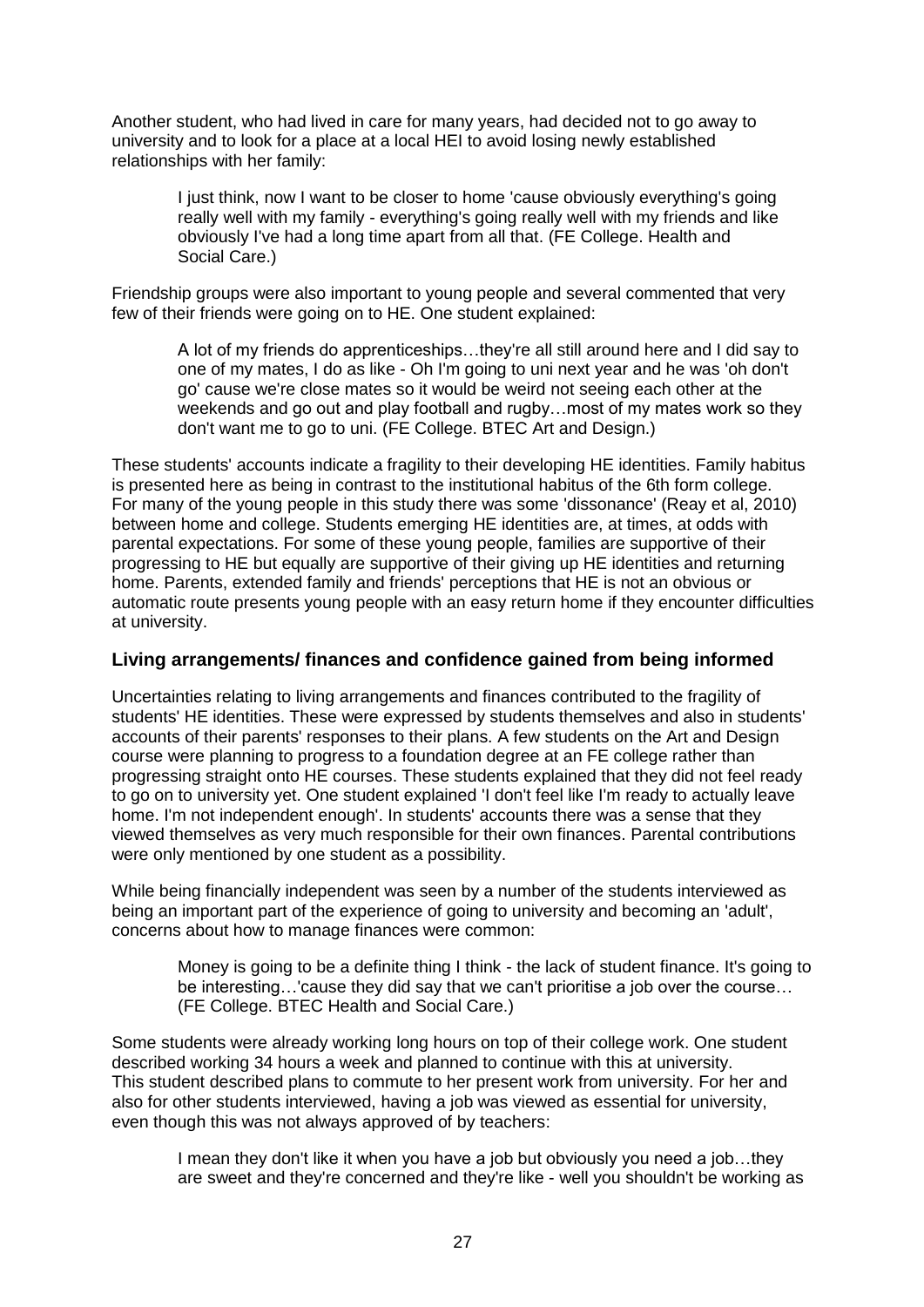Another student, who had lived in care for many years, had decided not to go away to university and to look for a place at a local HEI to avoid losing newly established relationships with her family:

> I just think, now I want to be closer to home 'cause obviously everything's going really well with my family - everything's going really well with my friends and like obviously I've had a long time apart from all that. (FE College. Health and Social Care.)

Friendship groups were also important to young people and several commented that very few of their friends were going on to HE. One student explained:

> A lot of my friends do apprenticeships…they're all still around here and I did say to one of my mates, I do as like - Oh I'm going to uni next year and he was 'oh don't go' cause we're close mates so it would be weird not seeing each other at the weekends and go out and play football and rugby…most of my mates work so they don't want me to go to uni. (FE College. BTEC Art and Design.)

These students' accounts indicate a fragility to their developing HE identities. Family habitus is presented here as being in contrast to the institutional habitus of the 6th form college. For many of the young people in this study there was some 'dissonance' (Reay et al, 2010) between home and college. Students emerging HE identities are, at times, at odds with parental expectations. For some of these young people, families are supportive of their progressing to HE but equally are supportive of their giving up HE identities and returning home. Parents, extended family and friends' perceptions that HE is not an obvious or automatic route presents young people with an easy return home if they encounter difficulties at university.

### Living arrangements/ finances and confidence gained from being informed

Uncertainties relating to living arrangements and finances contributed to the fragility of students' HE identities. These were expressed by students themselves and also in students' accounts of their parents' responses to their plans. A few students on the Art and Design course were planning to progress to a foundation degree at an FE college rather than progressing straight onto HE courses. These students explained that they did not feel ready to go on to university yet. One student explained 'I don't feel like I'm ready to actually leave home. I'm not independent enough'. In students' accounts there was a sense that they viewed themselves as very much responsible for their own finances. Parental contributions were only mentioned by one student as a possibility.

While being financially independent was seen by a number of the students interviewed as being an important part of the experience of going to university and becoming an 'adult', concerns about how to manage finances were common:

> Money is going to be a definite thing I think - the lack of student finance. It's going to be interesting…'cause they did say that we can't prioritise a job over the course… (FE College. BTEC Health and Social Care.)

Some students were already working long hours on top of their college work. One student described working 34 hours a week and planned to continue with this at university. This student described plans to commute to her present work from university. For her and also for other students interviewed, having a job was viewed as essential for university, even though this was not always approved of by teachers:

> I mean they don't like it when you have a job but obviously you need a job…they are sweet and they're concerned and they're like - well you shouldn't be working as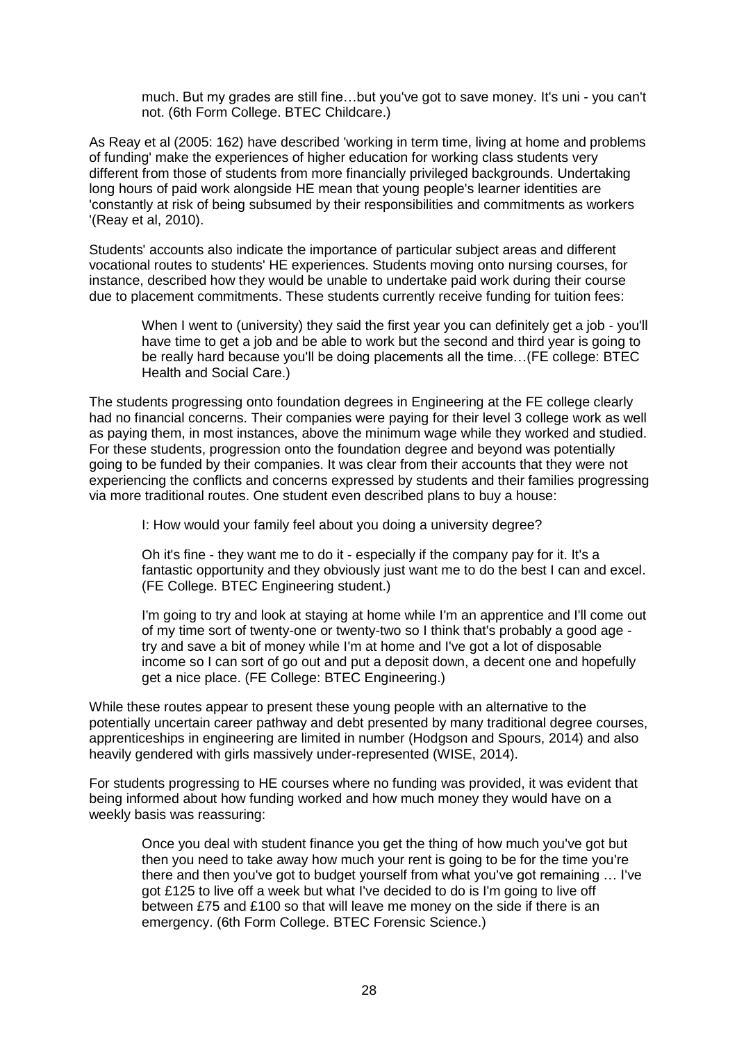> much. But my grades are still fine…but you've got to save money. It's uni - you can't not. (6th Form College. BTEC Childcare.)

As Reay et al (2005: 162) have described 'working in term time, living at home and problems of funding' make the experiences of higher education for working class students very different from those of students from more financially privileged backgrounds. Undertaking long hours of paid work alongside HE mean that young people's learner identities are 'constantly at risk of being subsumed by their responsibilities and commitments as workers '(Reay et al, 2010).

Students' accounts also indicate the importance of particular subject areas and different vocational routes to students' HE experiences. Students moving onto nursing courses, for instance, described how they would be unable to undertake paid work during their course due to placement commitments. These students currently receive funding for tuition fees:

> When I went to (university) they said the first year you can definitely get a job - you'll have time to get a job and be able to work but the second and third year is going to be really hard because you'll be doing placements all the time…(FE college: BTEC Health and Social Care.)

The students progressing onto foundation degrees in Engineering at the FE college clearly had no financial concerns. Their companies were paying for their level 3 college work as well as paying them, in most instances, above the minimum wage while they worked and studied. For these students, progression onto the foundation degree and beyond was potentially going to be funded by their companies. It was clear from their accounts that they were not experiencing the conflicts and concerns expressed by students and their families progressing via more traditional routes. One student even described plans to buy a house:

> I: How would your family feel about you doing a university degree?
>
> Oh it's fine - they want me to do it - especially if the company pay for it. It's a fantastic opportunity and they obviously just want me to do the best I can and excel. (FE College. BTEC Engineering student.)
>
> I'm going to try and look at staying at home while I'm an apprentice and I'll come out of my time sort of twenty-one or twenty-two so I think that's probably a good age - try and save a bit of money while I'm at home and I've got a lot of disposable income so I can sort of go out and put a deposit down, a decent one and hopefully get a nice place. (FE College: BTEC Engineering.)

While these routes appear to present these young people with an alternative to the potentially uncertain career pathway and debt presented by many traditional degree courses, apprenticeships in engineering are limited in number (Hodgson and Spours, 2014) and also heavily gendered with girls massively under-represented (WISE, 2014).

For students progressing to HE courses where no funding was provided, it was evident that being informed about how funding worked and how much money they would have on a weekly basis was reassuring:

> Once you deal with student finance you get the thing of how much you've got but then you need to take away how much your rent is going to be for the time you're there and then you've got to budget yourself from what you've got remaining … I've got £125 to live off a week but what I've decided to do is I'm going to live off between £75 and £100 so that will leave me money on the side if there is an emergency. (6th Form College. BTEC Forensic Science.)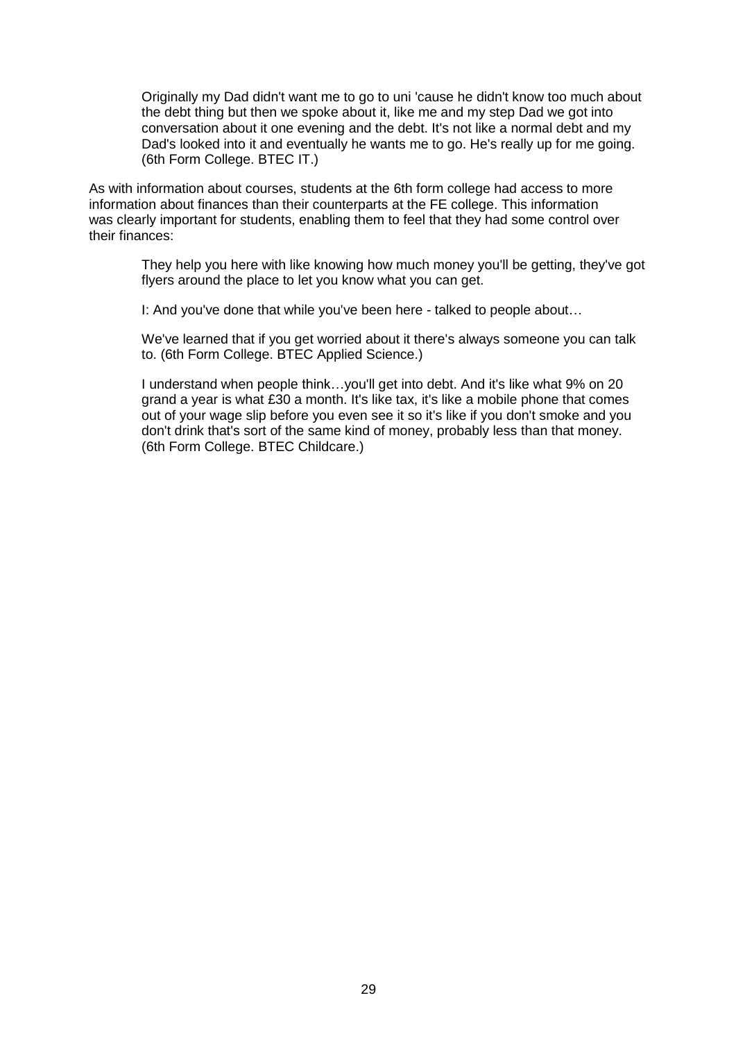> Originally my Dad didn't want me to go to uni 'cause he didn't know too much about the debt thing but then we spoke about it, like me and my step Dad we got into conversation about it one evening and the debt. It's not like a normal debt and my Dad's looked into it and eventually he wants me to go. He's really up for me going. (6th Form College. BTEC IT.)

As with information about courses, students at the 6th form college had access to more information about finances than their counterparts at the FE college. This information was clearly important for students, enabling them to feel that they had some control over their finances:

> They help you here with like knowing how much money you'll be getting, they've got flyers around the place to let you know what you can get.
>
> I: And you've done that while you've been here - talked to people about…
>
> We've learned that if you get worried about it there's always someone you can talk to. (6th Form College. BTEC Applied Science.)
>
> I understand when people think…you'll get into debt. And it's like what 9% on 20 grand a year is what £30 a month. It's like tax, it's like a mobile phone that comes out of your wage slip before you even see it so it's like if you don't smoke and you don't drink that's sort of the same kind of money, probably less than that money. (6th Form College. BTEC Childcare.)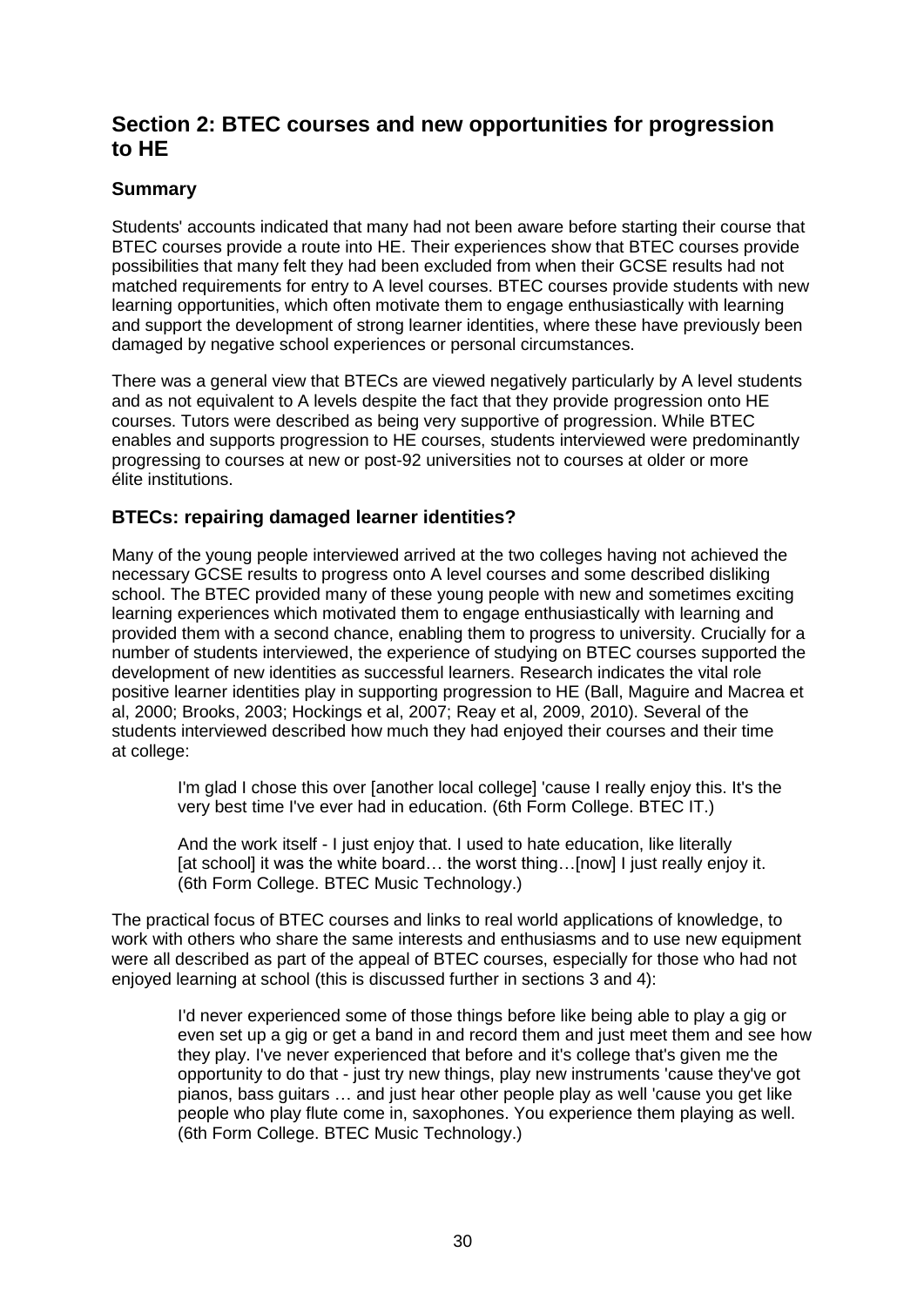## Section 2: BTEC courses and new opportunities for progression to HE

### Summary

Students' accounts indicated that many had not been aware before starting their course that BTEC courses provide a route into HE. Their experiences show that BTEC courses provide possibilities that many felt they had been excluded from when their GCSE results had not matched requirements for entry to A level courses. BTEC courses provide students with new learning opportunities, which often motivate them to engage enthusiastically with learning and support the development of strong learner identities, where these have previously been damaged by negative school experiences or personal circumstances.

There was a general view that BTECs are viewed negatively particularly by A level students and as not equivalent to A levels despite the fact that they provide progression onto HE courses. Tutors were described as being very supportive of progression. While BTEC enables and supports progression to HE courses, students interviewed were predominantly progressing to courses at new or post-92 universities not to courses at older or more élite institutions.

### BTECs: repairing damaged learner identities?

Many of the young people interviewed arrived at the two colleges having not achieved the necessary GCSE results to progress onto A level courses and some described disliking school. The BTEC provided many of these young people with new and sometimes exciting learning experiences which motivated them to engage enthusiastically with learning and provided them with a second chance, enabling them to progress to university. Crucially for a number of students interviewed, the experience of studying on BTEC courses supported the development of new identities as successful learners. Research indicates the vital role positive learner identities play in supporting progression to HE (Ball, Maguire and Macrea et al, 2000; Brooks, 2003; Hockings et al, 2007; Reay et al, 2009, 2010). Several of the students interviewed described how much they had enjoyed their courses and their time at college:

> I'm glad I chose this over [another local college] 'cause I really enjoy this. It's the very best time I've ever had in education. (6th Form College. BTEC IT.)

> And the work itself - I just enjoy that. I used to hate education, like literally [at school] it was the white board… the worst thing…[now] I just really enjoy it. (6th Form College. BTEC Music Technology.)

The practical focus of BTEC courses and links to real world applications of knowledge, to work with others who share the same interests and enthusiasms and to use new equipment were all described as part of the appeal of BTEC courses, especially for those who had not enjoyed learning at school (this is discussed further in sections 3 and 4):

> I'd never experienced some of those things before like being able to play a gig or even set up a gig or get a band in and record them and just meet them and see how they play. I've never experienced that before and it's college that's given me the opportunity to do that - just try new things, play new instruments 'cause they've got pianos, bass guitars … and just hear other people play as well 'cause you get like people who play flute come in, saxophones. You experience them playing as well. (6th Form College. BTEC Music Technology.)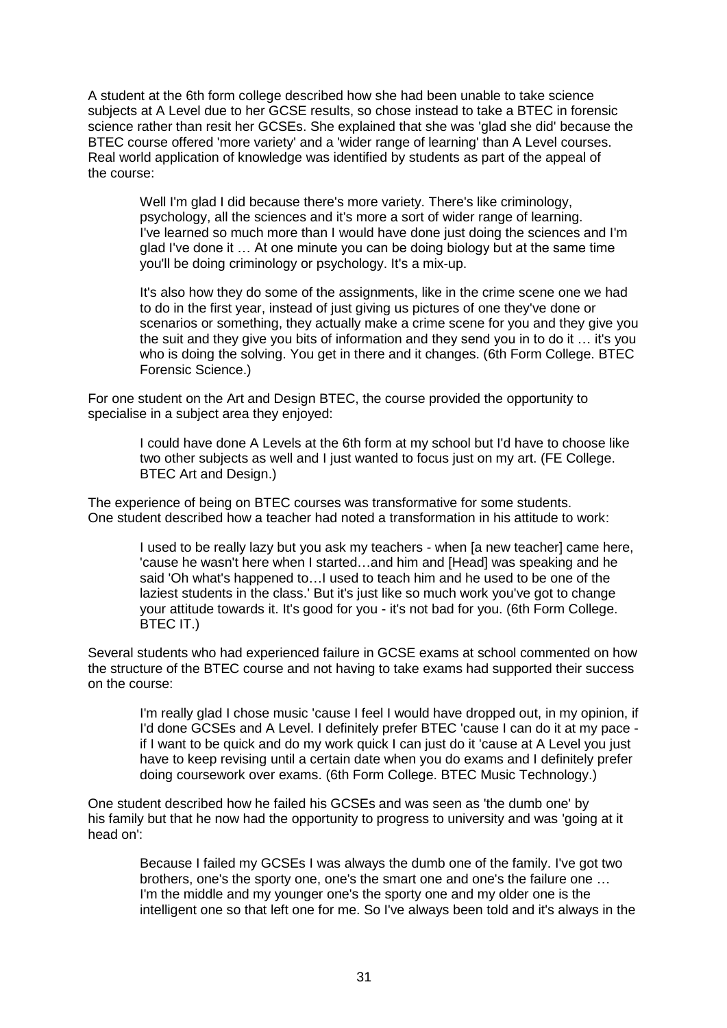A student at the 6th form college described how she had been unable to take science subjects at A Level due to her GCSE results, so chose instead to take a BTEC in forensic science rather than resit her GCSEs. She explained that she was 'glad she did' because the BTEC course offered 'more variety' and a 'wider range of learning' than A Level courses. Real world application of knowledge was identified by students as part of the appeal of the course:

> Well I'm glad I did because there's more variety. There's like criminology, psychology, all the sciences and it's more a sort of wider range of learning. I've learned so much more than I would have done just doing the sciences and I'm glad I've done it … At one minute you can be doing biology but at the same time you'll be doing criminology or psychology. It's a mix-up.
>
> It's also how they do some of the assignments, like in the crime scene one we had to do in the first year, instead of just giving us pictures of one they've done or scenarios or something, they actually make a crime scene for you and they give you the suit and they give you bits of information and they send you in to do it … it's you who is doing the solving. You get in there and it changes. (6th Form College. BTEC Forensic Science.)

For one student on the Art and Design BTEC, the course provided the opportunity to specialise in a subject area they enjoyed:

> I could have done A Levels at the 6th form at my school but I'd have to choose like two other subjects as well and I just wanted to focus just on my art. (FE College. BTEC Art and Design.)

The experience of being on BTEC courses was transformative for some students. One student described how a teacher had noted a transformation in his attitude to work:

> I used to be really lazy but you ask my teachers - when [a new teacher] came here, 'cause he wasn't here when I started…and him and [Head] was speaking and he said 'Oh what's happened to…I used to teach him and he used to be one of the laziest students in the class.' But it's just like so much work you've got to change your attitude towards it. It's good for you - it's not bad for you. (6th Form College. BTEC IT.)

Several students who had experienced failure in GCSE exams at school commented on how the structure of the BTEC course and not having to take exams had supported their success on the course:

> I'm really glad I chose music 'cause I feel I would have dropped out, in my opinion, if I'd done GCSEs and A Level. I definitely prefer BTEC 'cause I can do it at my pace - if I want to be quick and do my work quick I can just do it 'cause at A Level you just have to keep revising until a certain date when you do exams and I definitely prefer doing coursework over exams. (6th Form College. BTEC Music Technology.)

One student described how he failed his GCSEs and was seen as 'the dumb one' by his family but that he now had the opportunity to progress to university and was 'going at it head on':

> Because I failed my GCSEs I was always the dumb one of the family. I've got two brothers, one's the sporty one, one's the smart one and one's the failure one … I'm the middle and my younger one's the sporty one and my older one is the intelligent one so that left one for me. So I've always been told and it's always in the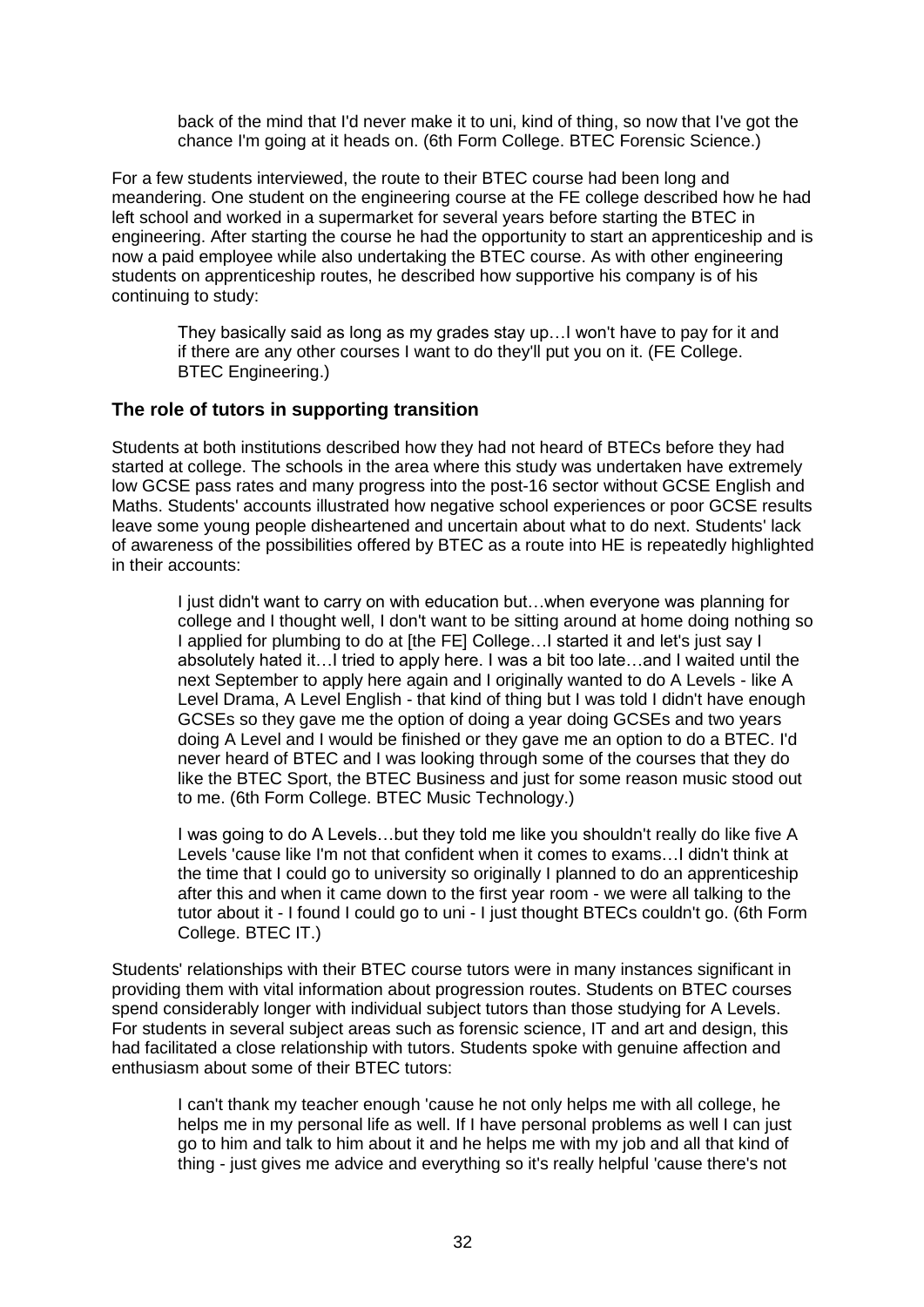> back of the mind that I'd never make it to uni, kind of thing, so now that I've got the chance I'm going at it heads on. (6th Form College. BTEC Forensic Science.)

For a few students interviewed, the route to their BTEC course had been long and meandering. One student on the engineering course at the FE college described how he had left school and worked in a supermarket for several years before starting the BTEC in engineering. After starting the course he had the opportunity to start an apprenticeship and is now a paid employee while also undertaking the BTEC course. As with other engineering students on apprenticeship routes, he described how supportive his company is of his continuing to study:

> They basically said as long as my grades stay up…I won't have to pay for it and if there are any other courses I want to do they'll put you on it. (FE College. BTEC Engineering.)

### The role of tutors in supporting transition

Students at both institutions described how they had not heard of BTECs before they had started at college. The schools in the area where this study was undertaken have extremely low GCSE pass rates and many progress into the post-16 sector without GCSE English and Maths. Students' accounts illustrated how negative school experiences or poor GCSE results leave some young people disheartened and uncertain about what to do next. Students' lack of awareness of the possibilities offered by BTEC as a route into HE is repeatedly highlighted in their accounts:

> I just didn't want to carry on with education but…when everyone was planning for college and I thought well, I don't want to be sitting around at home doing nothing so I applied for plumbing to do at [the FE] College…I started it and let's just say I absolutely hated it…I tried to apply here. I was a bit too late…and I waited until the next September to apply here again and I originally wanted to do A Levels - like A Level Drama, A Level English - that kind of thing but I was told I didn't have enough GCSEs so they gave me the option of doing a year doing GCSEs and two years doing A Level and I would be finished or they gave me an option to do a BTEC. I'd never heard of BTEC and I was looking through some of the courses that they do like the BTEC Sport, the BTEC Business and just for some reason music stood out to me. (6th Form College. BTEC Music Technology.)

> I was going to do A Levels…but they told me like you shouldn't really do like five A Levels 'cause like I'm not that confident when it comes to exams…I didn't think at the time that I could go to university so originally I planned to do an apprenticeship after this and when it came down to the first year room - we were all talking to the tutor about it - I found I could go to uni - I just thought BTECs couldn't go. (6th Form College. BTEC IT.)

Students' relationships with their BTEC course tutors were in many instances significant in providing them with vital information about progression routes. Students on BTEC courses spend considerably longer with individual subject tutors than those studying for A Levels. For students in several subject areas such as forensic science, IT and art and design, this had facilitated a close relationship with tutors. Students spoke with genuine affection and enthusiasm about some of their BTEC tutors:

> I can't thank my teacher enough 'cause he not only helps me with all college, he helps me in my personal life as well. If I have personal problems as well I can just go to him and talk to him about it and he helps me with my job and all that kind of thing - just gives me advice and everything so it's really helpful 'cause there's not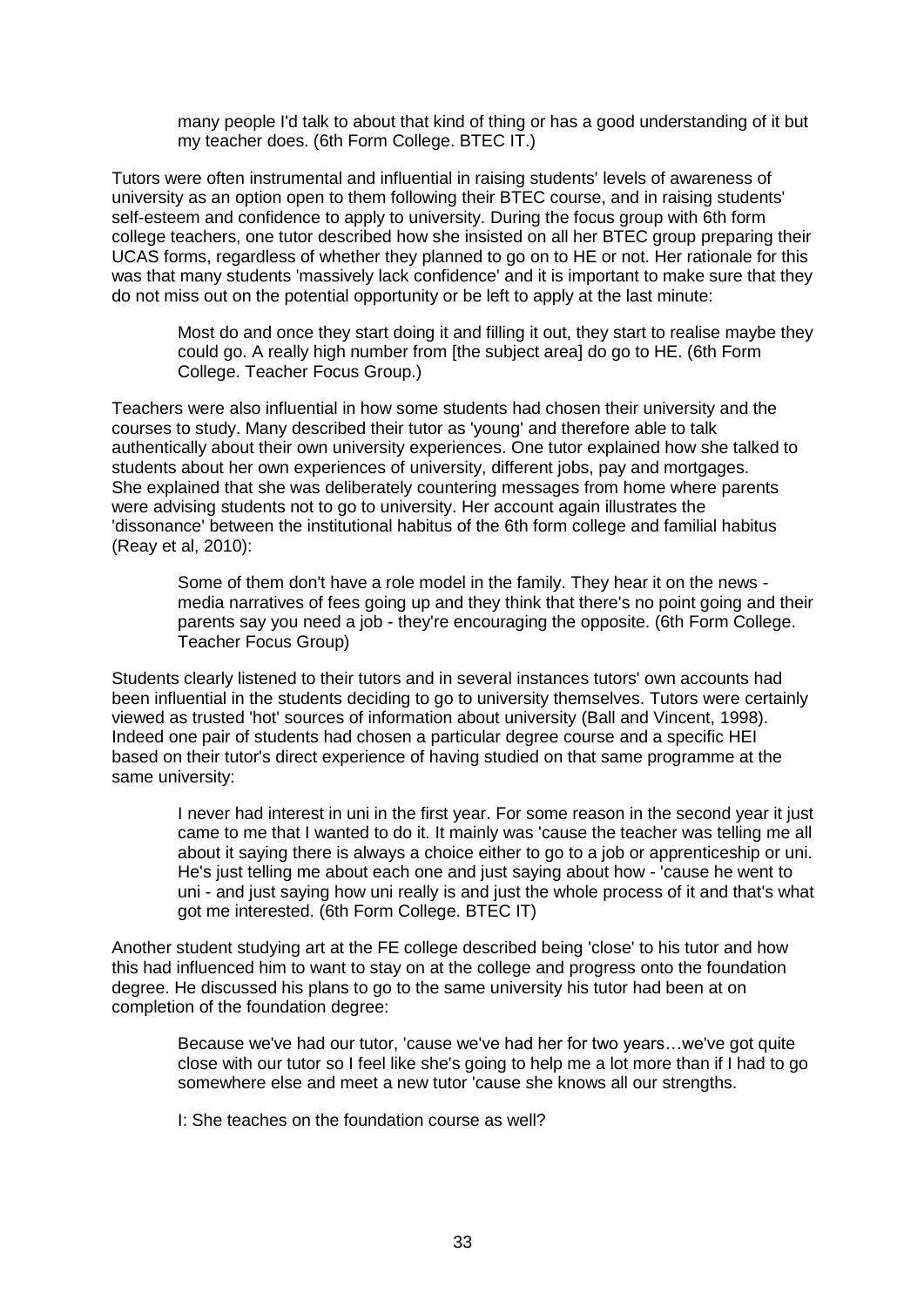> many people I'd talk to about that kind of thing or has a good understanding of it but my teacher does. (6th Form College. BTEC IT.)

Tutors were often instrumental and influential in raising students' levels of awareness of university as an option open to them following their BTEC course, and in raising students' self-esteem and confidence to apply to university. During the focus group with 6th form college teachers, one tutor described how she insisted on all her BTEC group preparing their UCAS forms, regardless of whether they planned to go on to HE or not. Her rationale for this was that many students 'massively lack confidence' and it is important to make sure that they do not miss out on the potential opportunity or be left to apply at the last minute:

> Most do and once they start doing it and filling it out, they start to realise maybe they could go. A really high number from [the subject area] do go to HE. (6th Form College. Teacher Focus Group.)

Teachers were also influential in how some students had chosen their university and the courses to study. Many described their tutor as 'young' and therefore able to talk authentically about their own university experiences. One tutor explained how she talked to students about her own experiences of university, different jobs, pay and mortgages. She explained that she was deliberately countering messages from home where parents were advising students not to go to university. Her account again illustrates the 'dissonance' between the institutional habitus of the 6th form college and familial habitus (Reay et al, 2010):

> Some of them don't have a role model in the family. They hear it on the news - media narratives of fees going up and they think that there's no point going and their parents say you need a job - they're encouraging the opposite. (6th Form College. Teacher Focus Group)

Students clearly listened to their tutors and in several instances tutors' own accounts had been influential in the students deciding to go to university themselves. Tutors were certainly viewed as trusted 'hot' sources of information about university (Ball and Vincent, 1998). Indeed one pair of students had chosen a particular degree course and a specific HEI based on their tutor's direct experience of having studied on that same programme at the same university:

> I never had interest in uni in the first year. For some reason in the second year it just came to me that I wanted to do it. It mainly was 'cause the teacher was telling me all about it saying there is always a choice either to go to a job or apprenticeship or uni. He's just telling me about each one and just saying about how - 'cause he went to uni - and just saying how uni really is and just the whole process of it and that's what got me interested. (6th Form College. BTEC IT)

Another student studying art at the FE college described being 'close' to his tutor and how this had influenced him to want to stay on at the college and progress onto the foundation degree. He discussed his plans to go to the same university his tutor had been at on completion of the foundation degree:

> Because we've had our tutor, 'cause we've had her for two years…we've got quite close with our tutor so I feel like she's going to help me a lot more than if I had to go somewhere else and meet a new tutor 'cause she knows all our strengths.
>
> I: She teaches on the foundation course as well?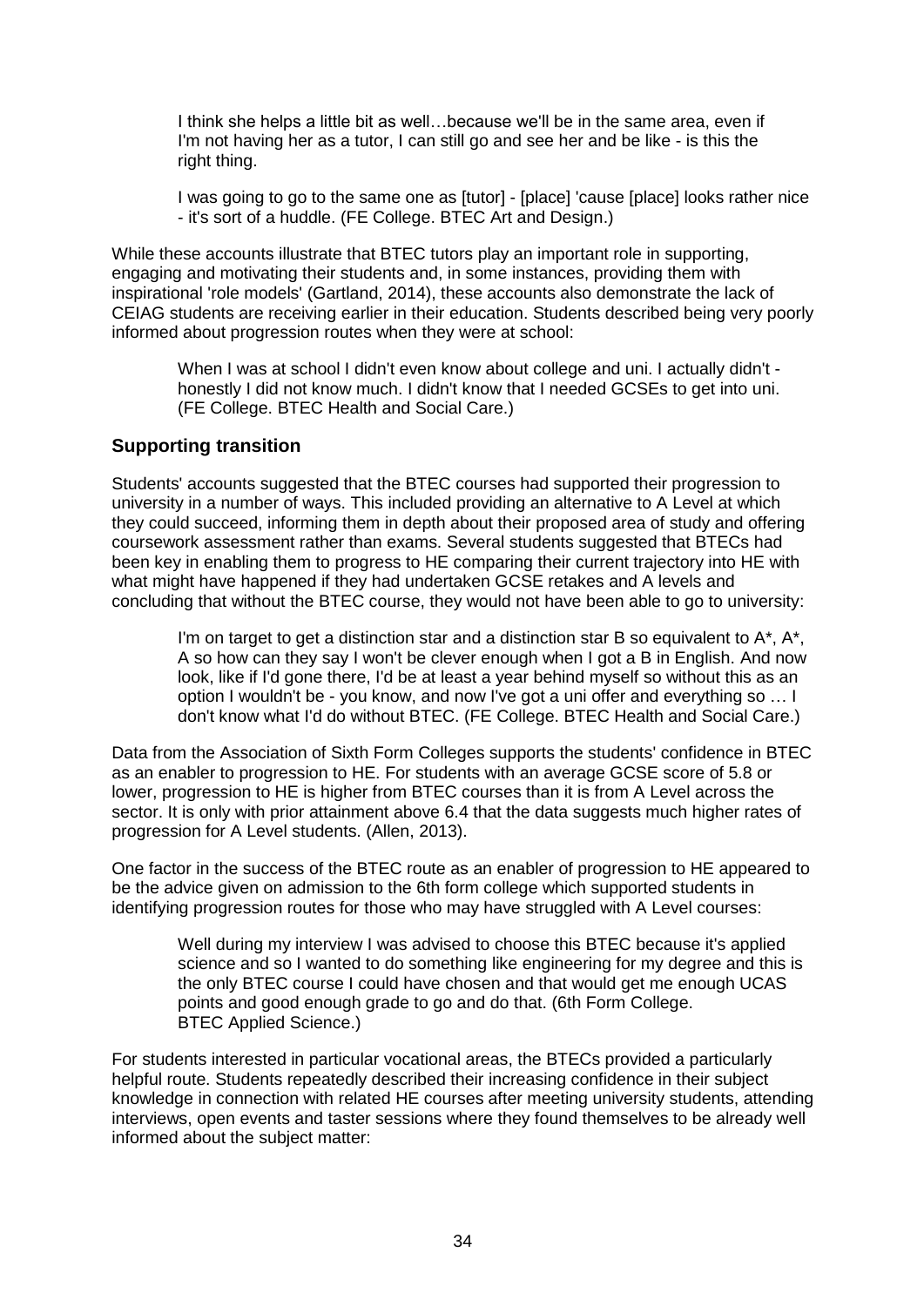> I think she helps a little bit as well…because we'll be in the same area, even if I'm not having her as a tutor, I can still go and see her and be like - is this the right thing.
>
> I was going to go to the same one as [tutor] - [place] 'cause [place] looks rather nice - it's sort of a huddle. (FE College. BTEC Art and Design.)

While these accounts illustrate that BTEC tutors play an important role in supporting, engaging and motivating their students and, in some instances, providing them with inspirational 'role models' (Gartland, 2014), these accounts also demonstrate the lack of CEIAG students are receiving earlier in their education. Students described being very poorly informed about progression routes when they were at school:

> When I was at school I didn't even know about college and uni. I actually didn't - honestly I did not know much. I didn't know that I needed GCSEs to get into uni. (FE College. BTEC Health and Social Care.)

### Supporting transition

Students' accounts suggested that the BTEC courses had supported their progression to university in a number of ways. This included providing an alternative to A Level at which they could succeed, informing them in depth about their proposed area of study and offering coursework assessment rather than exams. Several students suggested that BTECs had been key in enabling them to progress to HE comparing their current trajectory into HE with what might have happened if they had undertaken GCSE retakes and A levels and concluding that without the BTEC course, they would not have been able to go to university:

> I'm on target to get a distinction star and a distinction star B so equivalent to A*, A*, A so how can they say I won't be clever enough when I got a B in English. And now look, like if I'd gone there, I'd be at least a year behind myself so without this as an option I wouldn't be - you know, and now I've got a uni offer and everything so … I don't know what I'd do without BTEC. (FE College. BTEC Health and Social Care.)

Data from the Association of Sixth Form Colleges supports the students' confidence in BTEC as an enabler to progression to HE. For students with an average GCSE score of 5.8 or lower, progression to HE is higher from BTEC courses than it is from A Level across the sector. It is only with prior attainment above 6.4 that the data suggests much higher rates of progression for A Level students. (Allen, 2013).

One factor in the success of the BTEC route as an enabler of progression to HE appeared to be the advice given on admission to the 6th form college which supported students in identifying progression routes for those who may have struggled with A Level courses:

> Well during my interview I was advised to choose this BTEC because it's applied science and so I wanted to do something like engineering for my degree and this is the only BTEC course I could have chosen and that would get me enough UCAS points and good enough grade to go and do that. (6th Form College. BTEC Applied Science.)

For students interested in particular vocational areas, the BTECs provided a particularly helpful route. Students repeatedly described their increasing confidence in their subject knowledge in connection with related HE courses after meeting university students, attending interviews, open events and taster sessions where they found themselves to be already well informed about the subject matter: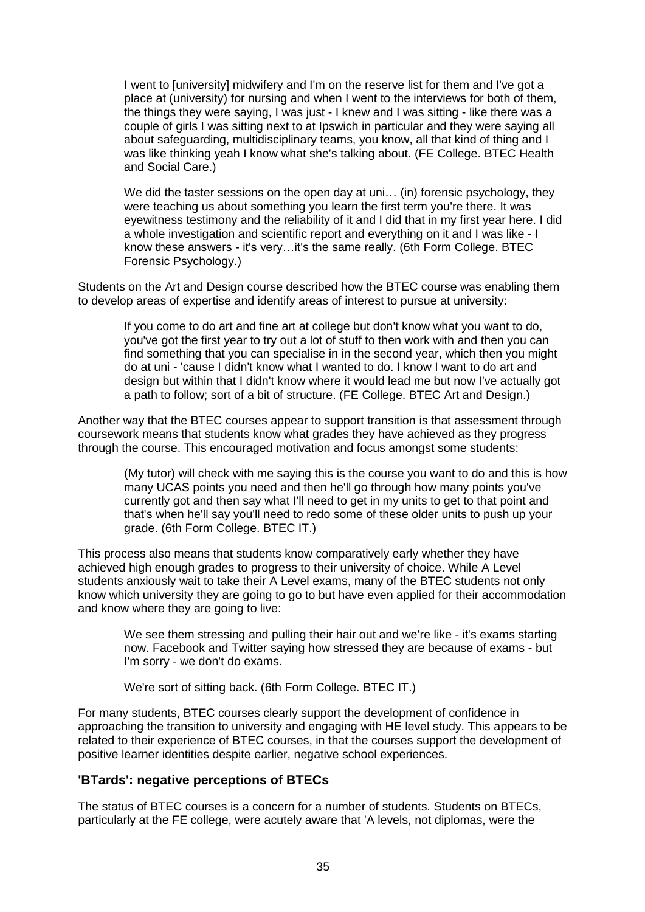> I went to [university] midwifery and I'm on the reserve list for them and I've got a place at (university) for nursing and when I went to the interviews for both of them, the things they were saying, I was just - I knew and I was sitting - like there was a couple of girls I was sitting next to at Ipswich in particular and they were saying all about safeguarding, multidisciplinary teams, you know, all that kind of thing and I was like thinking yeah I know what she's talking about. (FE College. BTEC Health and Social Care.)

> We did the taster sessions on the open day at uni… (in) forensic psychology, they were teaching us about something you learn the first term you're there. It was eyewitness testimony and the reliability of it and I did that in my first year here. I did a whole investigation and scientific report and everything on it and I was like - I know these answers - it's very…it's the same really. (6th Form College. BTEC Forensic Psychology.)

Students on the Art and Design course described how the BTEC course was enabling them to develop areas of expertise and identify areas of interest to pursue at university:

> If you come to do art and fine art at college but don't know what you want to do, you've got the first year to try out a lot of stuff to then work with and then you can find something that you can specialise in in the second year, which then you might do at uni - 'cause I didn't know what I wanted to do. I know I want to do art and design but within that I didn't know where it would lead me but now I've actually got a path to follow; sort of a bit of structure. (FE College. BTEC Art and Design.)

Another way that the BTEC courses appear to support transition is that assessment through coursework means that students know what grades they have achieved as they progress through the course. This encouraged motivation and focus amongst some students:

> (My tutor) will check with me saying this is the course you want to do and this is how many UCAS points you need and then he'll go through how many points you've currently got and then say what I'll need to get in my units to get to that point and that's when he'll say you'll need to redo some of these older units to push up your grade. (6th Form College. BTEC IT.)

This process also means that students know comparatively early whether they have achieved high enough grades to progress to their university of choice. While A Level students anxiously wait to take their A Level exams, many of the BTEC students not only know which university they are going to go to but have even applied for their accommodation and know where they are going to live:

> We see them stressing and pulling their hair out and we're like - it's exams starting now. Facebook and Twitter saying how stressed they are because of exams - but I'm sorry - we don't do exams.
>
> We're sort of sitting back. (6th Form College. BTEC IT.)

For many students, BTEC courses clearly support the development of confidence in approaching the transition to university and engaging with HE level study. This appears to be related to their experience of BTEC courses, in that the courses support the development of positive learner identities despite earlier, negative school experiences.

### 'BTards': negative perceptions of BTECs

The status of BTEC courses is a concern for a number of students. Students on BTECs, particularly at the FE college, were acutely aware that 'A levels, not diplomas, were the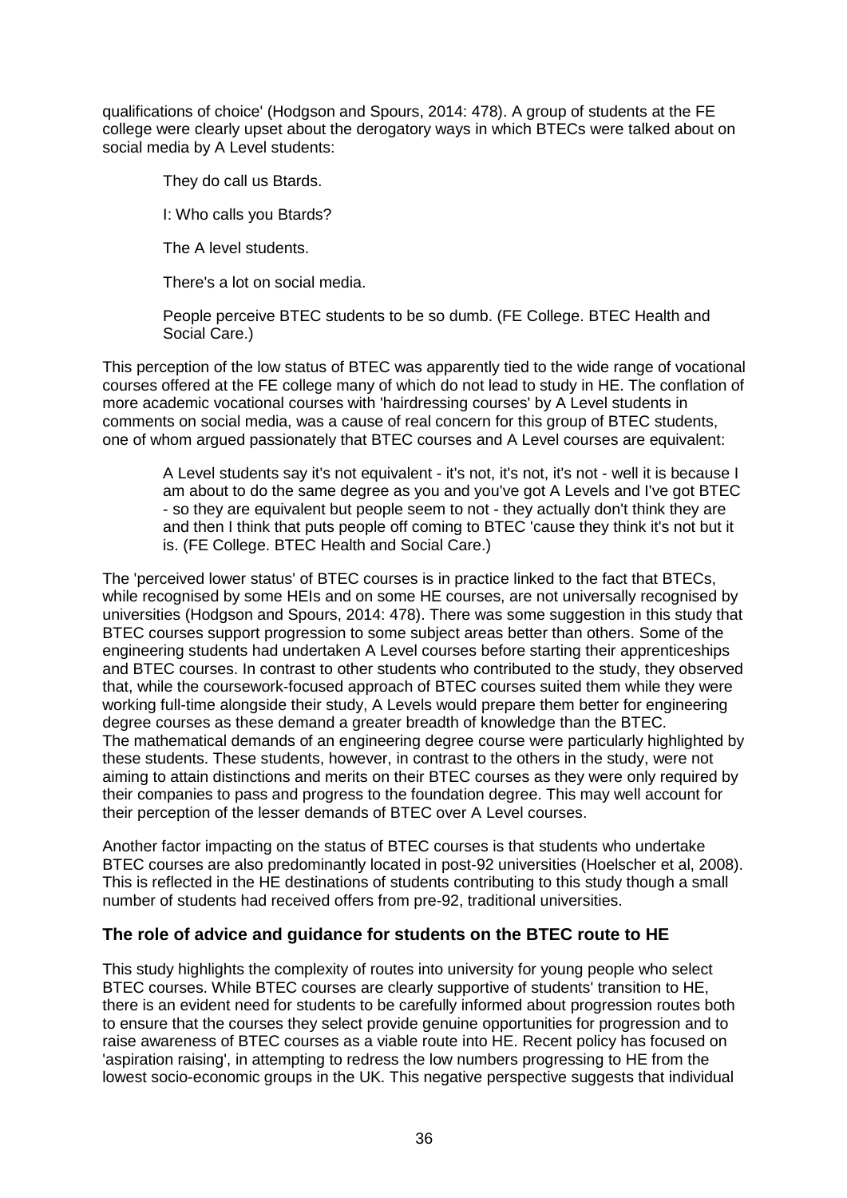qualifications of choice' (Hodgson and Spours, 2014: 478). A group of students at the FE college were clearly upset about the derogatory ways in which BTECs were talked about on social media by A Level students:

> They do call us Btards.
>
> I: Who calls you Btards?
>
> The A level students.
>
> There's a lot on social media.
>
> People perceive BTEC students to be so dumb. (FE College. BTEC Health and Social Care.)

This perception of the low status of BTEC was apparently tied to the wide range of vocational courses offered at the FE college many of which do not lead to study in HE. The conflation of more academic vocational courses with 'hairdressing courses' by A Level students in comments on social media, was a cause of real concern for this group of BTEC students, one of whom argued passionately that BTEC courses and A Level courses are equivalent:

> A Level students say it's not equivalent - it's not, it's not, it's not - well it is because I am about to do the same degree as you and you've got A Levels and I've got BTEC - so they are equivalent but people seem to not - they actually don't think they are and then I think that puts people off coming to BTEC 'cause they think it's not but it is. (FE College. BTEC Health and Social Care.)

The 'perceived lower status' of BTEC courses is in practice linked to the fact that BTECs, while recognised by some HEIs and on some HE courses, are not universally recognised by universities (Hodgson and Spours, 2014: 478). There was some suggestion in this study that BTEC courses support progression to some subject areas better than others. Some of the engineering students had undertaken A Level courses before starting their apprenticeships and BTEC courses. In contrast to other students who contributed to the study, they observed that, while the coursework-focused approach of BTEC courses suited them while they were working full-time alongside their study, A Levels would prepare them better for engineering degree courses as these demand a greater breadth of knowledge than the BTEC. The mathematical demands of an engineering degree course were particularly highlighted by these students. These students, however, in contrast to the others in the study, were not aiming to attain distinctions and merits on their BTEC courses as they were only required by their companies to pass and progress to the foundation degree. This may well account for their perception of the lesser demands of BTEC over A Level courses.

Another factor impacting on the status of BTEC courses is that students who undertake BTEC courses are also predominantly located in post-92 universities (Hoelscher et al, 2008). This is reflected in the HE destinations of students contributing to this study though a small number of students had received offers from pre-92, traditional universities.

### The role of advice and guidance for students on the BTEC route to HE

This study highlights the complexity of routes into university for young people who select BTEC courses. While BTEC courses are clearly supportive of students' transition to HE, there is an evident need for students to be carefully informed about progression routes both to ensure that the courses they select provide genuine opportunities for progression and to raise awareness of BTEC courses as a viable route into HE. Recent policy has focused on 'aspiration raising', in attempting to redress the low numbers progressing to HE from the lowest socio-economic groups in the UK. This negative perspective suggests that individual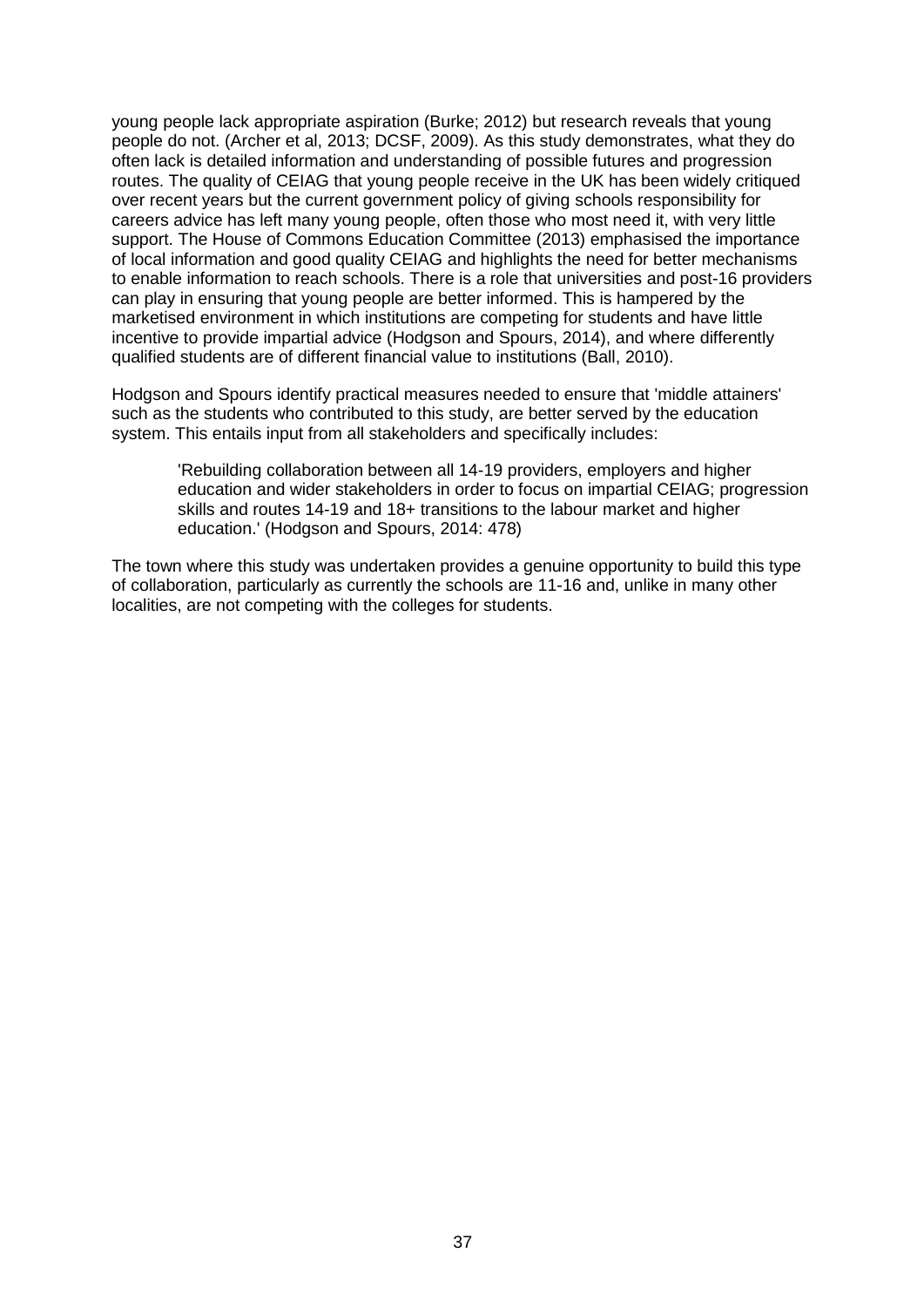young people lack appropriate aspiration (Burke; 2012) but research reveals that young people do not. (Archer et al, 2013; DCSF, 2009). As this study demonstrates, what they do often lack is detailed information and understanding of possible futures and progression routes. The quality of CEIAG that young people receive in the UK has been widely critiqued over recent years but the current government policy of giving schools responsibility for careers advice has left many young people, often those who most need it, with very little support. The House of Commons Education Committee (2013) emphasised the importance of local information and good quality CEIAG and highlights the need for better mechanisms to enable information to reach schools. There is a role that universities and post-16 providers can play in ensuring that young people are better informed. This is hampered by the marketised environment in which institutions are competing for students and have little incentive to provide impartial advice (Hodgson and Spours, 2014), and where differently qualified students are of different financial value to institutions (Ball, 2010).

Hodgson and Spours identify practical measures needed to ensure that 'middle attainers' such as the students who contributed to this study, are better served by the education system. This entails input from all stakeholders and specifically includes:

> 'Rebuilding collaboration between all 14-19 providers, employers and higher education and wider stakeholders in order to focus on impartial CEIAG; progression skills and routes 14-19 and 18+ transitions to the labour market and higher education.' (Hodgson and Spours, 2014: 478)

The town where this study was undertaken provides a genuine opportunity to build this type of collaboration, particularly as currently the schools are 11-16 and, unlike in many other localities, are not competing with the colleges for students.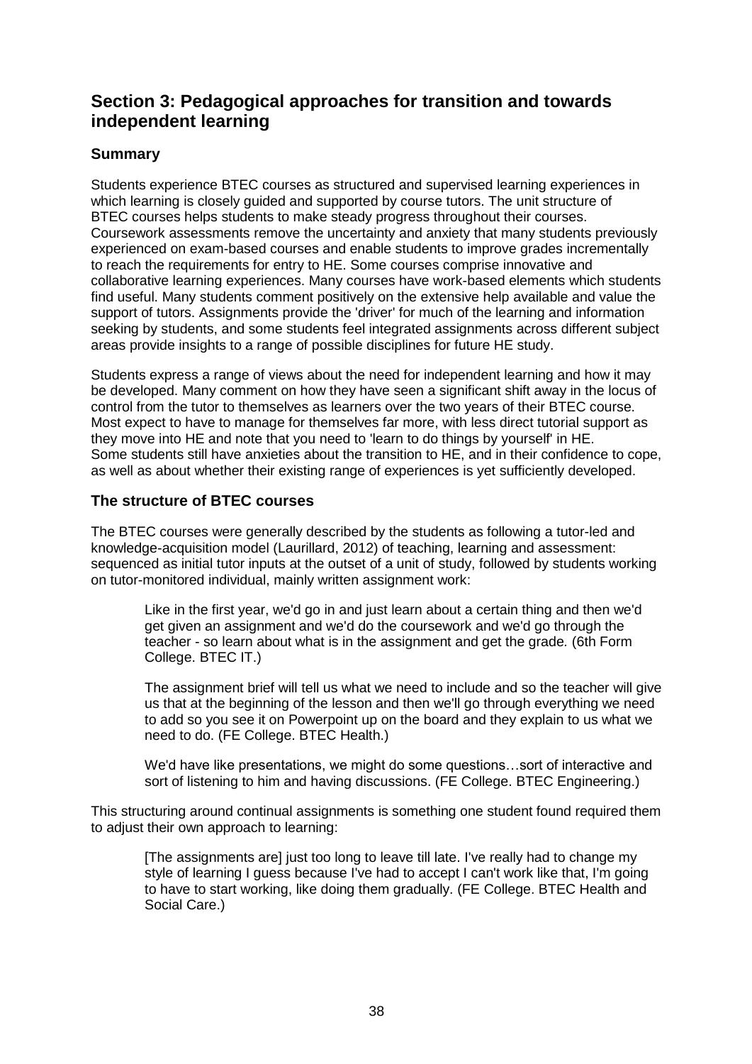## Section 3: Pedagogical approaches for transition and towards independent learning

### Summary

Students experience BTEC courses as structured and supervised learning experiences in which learning is closely guided and supported by course tutors. The unit structure of BTEC courses helps students to make steady progress throughout their courses. Coursework assessments remove the uncertainty and anxiety that many students previously experienced on exam-based courses and enable students to improve grades incrementally to reach the requirements for entry to HE. Some courses comprise innovative and collaborative learning experiences. Many courses have work-based elements which students find useful. Many students comment positively on the extensive help available and value the support of tutors. Assignments provide the 'driver' for much of the learning and information seeking by students, and some students feel integrated assignments across different subject areas provide insights to a range of possible disciplines for future HE study.

Students express a range of views about the need for independent learning and how it may be developed. Many comment on how they have seen a significant shift away in the locus of control from the tutor to themselves as learners over the two years of their BTEC course. Most expect to have to manage for themselves far more, with less direct tutorial support as they move into HE and note that you need to 'learn to do things by yourself' in HE. Some students still have anxieties about the transition to HE, and in their confidence to cope, as well as about whether their existing range of experiences is yet sufficiently developed.

### The structure of BTEC courses

The BTEC courses were generally described by the students as following a tutor-led and knowledge-acquisition model (Laurillard, 2012) of teaching, learning and assessment: sequenced as initial tutor inputs at the outset of a unit of study, followed by students working on tutor-monitored individual, mainly written assignment work:

> Like in the first year, we'd go in and just learn about a certain thing and then we'd get given an assignment and we'd do the coursework and we'd go through the teacher - so learn about what is in the assignment and get the grade. (6th Form College. BTEC IT.)
>
> The assignment brief will tell us what we need to include and so the teacher will give us that at the beginning of the lesson and then we'll go through everything we need to add so you see it on Powerpoint up on the board and they explain to us what we need to do. (FE College. BTEC Health.)
>
> We'd have like presentations, we might do some questions…sort of interactive and sort of listening to him and having discussions. (FE College. BTEC Engineering.)

This structuring around continual assignments is something one student found required them to adjust their own approach to learning:

> [The assignments are] just too long to leave till late. I've really had to change my style of learning I guess because I've had to accept I can't work like that, I'm going to have to start working, like doing them gradually. (FE College. BTEC Health and Social Care.)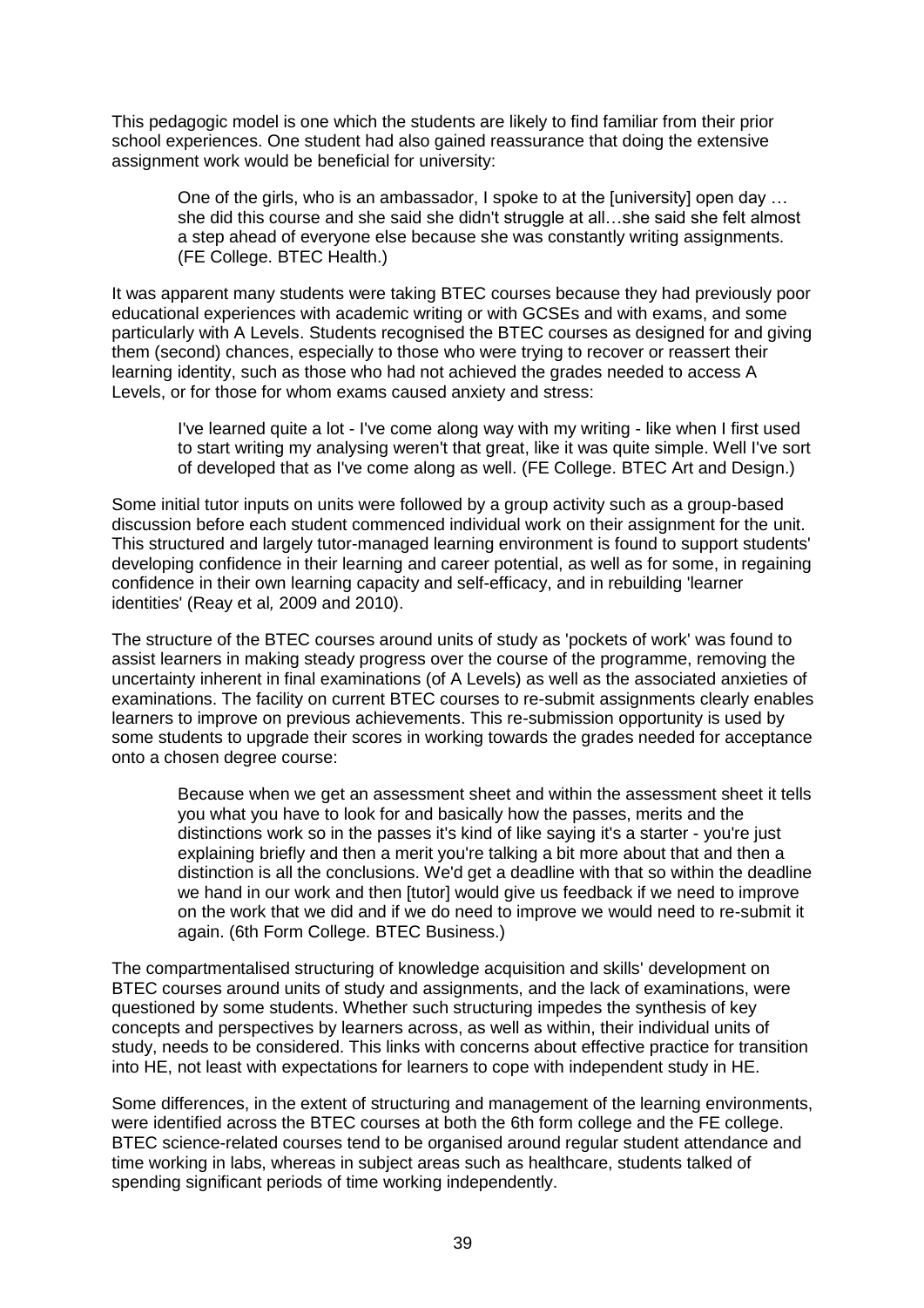This pedagogic model is one which the students are likely to find familiar from their prior school experiences. One student had also gained reassurance that doing the extensive assignment work would be beneficial for university:

> One of the girls, who is an ambassador, I spoke to at the [university] open day … she did this course and she said she didn't struggle at all…she said she felt almost a step ahead of everyone else because she was constantly writing assignments. (FE College. BTEC Health.)

It was apparent many students were taking BTEC courses because they had previously poor educational experiences with academic writing or with GCSEs and with exams, and some particularly with A Levels. Students recognised the BTEC courses as designed for and giving them (second) chances, especially to those who were trying to recover or reassert their learning identity, such as those who had not achieved the grades needed to access A Levels, or for those for whom exams caused anxiety and stress:

> I've learned quite a lot - I've come along way with my writing - like when I first used to start writing my analysing weren't that great, like it was quite simple. Well I've sort of developed that as I've come along as well. (FE College. BTEC Art and Design.)

Some initial tutor inputs on units were followed by a group activity such as a group-based discussion before each student commenced individual work on their assignment for the unit. This structured and largely tutor-managed learning environment is found to support students' developing confidence in their learning and career potential, as well as for some, in regaining confidence in their own learning capacity and self-efficacy, and in rebuilding 'learner identities' (Reay et al*,* 2009 and 2010).

The structure of the BTEC courses around units of study as 'pockets of work' was found to assist learners in making steady progress over the course of the programme, removing the uncertainty inherent in final examinations (of A Levels) as well as the associated anxieties of examinations. The facility on current BTEC courses to re-submit assignments clearly enables learners to improve on previous achievements. This re-submission opportunity is used by some students to upgrade their scores in working towards the grades needed for acceptance onto a chosen degree course:

> Because when we get an assessment sheet and within the assessment sheet it tells you what you have to look for and basically how the passes, merits and the distinctions work so in the passes it's kind of like saying it's a starter - you're just explaining briefly and then a merit you're talking a bit more about that and then a distinction is all the conclusions. We'd get a deadline with that so within the deadline we hand in our work and then [tutor] would give us feedback if we need to improve on the work that we did and if we do need to improve we would need to re-submit it again. (6th Form College. BTEC Business.)

The compartmentalised structuring of knowledge acquisition and skills' development on BTEC courses around units of study and assignments, and the lack of examinations, were questioned by some students. Whether such structuring impedes the synthesis of key concepts and perspectives by learners across, as well as within, their individual units of study, needs to be considered. This links with concerns about effective practice for transition into HE, not least with expectations for learners to cope with independent study in HE.

Some differences, in the extent of structuring and management of the learning environments, were identified across the BTEC courses at both the 6th form college and the FE college. BTEC science-related courses tend to be organised around regular student attendance and time working in labs, whereas in subject areas such as healthcare, students talked of spending significant periods of time working independently.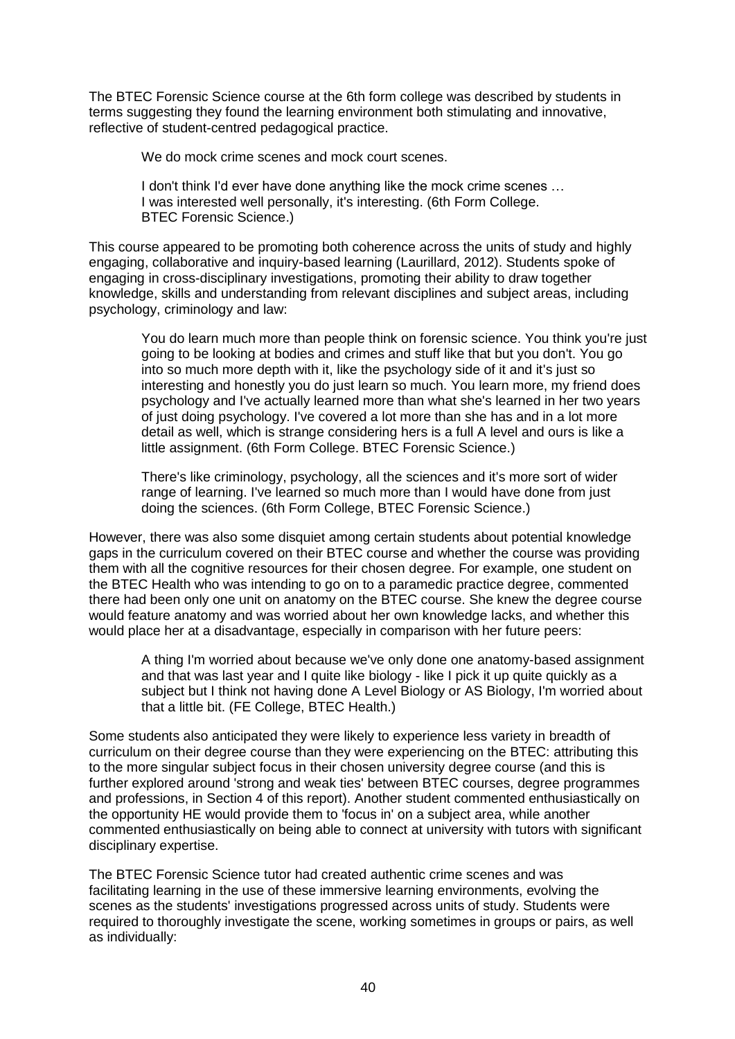The BTEC Forensic Science course at the 6th form college was described by students in terms suggesting they found the learning environment both stimulating and innovative, reflective of student-centred pedagogical practice.

> We do mock crime scenes and mock court scenes.
>
> I don't think I'd ever have done anything like the mock crime scenes … I was interested well personally, it's interesting. (6th Form College. BTEC Forensic Science.)

This course appeared to be promoting both coherence across the units of study and highly engaging, collaborative and inquiry-based learning (Laurillard, 2012). Students spoke of engaging in cross-disciplinary investigations, promoting their ability to draw together knowledge, skills and understanding from relevant disciplines and subject areas, including psychology, criminology and law:

> You do learn much more than people think on forensic science. You think you're just going to be looking at bodies and crimes and stuff like that but you don't. You go into so much more depth with it, like the psychology side of it and it's just so interesting and honestly you do just learn so much. You learn more, my friend does psychology and I've actually learned more than what she's learned in her two years of just doing psychology. I've covered a lot more than she has and in a lot more detail as well, which is strange considering hers is a full A level and ours is like a little assignment. (6th Form College. BTEC Forensic Science.)
>
> There's like criminology, psychology, all the sciences and it's more sort of wider range of learning. I've learned so much more than I would have done from just doing the sciences. (6th Form College, BTEC Forensic Science.)

However, there was also some disquiet among certain students about potential knowledge gaps in the curriculum covered on their BTEC course and whether the course was providing them with all the cognitive resources for their chosen degree. For example, one student on the BTEC Health who was intending to go on to a paramedic practice degree, commented there had been only one unit on anatomy on the BTEC course. She knew the degree course would feature anatomy and was worried about her own knowledge lacks, and whether this would place her at a disadvantage, especially in comparison with her future peers:

> A thing I'm worried about because we've only done one anatomy-based assignment and that was last year and I quite like biology - like I pick it up quite quickly as a subject but I think not having done A Level Biology or AS Biology, I'm worried about that a little bit. (FE College, BTEC Health.)

Some students also anticipated they were likely to experience less variety in breadth of curriculum on their degree course than they were experiencing on the BTEC: attributing this to the more singular subject focus in their chosen university degree course (and this is further explored around 'strong and weak ties' between BTEC courses, degree programmes and professions, in Section 4 of this report). Another student commented enthusiastically on the opportunity HE would provide them to 'focus in' on a subject area, while another commented enthusiastically on being able to connect at university with tutors with significant disciplinary expertise.

The BTEC Forensic Science tutor had created authentic crime scenes and was facilitating learning in the use of these immersive learning environments, evolving the scenes as the students' investigations progressed across units of study. Students were required to thoroughly investigate the scene, working sometimes in groups or pairs, as well as individually: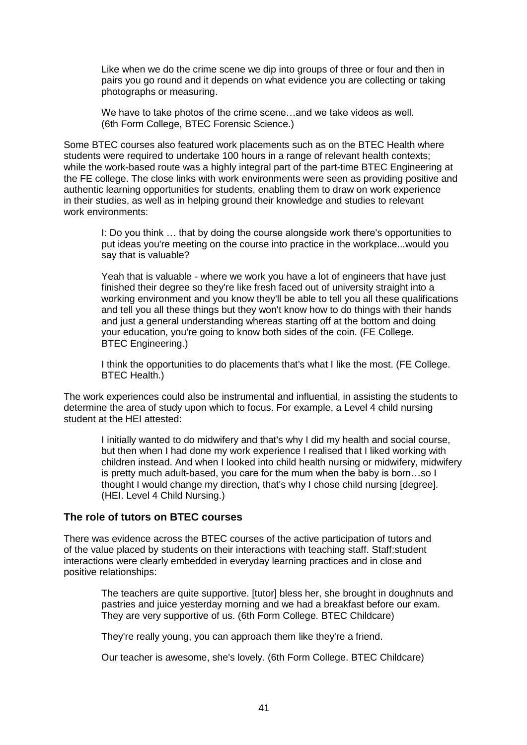> Like when we do the crime scene we dip into groups of three or four and then in pairs you go round and it depends on what evidence you are collecting or taking photographs or measuring.
>
> We have to take photos of the crime scene…and we take videos as well. (6th Form College, BTEC Forensic Science.)

Some BTEC courses also featured work placements such as on the BTEC Health where students were required to undertake 100 hours in a range of relevant health contexts; while the work-based route was a highly integral part of the part-time BTEC Engineering at the FE college. The close links with work environments were seen as providing positive and authentic learning opportunities for students, enabling them to draw on work experience in their studies, as well as in helping ground their knowledge and studies to relevant work environments:

> I: Do you think … that by doing the course alongside work there's opportunities to put ideas you're meeting on the course into practice in the workplace...would you say that is valuable?
>
> Yeah that is valuable - where we work you have a lot of engineers that have just finished their degree so they're like fresh faced out of university straight into a working environment and you know they'll be able to tell you all these qualifications and tell you all these things but they won't know how to do things with their hands and just a general understanding whereas starting off at the bottom and doing your education, you're going to know both sides of the coin. (FE College. BTEC Engineering.)
>
> I think the opportunities to do placements that's what I like the most. (FE College. BTEC Health.)

The work experiences could also be instrumental and influential, in assisting the students to determine the area of study upon which to focus. For example, a Level 4 child nursing student at the HEI attested:

> I initially wanted to do midwifery and that's why I did my health and social course, but then when I had done my work experience I realised that I liked working with children instead. And when I looked into child health nursing or midwifery, midwifery is pretty much adult-based, you care for the mum when the baby is born…so I thought I would change my direction, that's why I chose child nursing [degree]. (HEI. Level 4 Child Nursing.)

### The role of tutors on BTEC courses

There was evidence across the BTEC courses of the active participation of tutors and of the value placed by students on their interactions with teaching staff. Staff:student interactions were clearly embedded in everyday learning practices and in close and positive relationships:

> The teachers are quite supportive. [tutor] bless her, she brought in doughnuts and pastries and juice yesterday morning and we had a breakfast before our exam. They are very supportive of us. (6th Form College. BTEC Childcare)
>
> They're really young, you can approach them like they're a friend.
>
> Our teacher is awesome, she's lovely. (6th Form College. BTEC Childcare)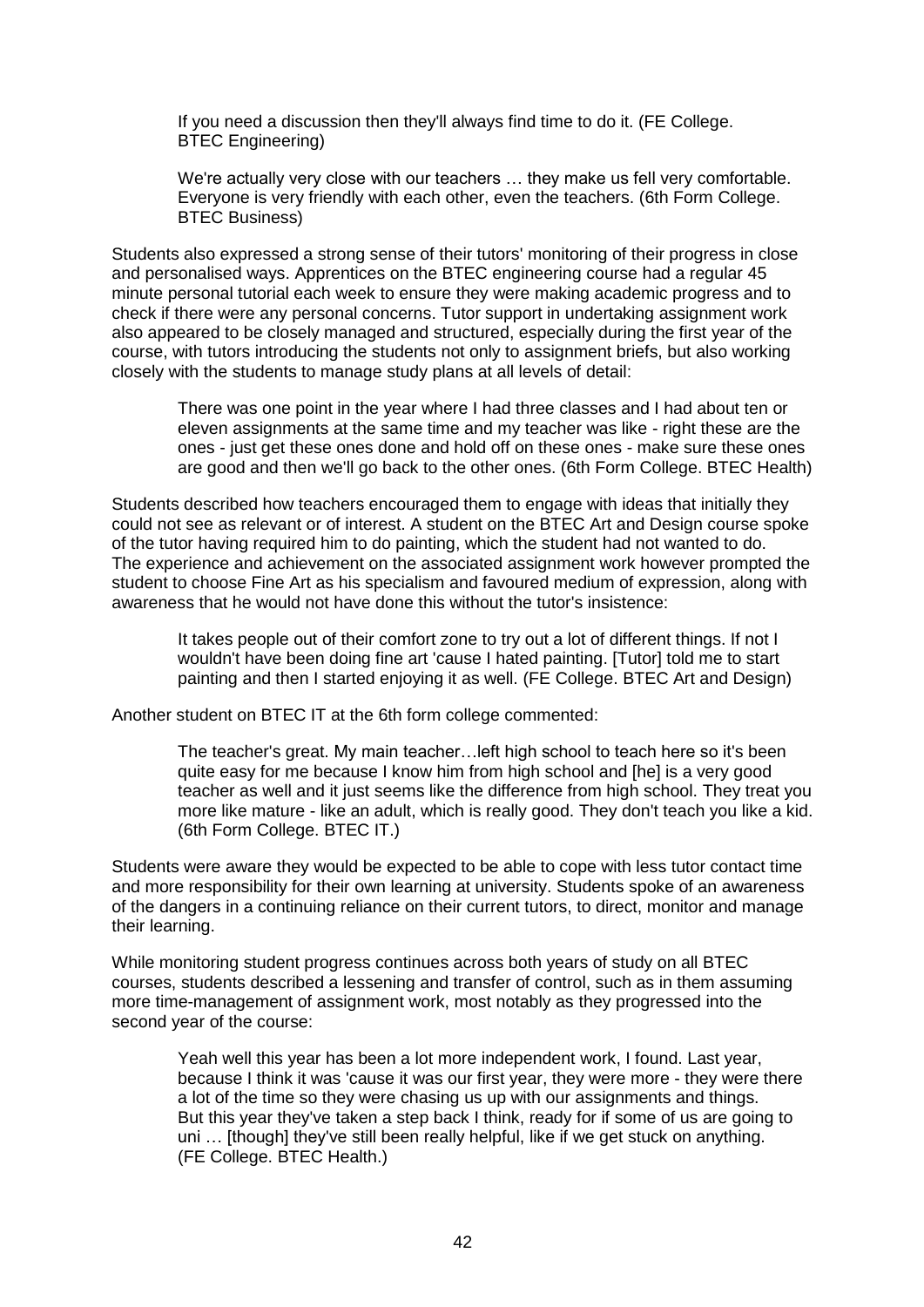> If you need a discussion then they'll always find time to do it. (FE College. BTEC Engineering)

> We're actually very close with our teachers … they make us fell very comfortable. Everyone is very friendly with each other, even the teachers. (6th Form College. BTEC Business)

Students also expressed a strong sense of their tutors' monitoring of their progress in close and personalised ways. Apprentices on the BTEC engineering course had a regular 45 minute personal tutorial each week to ensure they were making academic progress and to check if there were any personal concerns. Tutor support in undertaking assignment work also appeared to be closely managed and structured, especially during the first year of the course, with tutors introducing the students not only to assignment briefs, but also working closely with the students to manage study plans at all levels of detail:

> There was one point in the year where I had three classes and I had about ten or eleven assignments at the same time and my teacher was like - right these are the ones - just get these ones done and hold off on these ones - make sure these ones are good and then we'll go back to the other ones. (6th Form College. BTEC Health)

Students described how teachers encouraged them to engage with ideas that initially they could not see as relevant or of interest. A student on the BTEC Art and Design course spoke of the tutor having required him to do painting, which the student had not wanted to do. The experience and achievement on the associated assignment work however prompted the student to choose Fine Art as his specialism and favoured medium of expression, along with awareness that he would not have done this without the tutor's insistence:

> It takes people out of their comfort zone to try out a lot of different things. If not I wouldn't have been doing fine art 'cause I hated painting. [Tutor] told me to start painting and then I started enjoying it as well. (FE College. BTEC Art and Design)

Another student on BTEC IT at the 6th form college commented:

> The teacher's great. My main teacher…left high school to teach here so it's been quite easy for me because I know him from high school and [he] is a very good teacher as well and it just seems like the difference from high school. They treat you more like mature - like an adult, which is really good. They don't teach you like a kid. (6th Form College. BTEC IT.)

Students were aware they would be expected to be able to cope with less tutor contact time and more responsibility for their own learning at university. Students spoke of an awareness of the dangers in a continuing reliance on their current tutors, to direct, monitor and manage their learning.

While monitoring student progress continues across both years of study on all BTEC courses, students described a lessening and transfer of control, such as in them assuming more time-management of assignment work, most notably as they progressed into the second year of the course:

> Yeah well this year has been a lot more independent work, I found. Last year, because I think it was 'cause it was our first year, they were more - they were there a lot of the time so they were chasing us up with our assignments and things. But this year they've taken a step back I think, ready for if some of us are going to uni … [though] they've still been really helpful, like if we get stuck on anything. (FE College. BTEC Health.)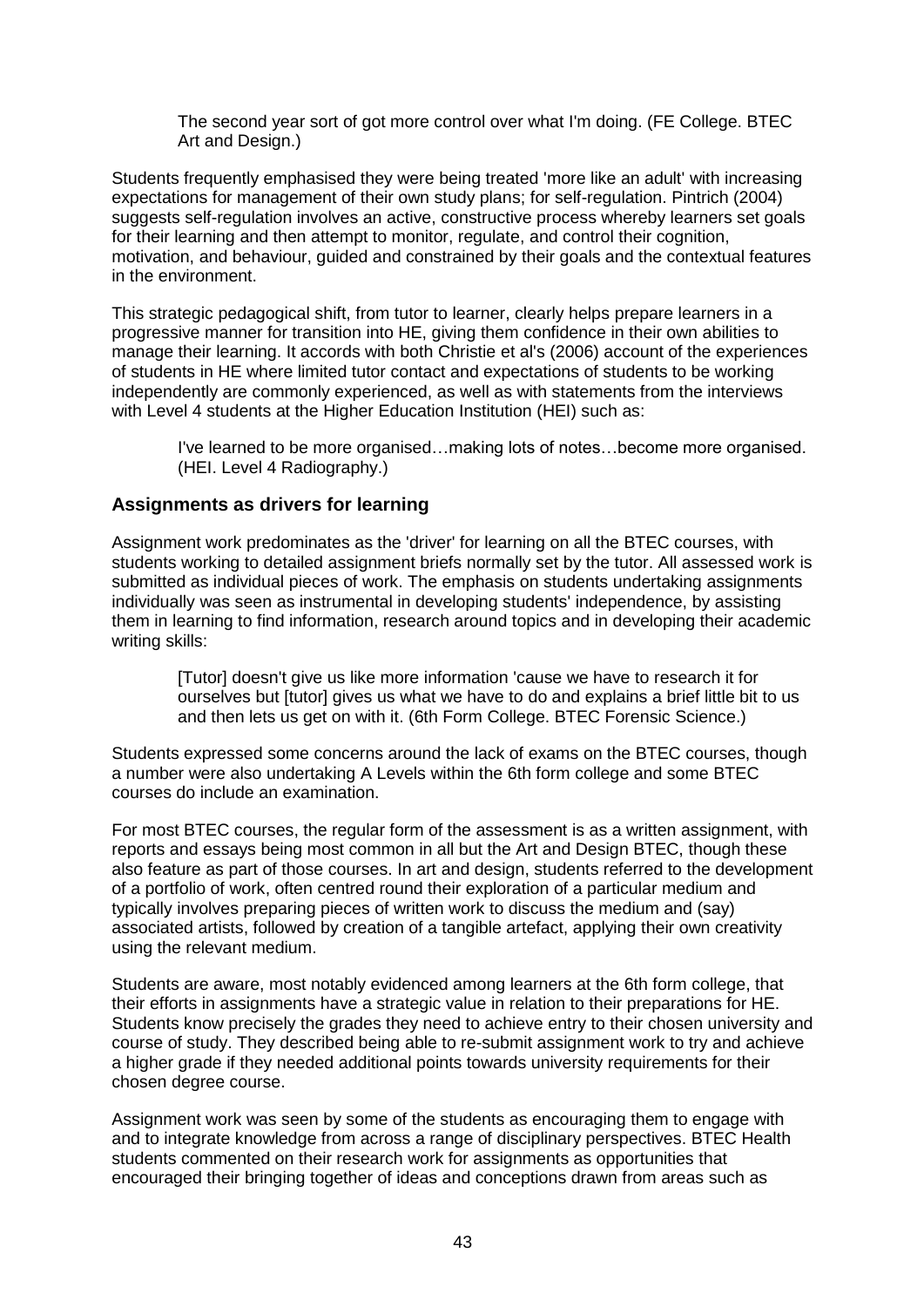> The second year sort of got more control over what I'm doing. (FE College. BTEC Art and Design.)

Students frequently emphasised they were being treated 'more like an adult' with increasing expectations for management of their own study plans; for self-regulation. Pintrich (2004) suggests self-regulation involves an active, constructive process whereby learners set goals for their learning and then attempt to monitor, regulate, and control their cognition, motivation, and behaviour, guided and constrained by their goals and the contextual features in the environment.

This strategic pedagogical shift, from tutor to learner, clearly helps prepare learners in a progressive manner for transition into HE, giving them confidence in their own abilities to manage their learning. It accords with both Christie et al's (2006) account of the experiences of students in HE where limited tutor contact and expectations of students to be working independently are commonly experienced, as well as with statements from the interviews with Level 4 students at the Higher Education Institution (HEI) such as:

> I've learned to be more organised…making lots of notes…become more organised. (HEI. Level 4 Radiography.)

### Assignments as drivers for learning

Assignment work predominates as the 'driver' for learning on all the BTEC courses, with students working to detailed assignment briefs normally set by the tutor. All assessed work is submitted as individual pieces of work. The emphasis on students undertaking assignments individually was seen as instrumental in developing students' independence, by assisting them in learning to find information, research around topics and in developing their academic writing skills:

> [Tutor] doesn't give us like more information 'cause we have to research it for ourselves but [tutor] gives us what we have to do and explains a brief little bit to us and then lets us get on with it. (6th Form College. BTEC Forensic Science.)

Students expressed some concerns around the lack of exams on the BTEC courses, though a number were also undertaking A Levels within the 6th form college and some BTEC courses do include an examination.

For most BTEC courses, the regular form of the assessment is as a written assignment, with reports and essays being most common in all but the Art and Design BTEC, though these also feature as part of those courses. In art and design, students referred to the development of a portfolio of work, often centred round their exploration of a particular medium and typically involves preparing pieces of written work to discuss the medium and (say) associated artists, followed by creation of a tangible artefact, applying their own creativity using the relevant medium.

Students are aware, most notably evidenced among learners at the 6th form college, that their efforts in assignments have a strategic value in relation to their preparations for HE. Students know precisely the grades they need to achieve entry to their chosen university and course of study. They described being able to re-submit assignment work to try and achieve a higher grade if they needed additional points towards university requirements for their chosen degree course.

Assignment work was seen by some of the students as encouraging them to engage with and to integrate knowledge from across a range of disciplinary perspectives. BTEC Health students commented on their research work for assignments as opportunities that encouraged their bringing together of ideas and conceptions drawn from areas such as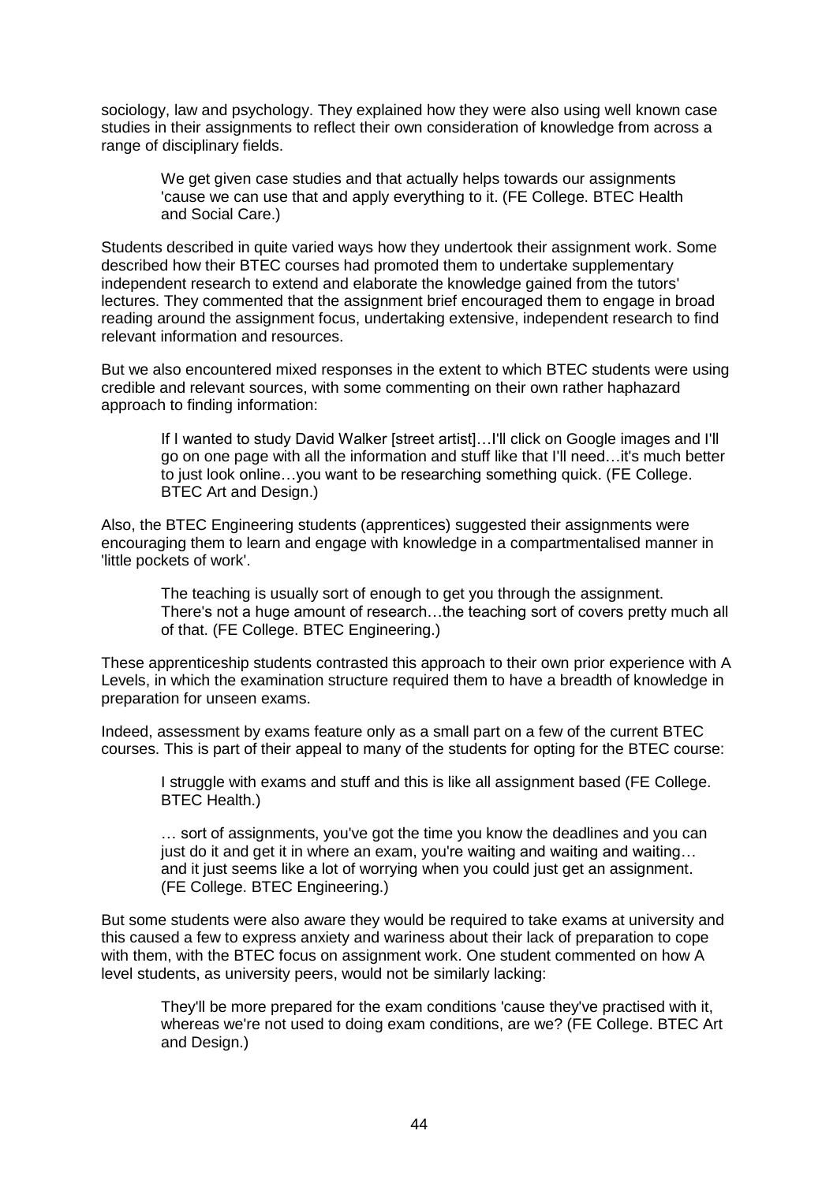sociology, law and psychology. They explained how they were also using well known case studies in their assignments to reflect their own consideration of knowledge from across a range of disciplinary fields.

> We get given case studies and that actually helps towards our assignments 'cause we can use that and apply everything to it. (FE College. BTEC Health and Social Care.)

Students described in quite varied ways how they undertook their assignment work. Some described how their BTEC courses had promoted them to undertake supplementary independent research to extend and elaborate the knowledge gained from the tutors' lectures. They commented that the assignment brief encouraged them to engage in broad reading around the assignment focus, undertaking extensive, independent research to find relevant information and resources.

But we also encountered mixed responses in the extent to which BTEC students were using credible and relevant sources, with some commenting on their own rather haphazard approach to finding information:

> If I wanted to study David Walker [street artist]…I'll click on Google images and I'll go on one page with all the information and stuff like that I'll need…it's much better to just look online…you want to be researching something quick. (FE College. BTEC Art and Design.)

Also, the BTEC Engineering students (apprentices) suggested their assignments were encouraging them to learn and engage with knowledge in a compartmentalised manner in 'little pockets of work'.

> The teaching is usually sort of enough to get you through the assignment. There's not a huge amount of research…the teaching sort of covers pretty much all of that. (FE College. BTEC Engineering.)

These apprenticeship students contrasted this approach to their own prior experience with A Levels, in which the examination structure required them to have a breadth of knowledge in preparation for unseen exams.

Indeed, assessment by exams feature only as a small part on a few of the current BTEC courses. This is part of their appeal to many of the students for opting for the BTEC course:

> I struggle with exams and stuff and this is like all assignment based (FE College. BTEC Health.)

> … sort of assignments, you've got the time you know the deadlines and you can just do it and get it in where an exam, you're waiting and waiting and waiting… and it just seems like a lot of worrying when you could just get an assignment. (FE College. BTEC Engineering.)

But some students were also aware they would be required to take exams at university and this caused a few to express anxiety and wariness about their lack of preparation to cope with them, with the BTEC focus on assignment work. One student commented on how A level students, as university peers, would not be similarly lacking:

> They'll be more prepared for the exam conditions 'cause they've practised with it, whereas we're not used to doing exam conditions, are we? (FE College. BTEC Art and Design.)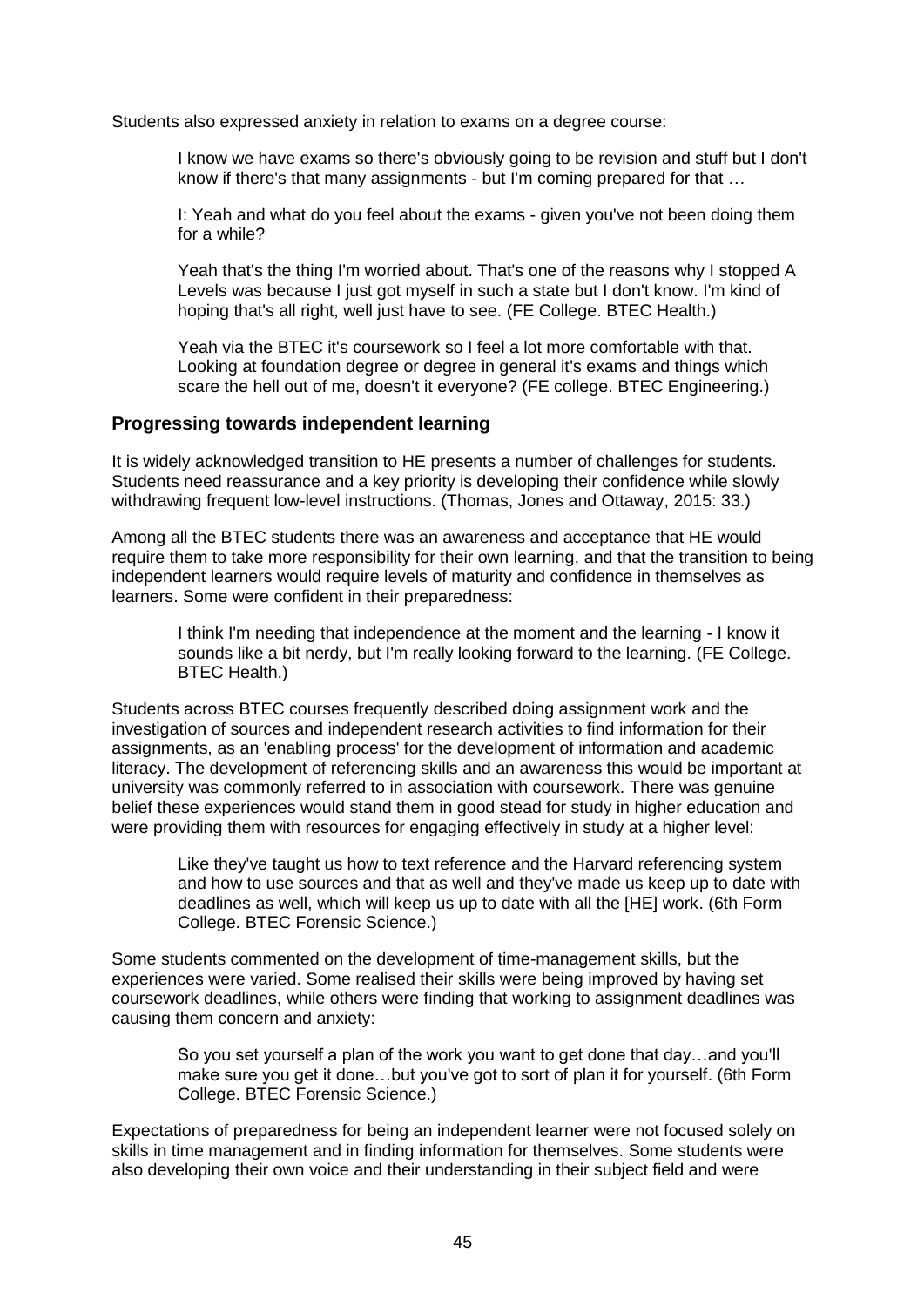Students also expressed anxiety in relation to exams on a degree course:

> I know we have exams so there's obviously going to be revision and stuff but I don't know if there's that many assignments - but I'm coming prepared for that …
>
> I: Yeah and what do you feel about the exams - given you've not been doing them for a while?
>
> Yeah that's the thing I'm worried about. That's one of the reasons why I stopped A Levels was because I just got myself in such a state but I don't know. I'm kind of hoping that's all right, well just have to see. (FE College. BTEC Health.)
>
> Yeah via the BTEC it's coursework so I feel a lot more comfortable with that. Looking at foundation degree or degree in general it's exams and things which scare the hell out of me, doesn't it everyone? (FE college. BTEC Engineering.)

### Progressing towards independent learning

It is widely acknowledged transition to HE presents a number of challenges for students. Students need reassurance and a key priority is developing their confidence while slowly withdrawing frequent low-level instructions. (Thomas, Jones and Ottaway, 2015: 33.)

Among all the BTEC students there was an awareness and acceptance that HE would require them to take more responsibility for their own learning, and that the transition to being independent learners would require levels of maturity and confidence in themselves as learners. Some were confident in their preparedness:

> I think I'm needing that independence at the moment and the learning - I know it sounds like a bit nerdy, but I'm really looking forward to the learning. (FE College. BTEC Health.)

Students across BTEC courses frequently described doing assignment work and the investigation of sources and independent research activities to find information for their assignments, as an 'enabling process' for the development of information and academic literacy. The development of referencing skills and an awareness this would be important at university was commonly referred to in association with coursework. There was genuine belief these experiences would stand them in good stead for study in higher education and were providing them with resources for engaging effectively in study at a higher level:

> Like they've taught us how to text reference and the Harvard referencing system and how to use sources and that as well and they've made us keep up to date with deadlines as well, which will keep us up to date with all the [HE] work. (6th Form College. BTEC Forensic Science.)

Some students commented on the development of time-management skills, but the experiences were varied. Some realised their skills were being improved by having set coursework deadlines, while others were finding that working to assignment deadlines was causing them concern and anxiety:

> So you set yourself a plan of the work you want to get done that day…and you'll make sure you get it done…but you've got to sort of plan it for yourself. (6th Form College. BTEC Forensic Science.)

Expectations of preparedness for being an independent learner were not focused solely on skills in time management and in finding information for themselves. Some students were also developing their own voice and their understanding in their subject field and were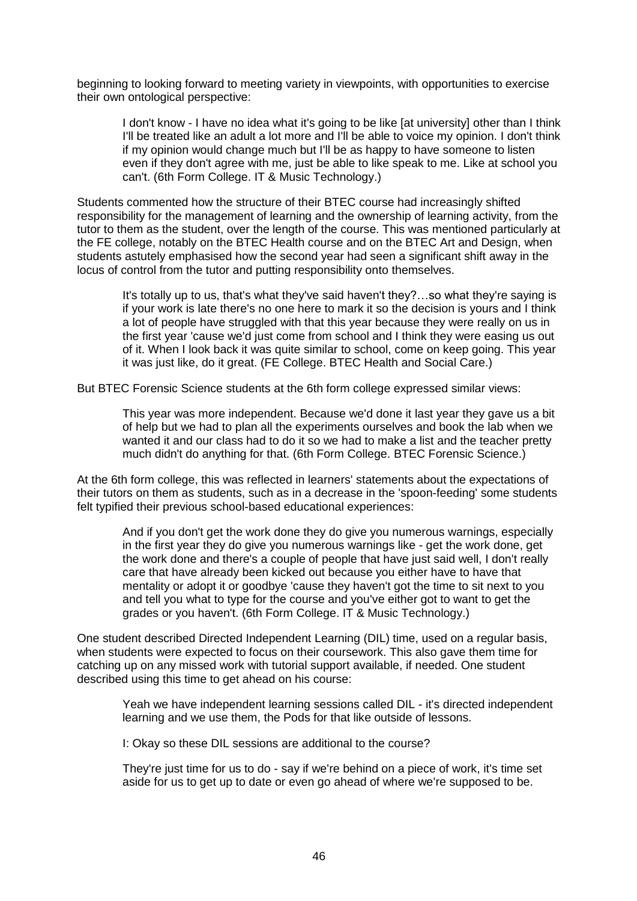beginning to looking forward to meeting variety in viewpoints, with opportunities to exercise their own ontological perspective:

> I don't know - I have no idea what it's going to be like [at university] other than I think I'll be treated like an adult a lot more and I'll be able to voice my opinion. I don't think if my opinion would change much but I'll be as happy to have someone to listen even if they don't agree with me, just be able to like speak to me. Like at school you can't. (6th Form College. IT & Music Technology.)

Students commented how the structure of their BTEC course had increasingly shifted responsibility for the management of learning and the ownership of learning activity, from the tutor to them as the student, over the length of the course. This was mentioned particularly at the FE college, notably on the BTEC Health course and on the BTEC Art and Design, when students astutely emphasised how the second year had seen a significant shift away in the locus of control from the tutor and putting responsibility onto themselves.

> It's totally up to us, that's what they've said haven't they?…so what they're saying is if your work is late there's no one here to mark it so the decision is yours and I think a lot of people have struggled with that this year because they were really on us in the first year 'cause we'd just come from school and I think they were easing us out of it. When I look back it was quite similar to school, come on keep going. This year it was just like, do it great. (FE College. BTEC Health and Social Care.)

But BTEC Forensic Science students at the 6th form college expressed similar views:

> This year was more independent. Because we'd done it last year they gave us a bit of help but we had to plan all the experiments ourselves and book the lab when we wanted it and our class had to do it so we had to make a list and the teacher pretty much didn't do anything for that. (6th Form College. BTEC Forensic Science.)

At the 6th form college, this was reflected in learners' statements about the expectations of their tutors on them as students, such as in a decrease in the 'spoon-feeding' some students felt typified their previous school-based educational experiences:

> And if you don't get the work done they do give you numerous warnings, especially in the first year they do give you numerous warnings like - get the work done, get the work done and there's a couple of people that have just said well, I don't really care that have already been kicked out because you either have to have that mentality or adopt it or goodbye 'cause they haven't got the time to sit next to you and tell you what to type for the course and you've either got to want to get the grades or you haven't. (6th Form College. IT & Music Technology.)

One student described Directed Independent Learning (DIL) time, used on a regular basis, when students were expected to focus on their coursework. This also gave them time for catching up on any missed work with tutorial support available, if needed. One student described using this time to get ahead on his course:

> Yeah we have independent learning sessions called DIL - it's directed independent learning and we use them, the Pods for that like outside of lessons.
>
> I: Okay so these DIL sessions are additional to the course?
>
> They're just time for us to do - say if we're behind on a piece of work, it's time set aside for us to get up to date or even go ahead of where we're supposed to be.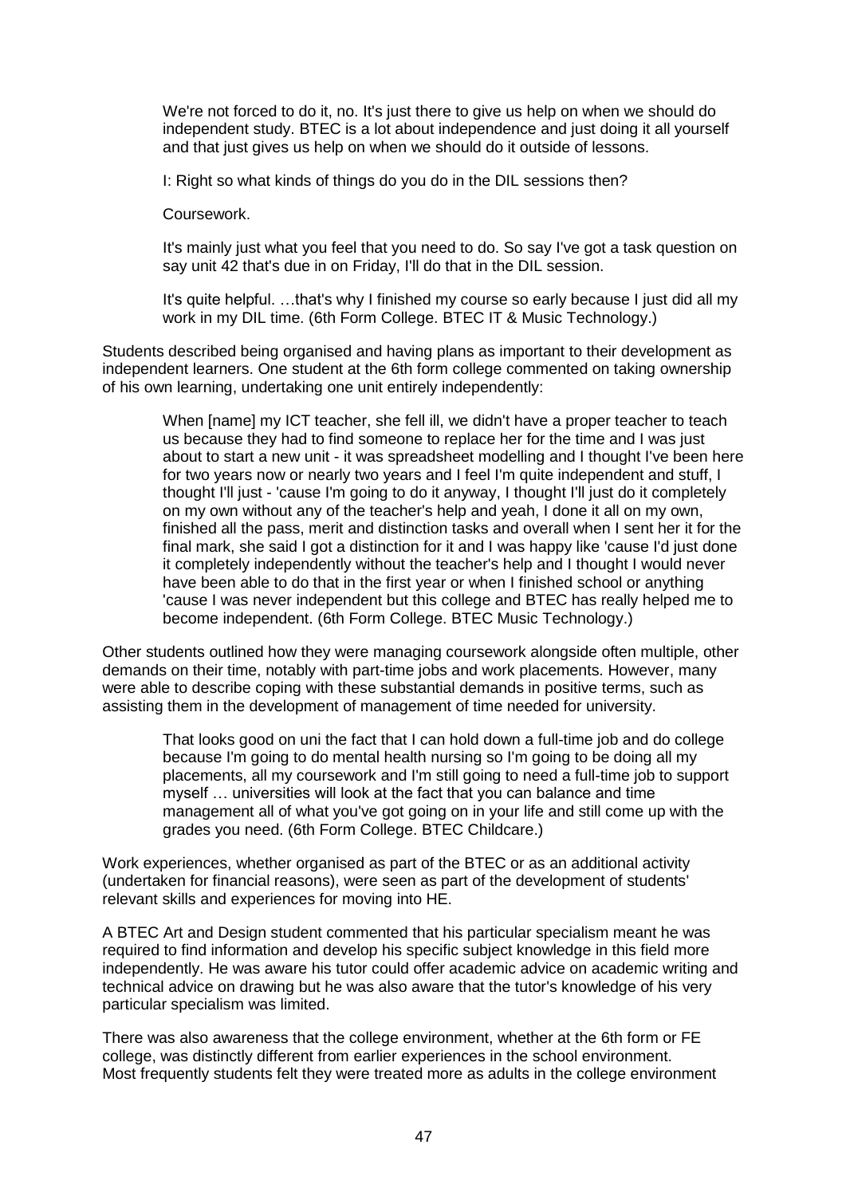> We're not forced to do it, no. It's just there to give us help on when we should do independent study. BTEC is a lot about independence and just doing it all yourself and that just gives us help on when we should do it outside of lessons.
>
> I: Right so what kinds of things do you do in the DIL sessions then?
>
> Coursework.
>
> It's mainly just what you feel that you need to do. So say I've got a task question on say unit 42 that's due in on Friday, I'll do that in the DIL session.
>
> It's quite helpful. …that's why I finished my course so early because I just did all my work in my DIL time. (6th Form College. BTEC IT & Music Technology.)

Students described being organised and having plans as important to their development as independent learners. One student at the 6th form college commented on taking ownership of his own learning, undertaking one unit entirely independently:

> When [name] my ICT teacher, she fell ill, we didn't have a proper teacher to teach us because they had to find someone to replace her for the time and I was just about to start a new unit - it was spreadsheet modelling and I thought I've been here for two years now or nearly two years and I feel I'm quite independent and stuff, I thought I'll just - 'cause I'm going to do it anyway, I thought I'll just do it completely on my own without any of the teacher's help and yeah, I done it all on my own, finished all the pass, merit and distinction tasks and overall when I sent her it for the final mark, she said I got a distinction for it and I was happy like 'cause I'd just done it completely independently without the teacher's help and I thought I would never have been able to do that in the first year or when I finished school or anything 'cause I was never independent but this college and BTEC has really helped me to become independent. (6th Form College. BTEC Music Technology.)

Other students outlined how they were managing coursework alongside often multiple, other demands on their time, notably with part-time jobs and work placements. However, many were able to describe coping with these substantial demands in positive terms, such as assisting them in the development of management of time needed for university.

> That looks good on uni the fact that I can hold down a full-time job and do college because I'm going to do mental health nursing so I'm going to be doing all my placements, all my coursework and I'm still going to need a full-time job to support myself … universities will look at the fact that you can balance and time management all of what you've got going on in your life and still come up with the grades you need. (6th Form College. BTEC Childcare.)

Work experiences, whether organised as part of the BTEC or as an additional activity (undertaken for financial reasons), were seen as part of the development of students' relevant skills and experiences for moving into HE.

A BTEC Art and Design student commented that his particular specialism meant he was required to find information and develop his specific subject knowledge in this field more independently. He was aware his tutor could offer academic advice on academic writing and technical advice on drawing but he was also aware that the tutor's knowledge of his very particular specialism was limited.

There was also awareness that the college environment, whether at the 6th form or FE college, was distinctly different from earlier experiences in the school environment. Most frequently students felt they were treated more as adults in the college environment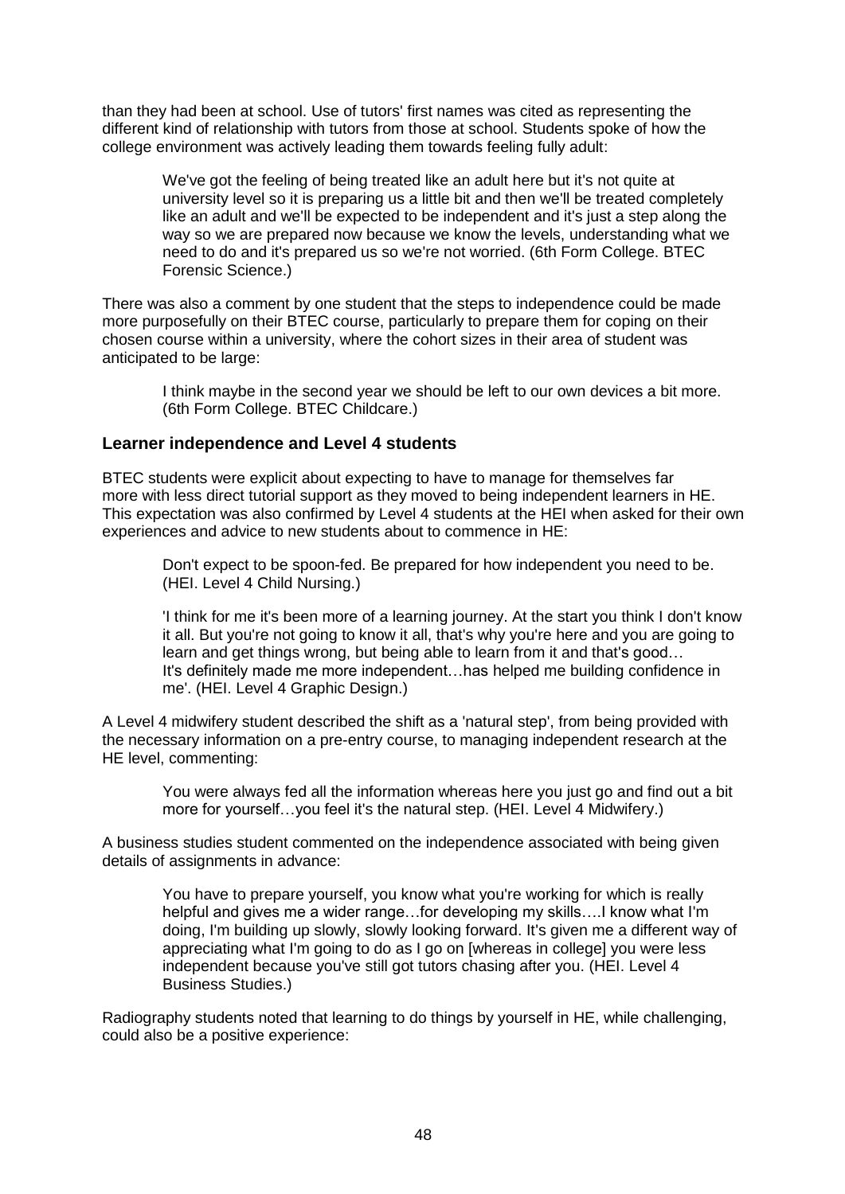than they had been at school. Use of tutors' first names was cited as representing the different kind of relationship with tutors from those at school. Students spoke of how the college environment was actively leading them towards feeling fully adult:

> We've got the feeling of being treated like an adult here but it's not quite at university level so it is preparing us a little bit and then we'll be treated completely like an adult and we'll be expected to be independent and it's just a step along the way so we are prepared now because we know the levels, understanding what we need to do and it's prepared us so we're not worried. (6th Form College. BTEC Forensic Science.)

There was also a comment by one student that the steps to independence could be made more purposefully on their BTEC course, particularly to prepare them for coping on their chosen course within a university, where the cohort sizes in their area of student was anticipated to be large:

> I think maybe in the second year we should be left to our own devices a bit more. (6th Form College. BTEC Childcare.)

### Learner independence and Level 4 students

BTEC students were explicit about expecting to have to manage for themselves far more with less direct tutorial support as they moved to being independent learners in HE. This expectation was also confirmed by Level 4 students at the HEI when asked for their own experiences and advice to new students about to commence in HE:

> Don't expect to be spoon-fed. Be prepared for how independent you need to be. (HEI. Level 4 Child Nursing.)

> 'I think for me it's been more of a learning journey. At the start you think I don't know it all. But you're not going to know it all, that's why you're here and you are going to learn and get things wrong, but being able to learn from it and that's good… It's definitely made me more independent…has helped me building confidence in me'. (HEI. Level 4 Graphic Design.)

A Level 4 midwifery student described the shift as a 'natural step', from being provided with the necessary information on a pre-entry course, to managing independent research at the HE level, commenting:

> You were always fed all the information whereas here you just go and find out a bit more for yourself…you feel it's the natural step. (HEI. Level 4 Midwifery.)

A business studies student commented on the independence associated with being given details of assignments in advance:

> You have to prepare yourself, you know what you're working for which is really helpful and gives me a wider range…for developing my skills….I know what I'm doing, I'm building up slowly, slowly looking forward. It's given me a different way of appreciating what I'm going to do as I go on [whereas in college] you were less independent because you've still got tutors chasing after you. (HEI. Level 4 Business Studies.)

Radiography students noted that learning to do things by yourself in HE, while challenging, could also be a positive experience: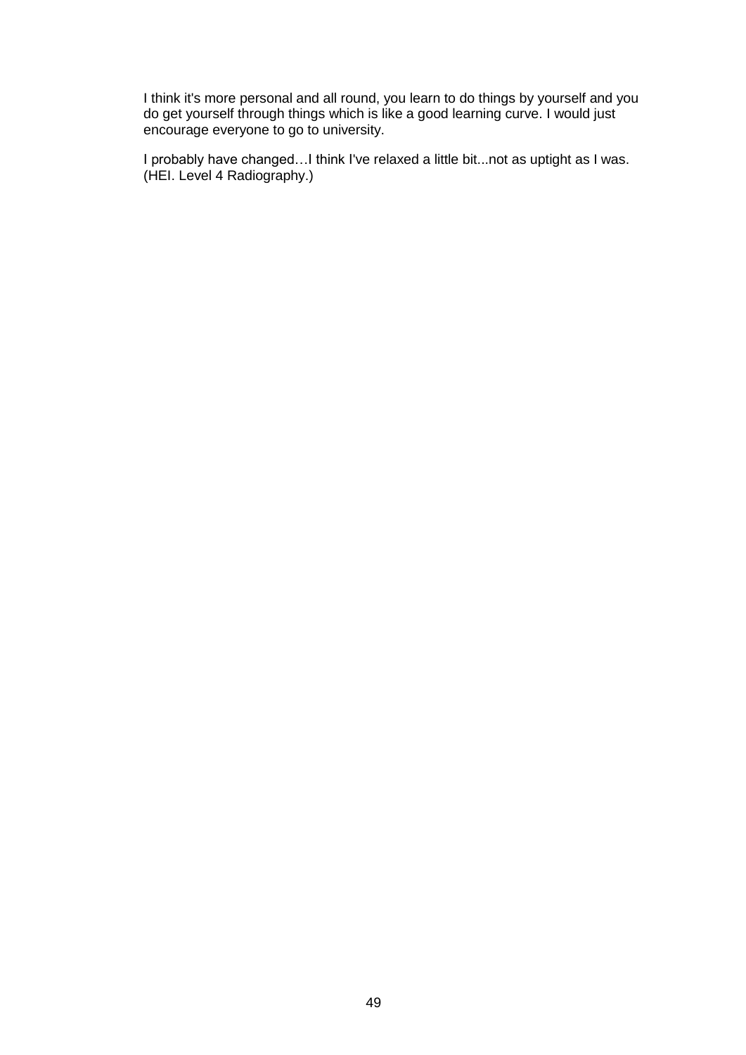I think it's more personal and all round, you learn to do things by yourself and you do get yourself through things which is like a good learning curve. I would just encourage everyone to go to university.

I probably have changed…I think I've relaxed a little bit...not as uptight as I was. (HEI. Level 4 Radiography.)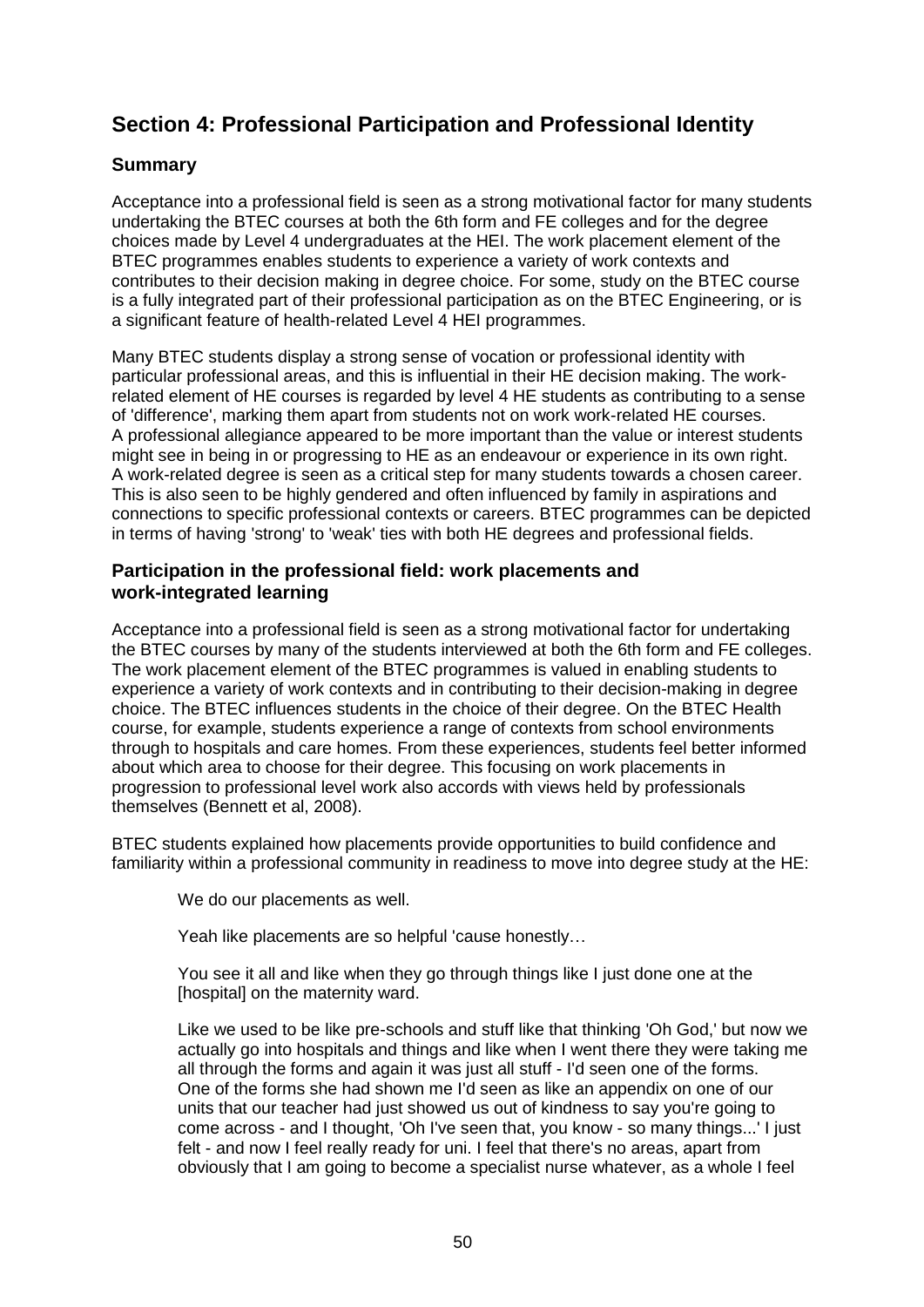## Section 4: Professional Participation and Professional Identity

### Summary

Acceptance into a professional field is seen as a strong motivational factor for many students undertaking the BTEC courses at both the 6th form and FE colleges and for the degree choices made by Level 4 undergraduates at the HEI. The work placement element of the BTEC programmes enables students to experience a variety of work contexts and contributes to their decision making in degree choice. For some, study on the BTEC course is a fully integrated part of their professional participation as on the BTEC Engineering, or is a significant feature of health-related Level 4 HEI programmes.

Many BTEC students display a strong sense of vocation or professional identity with particular professional areas, and this is influential in their HE decision making. The work-related element of HE courses is regarded by level 4 HE students as contributing to a sense of 'difference', marking them apart from students not on work work-related HE courses. A professional allegiance appeared to be more important than the value or interest students might see in being in or progressing to HE as an endeavour or experience in its own right. A work-related degree is seen as a critical step for many students towards a chosen career. This is also seen to be highly gendered and often influenced by family in aspirations and connections to specific professional contexts or careers. BTEC programmes can be depicted in terms of having 'strong' to 'weak' ties with both HE degrees and professional fields.

### Participation in the professional field: work placements and work-integrated learning

Acceptance into a professional field is seen as a strong motivational factor for undertaking the BTEC courses by many of the students interviewed at both the 6th form and FE colleges. The work placement element of the BTEC programmes is valued in enabling students to experience a variety of work contexts and in contributing to their decision-making in degree choice. The BTEC influences students in the choice of their degree. On the BTEC Health course, for example, students experience a range of contexts from school environments through to hospitals and care homes. From these experiences, students feel better informed about which area to choose for their degree. This focusing on work placements in progression to professional level work also accords with views held by professionals themselves (Bennett et al, 2008).

BTEC students explained how placements provide opportunities to build confidence and familiarity within a professional community in readiness to move into degree study at the HE:

> We do our placements as well.
>
> Yeah like placements are so helpful 'cause honestly…
>
> You see it all and like when they go through things like I just done one at the [hospital] on the maternity ward.
>
> Like we used to be like pre-schools and stuff like that thinking 'Oh God,' but now we actually go into hospitals and things and like when I went there they were taking me all through the forms and again it was just all stuff - I'd seen one of the forms. One of the forms she had shown me I'd seen as like an appendix on one of our units that our teacher had just showed us out of kindness to say you're going to come across - and I thought, 'Oh I've seen that, you know - so many things...' I just felt - and now I feel really ready for uni. I feel that there's no areas, apart from obviously that I am going to become a specialist nurse whatever, as a whole I feel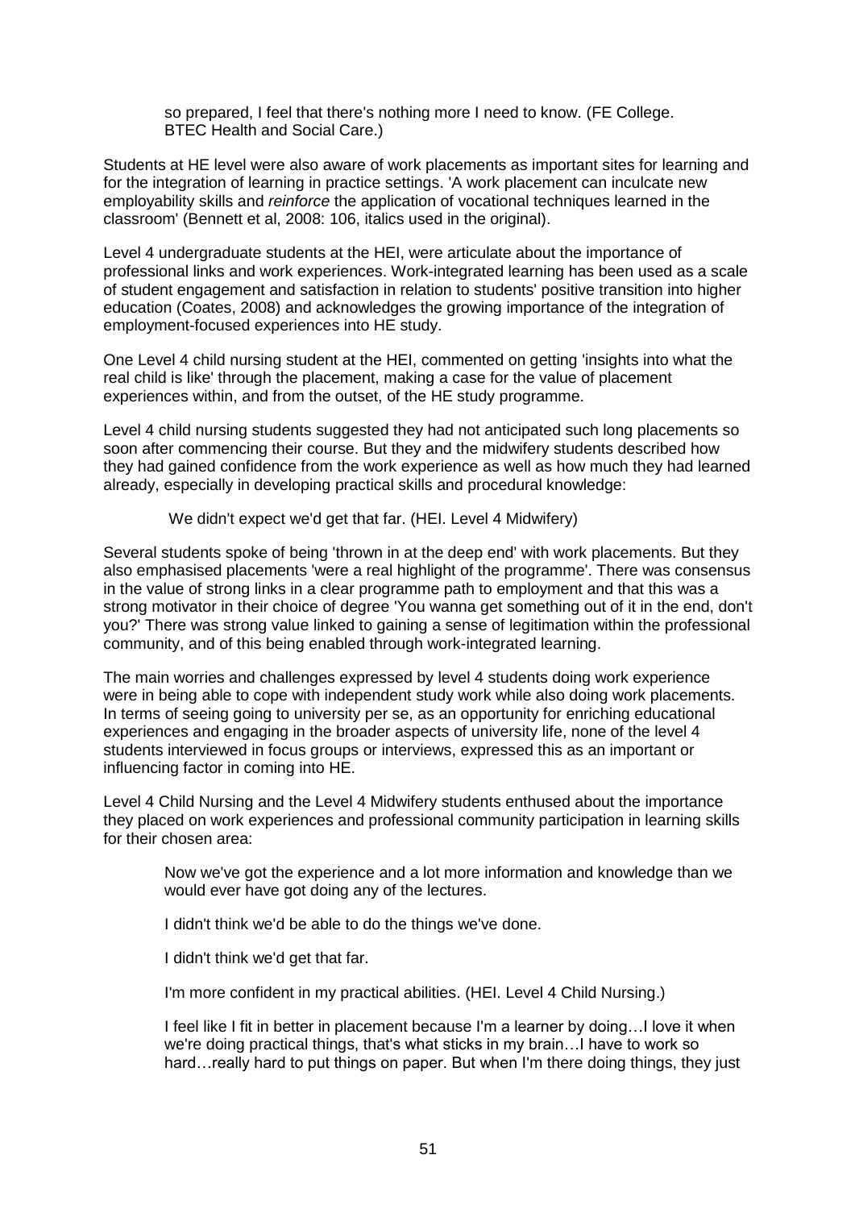> so prepared, I feel that there's nothing more I need to know. (FE College. BTEC Health and Social Care.)

Students at HE level were also aware of work placements as important sites for learning and for the integration of learning in practice settings. 'A work placement can inculcate new employability skills and *reinforce* the application of vocational techniques learned in the classroom' (Bennett et al, 2008: 106, italics used in the original).

Level 4 undergraduate students at the HEI, were articulate about the importance of professional links and work experiences. Work-integrated learning has been used as a scale of student engagement and satisfaction in relation to students' positive transition into higher education (Coates, 2008) and acknowledges the growing importance of the integration of employment-focused experiences into HE study.

One Level 4 child nursing student at the HEI, commented on getting 'insights into what the real child is like' through the placement, making a case for the value of placement experiences within, and from the outset, of the HE study programme.

Level 4 child nursing students suggested they had not anticipated such long placements so soon after commencing their course. But they and the midwifery students described how they had gained confidence from the work experience as well as how much they had learned already, especially in developing practical skills and procedural knowledge:

> We didn't expect we'd get that far. (HEI. Level 4 Midwifery)

Several students spoke of being 'thrown in at the deep end' with work placements. But they also emphasised placements 'were a real highlight of the programme'. There was consensus in the value of strong links in a clear programme path to employment and that this was a strong motivator in their choice of degree 'You wanna get something out of it in the end, don't you?' There was strong value linked to gaining a sense of legitimation within the professional community, and of this being enabled through work-integrated learning.

The main worries and challenges expressed by level 4 students doing work experience were in being able to cope with independent study work while also doing work placements. In terms of seeing going to university per se, as an opportunity for enriching educational experiences and engaging in the broader aspects of university life, none of the level 4 students interviewed in focus groups or interviews, expressed this as an important or influencing factor in coming into HE.

Level 4 Child Nursing and the Level 4 Midwifery students enthused about the importance they placed on work experiences and professional community participation in learning skills for their chosen area:

> Now we've got the experience and a lot more information and knowledge than we would ever have got doing any of the lectures.
>
> I didn't think we'd be able to do the things we've done.
>
> I didn't think we'd get that far.
>
> I'm more confident in my practical abilities. (HEI. Level 4 Child Nursing.)
>
> I feel like I fit in better in placement because I'm a learner by doing…I love it when we're doing practical things, that's what sticks in my brain…I have to work so hard…really hard to put things on paper. But when I'm there doing things, they just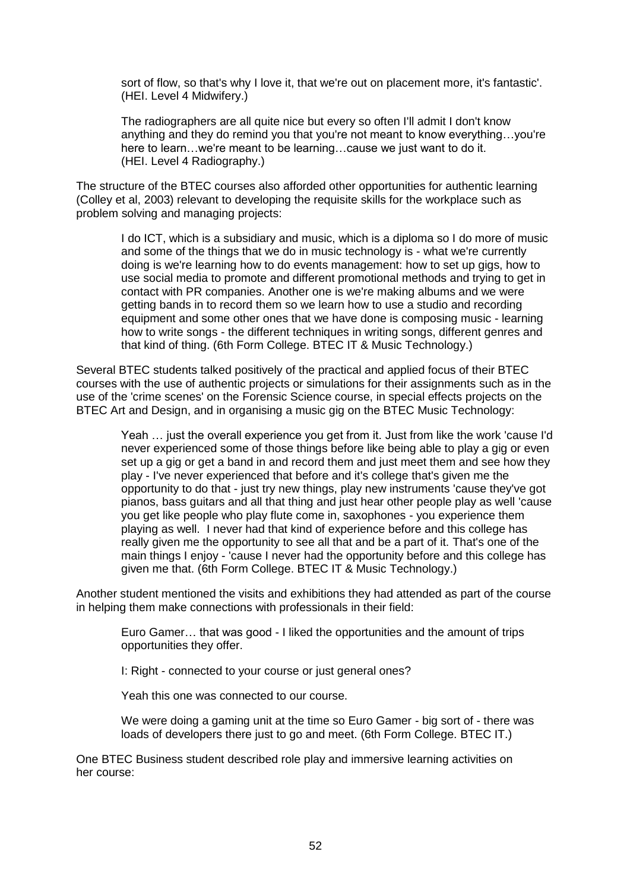> sort of flow, so that's why I love it, that we're out on placement more, it's fantastic'. (HEI. Level 4 Midwifery.)

> The radiographers are all quite nice but every so often I'll admit I don't know anything and they do remind you that you're not meant to know everything…you're here to learn…we're meant to be learning…cause we just want to do it. (HEI. Level 4 Radiography.)

The structure of the BTEC courses also afforded other opportunities for authentic learning (Colley et al, 2003) relevant to developing the requisite skills for the workplace such as problem solving and managing projects:

> I do ICT, which is a subsidiary and music, which is a diploma so I do more of music and some of the things that we do in music technology is - what we're currently doing is we're learning how to do events management: how to set up gigs, how to use social media to promote and different promotional methods and trying to get in contact with PR companies. Another one is we're making albums and we were getting bands in to record them so we learn how to use a studio and recording equipment and some other ones that we have done is composing music - learning how to write songs - the different techniques in writing songs, different genres and that kind of thing. (6th Form College. BTEC IT & Music Technology.)

Several BTEC students talked positively of the practical and applied focus of their BTEC courses with the use of authentic projects or simulations for their assignments such as in the use of the 'crime scenes' on the Forensic Science course, in special effects projects on the BTEC Art and Design, and in organising a music gig on the BTEC Music Technology:

> Yeah … just the overall experience you get from it. Just from like the work 'cause I'd never experienced some of those things before like being able to play a gig or even set up a gig or get a band in and record them and just meet them and see how they play - I've never experienced that before and it's college that's given me the opportunity to do that - just try new things, play new instruments 'cause they've got pianos, bass guitars and all that thing and just hear other people play as well 'cause you get like people who play flute come in, saxophones - you experience them playing as well. I never had that kind of experience before and this college has really given me the opportunity to see all that and be a part of it. That's one of the main things I enjoy - 'cause I never had the opportunity before and this college has given me that. (6th Form College. BTEC IT & Music Technology.)

Another student mentioned the visits and exhibitions they had attended as part of the course in helping them make connections with professionals in their field:

> Euro Gamer… that was good - I liked the opportunities and the amount of trips opportunities they offer.
>
> I: Right - connected to your course or just general ones?
>
> Yeah this one was connected to our course.
>
> We were doing a gaming unit at the time so Euro Gamer - big sort of - there was loads of developers there just to go and meet. (6th Form College. BTEC IT.)

One BTEC Business student described role play and immersive learning activities on her course: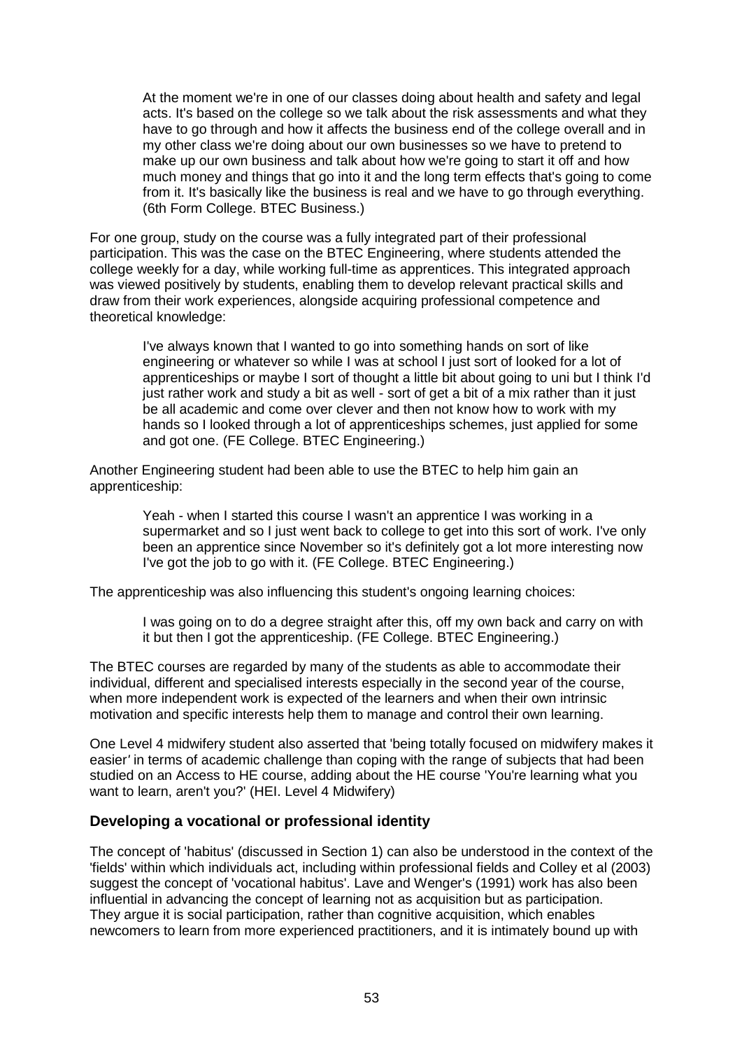> At the moment we're in one of our classes doing about health and safety and legal acts. It's based on the college so we talk about the risk assessments and what they have to go through and how it affects the business end of the college overall and in my other class we're doing about our own businesses so we have to pretend to make up our own business and talk about how we're going to start it off and how much money and things that go into it and the long term effects that's going to come from it. It's basically like the business is real and we have to go through everything. (6th Form College. BTEC Business.)

For one group, study on the course was a fully integrated part of their professional participation. This was the case on the BTEC Engineering, where students attended the college weekly for a day, while working full-time as apprentices. This integrated approach was viewed positively by students, enabling them to develop relevant practical skills and draw from their work experiences, alongside acquiring professional competence and theoretical knowledge:

> I've always known that I wanted to go into something hands on sort of like engineering or whatever so while I was at school I just sort of looked for a lot of apprenticeships or maybe I sort of thought a little bit about going to uni but I think I'd just rather work and study a bit as well - sort of get a bit of a mix rather than it just be all academic and come over clever and then not know how to work with my hands so I looked through a lot of apprenticeships schemes, just applied for some and got one. (FE College. BTEC Engineering.)

Another Engineering student had been able to use the BTEC to help him gain an apprenticeship:

> Yeah - when I started this course I wasn't an apprentice I was working in a supermarket and so I just went back to college to get into this sort of work. I've only been an apprentice since November so it's definitely got a lot more interesting now I've got the job to go with it. (FE College. BTEC Engineering.)

The apprenticeship was also influencing this student's ongoing learning choices:

> I was going on to do a degree straight after this, off my own back and carry on with it but then I got the apprenticeship. (FE College. BTEC Engineering.)

The BTEC courses are regarded by many of the students as able to accommodate their individual, different and specialised interests especially in the second year of the course, when more independent work is expected of the learners and when their own intrinsic motivation and specific interests help them to manage and control their own learning.

One Level 4 midwifery student also asserted that 'being totally focused on midwifery makes it easier' in terms of academic challenge than coping with the range of subjects that had been studied on an Access to HE course, adding about the HE course 'You're learning what you want to learn, aren't you?' (HEI. Level 4 Midwifery)

### Developing a vocational or professional identity

The concept of 'habitus' (discussed in Section 1) can also be understood in the context of the 'fields' within which individuals act, including within professional fields and Colley et al (2003) suggest the concept of 'vocational habitus'. Lave and Wenger's (1991) work has also been influential in advancing the concept of learning not as acquisition but as participation. They argue it is social participation, rather than cognitive acquisition, which enables newcomers to learn from more experienced practitioners, and it is intimately bound up with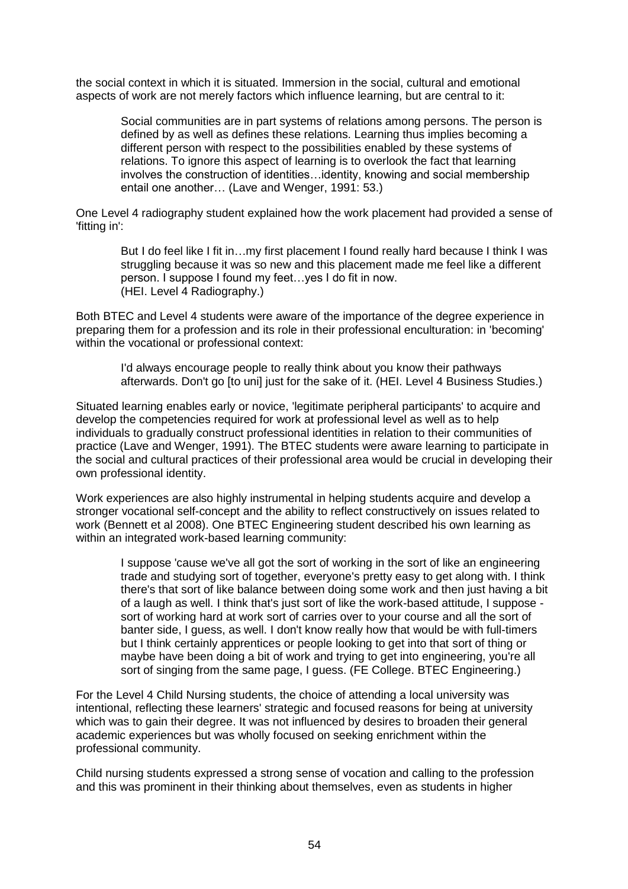the social context in which it is situated. Immersion in the social, cultural and emotional aspects of work are not merely factors which influence learning, but are central to it:

> Social communities are in part systems of relations among persons. The person is defined by as well as defines these relations. Learning thus implies becoming a different person with respect to the possibilities enabled by these systems of relations. To ignore this aspect of learning is to overlook the fact that learning involves the construction of identities…identity, knowing and social membership entail one another… (Lave and Wenger, 1991: 53.)

One Level 4 radiography student explained how the work placement had provided a sense of 'fitting in':

> But I do feel like I fit in…my first placement I found really hard because I think I was struggling because it was so new and this placement made me feel like a different person. I suppose I found my feet…yes I do fit in now.
> (HEI. Level 4 Radiography.)

Both BTEC and Level 4 students were aware of the importance of the degree experience in preparing them for a profession and its role in their professional enculturation: in 'becoming' within the vocational or professional context:

> I'd always encourage people to really think about you know their pathways afterwards. Don't go [to uni] just for the sake of it. (HEI. Level 4 Business Studies.)

Situated learning enables early or novice, 'legitimate peripheral participants' to acquire and develop the competencies required for work at professional level as well as to help individuals to gradually construct professional identities in relation to their communities of practice (Lave and Wenger, 1991). The BTEC students were aware learning to participate in the social and cultural practices of their professional area would be crucial in developing their own professional identity.

Work experiences are also highly instrumental in helping students acquire and develop a stronger vocational self-concept and the ability to reflect constructively on issues related to work (Bennett et al 2008). One BTEC Engineering student described his own learning as within an integrated work-based learning community:

> I suppose 'cause we've all got the sort of working in the sort of like an engineering trade and studying sort of together, everyone's pretty easy to get along with. I think there's that sort of like balance between doing some work and then just having a bit of a laugh as well. I think that's just sort of like the work-based attitude, I suppose - sort of working hard at work sort of carries over to your course and all the sort of banter side, I guess, as well. I don't know really how that would be with full-timers but I think certainly apprentices or people looking to get into that sort of thing or maybe have been doing a bit of work and trying to get into engineering, you're all sort of singing from the same page, I guess. (FE College. BTEC Engineering.)

For the Level 4 Child Nursing students, the choice of attending a local university was intentional, reflecting these learners' strategic and focused reasons for being at university which was to gain their degree. It was not influenced by desires to broaden their general academic experiences but was wholly focused on seeking enrichment within the professional community.

Child nursing students expressed a strong sense of vocation and calling to the profession and this was prominent in their thinking about themselves, even as students in higher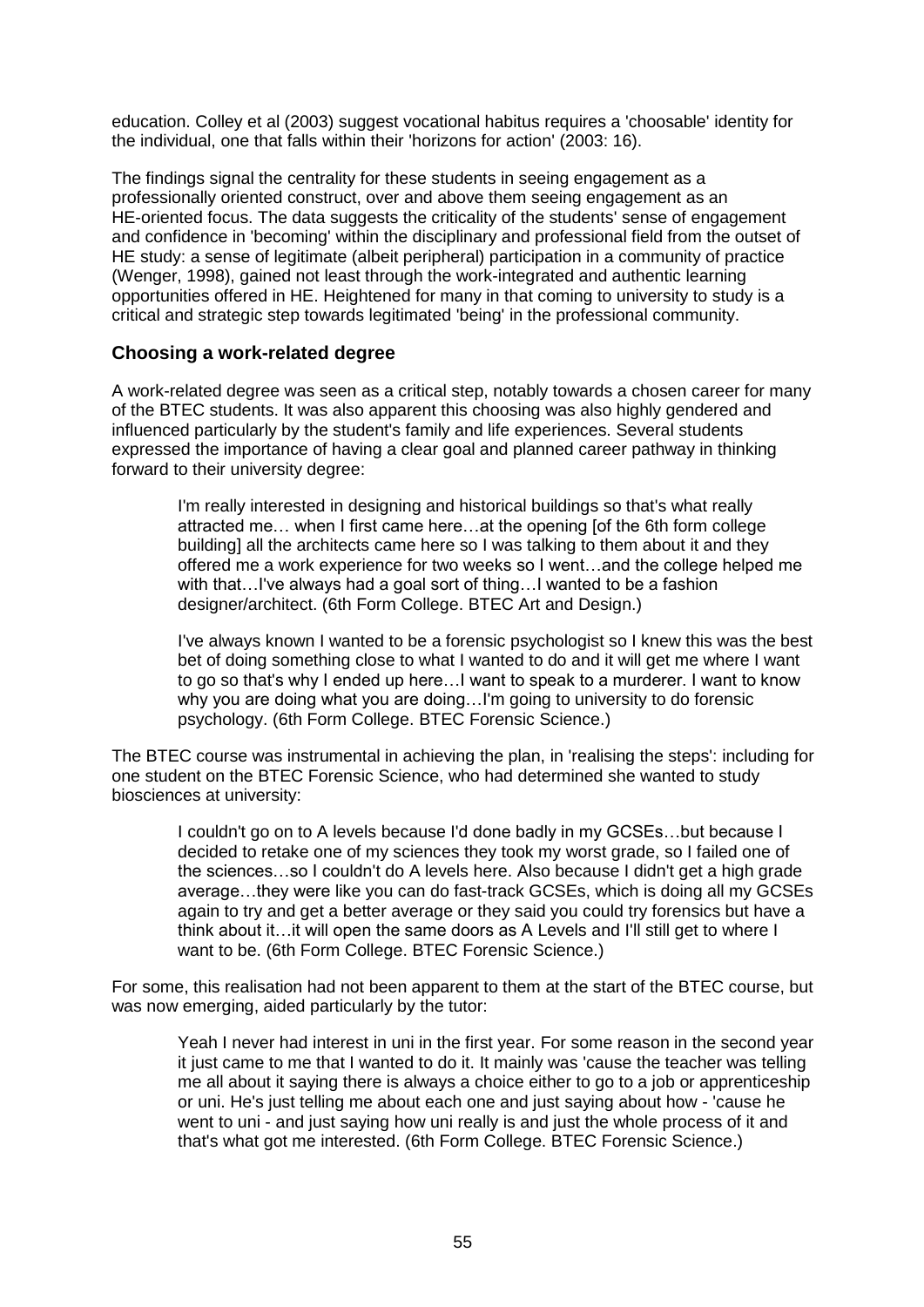education. Colley et al (2003) suggest vocational habitus requires a 'choosable' identity for the individual, one that falls within their 'horizons for action' (2003: 16).

The findings signal the centrality for these students in seeing engagement as a professionally oriented construct, over and above them seeing engagement as an HE-oriented focus. The data suggests the criticality of the students' sense of engagement and confidence in 'becoming' within the disciplinary and professional field from the outset of HE study: a sense of legitimate (albeit peripheral) participation in a community of practice (Wenger, 1998), gained not least through the work-integrated and authentic learning opportunities offered in HE. Heightened for many in that coming to university to study is a critical and strategic step towards legitimated 'being' in the professional community.

### Choosing a work-related degree

A work-related degree was seen as a critical step, notably towards a chosen career for many of the BTEC students. It was also apparent this choosing was also highly gendered and influenced particularly by the student's family and life experiences. Several students expressed the importance of having a clear goal and planned career pathway in thinking forward to their university degree:

> I'm really interested in designing and historical buildings so that's what really attracted me… when I first came here…at the opening [of the 6th form college building] all the architects came here so I was talking to them about it and they offered me a work experience for two weeks so I went…and the college helped me with that…I've always had a goal sort of thing…I wanted to be a fashion designer/architect. (6th Form College. BTEC Art and Design.)

> I've always known I wanted to be a forensic psychologist so I knew this was the best bet of doing something close to what I wanted to do and it will get me where I want to go so that's why I ended up here…I want to speak to a murderer. I want to know why you are doing what you are doing…I'm going to university to do forensic psychology. (6th Form College. BTEC Forensic Science.)

The BTEC course was instrumental in achieving the plan, in 'realising the steps': including for one student on the BTEC Forensic Science, who had determined she wanted to study biosciences at university:

> I couldn't go on to A levels because I'd done badly in my GCSEs…but because I decided to retake one of my sciences they took my worst grade, so I failed one of the sciences…so I couldn't do A levels here. Also because I didn't get a high grade average…they were like you can do fast-track GCSEs, which is doing all my GCSEs again to try and get a better average or they said you could try forensics but have a think about it…it will open the same doors as A Levels and I'll still get to where I want to be. (6th Form College. BTEC Forensic Science.)

For some, this realisation had not been apparent to them at the start of the BTEC course, but was now emerging, aided particularly by the tutor:

> Yeah I never had interest in uni in the first year. For some reason in the second year it just came to me that I wanted to do it. It mainly was 'cause the teacher was telling me all about it saying there is always a choice either to go to a job or apprenticeship or uni. He's just telling me about each one and just saying about how - 'cause he went to uni - and just saying how uni really is and just the whole process of it and that's what got me interested. (6th Form College. BTEC Forensic Science.)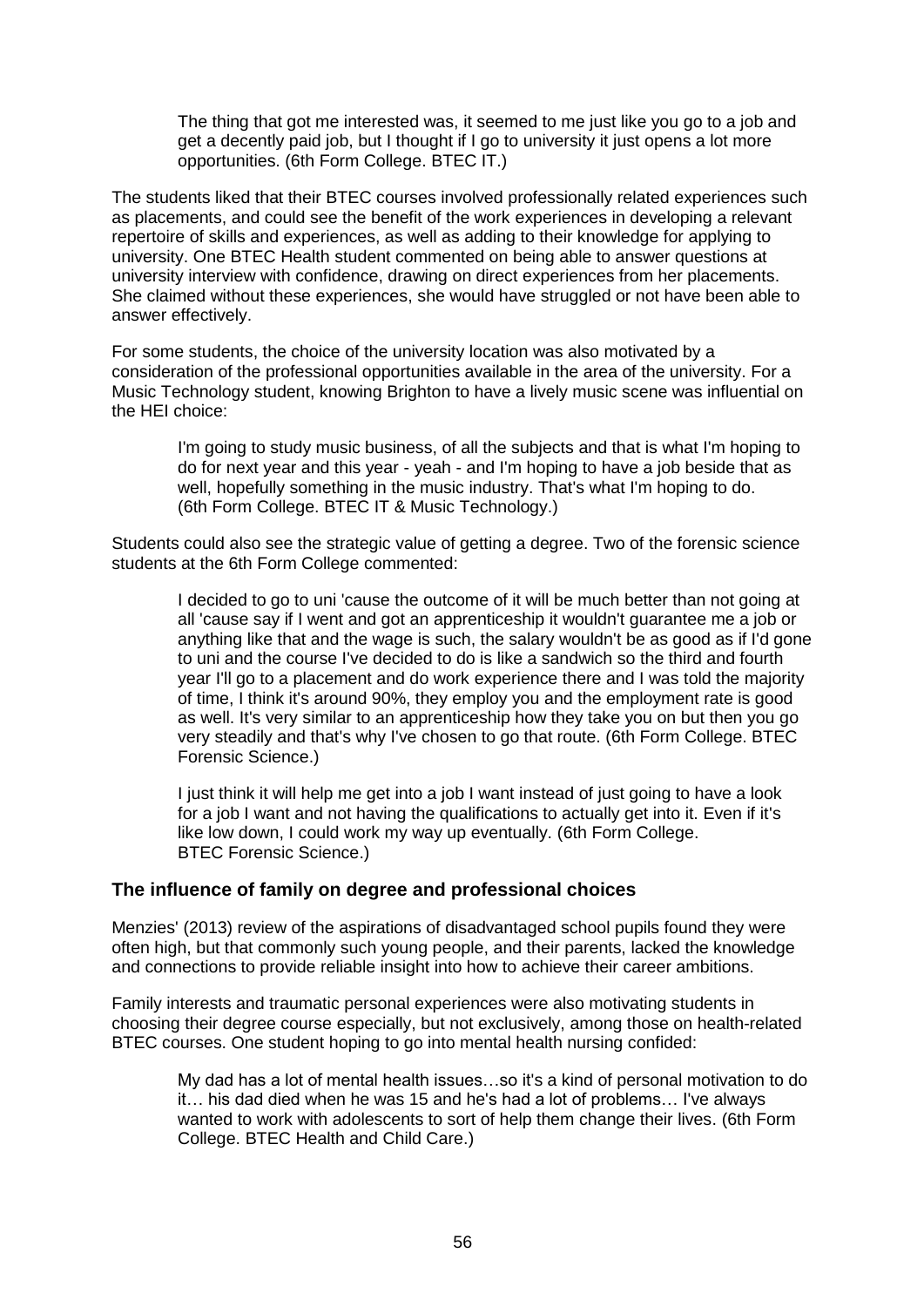> The thing that got me interested was, it seemed to me just like you go to a job and get a decently paid job, but I thought if I go to university it just opens a lot more opportunities. (6th Form College. BTEC IT.)

The students liked that their BTEC courses involved professionally related experiences such as placements, and could see the benefit of the work experiences in developing a relevant repertoire of skills and experiences, as well as adding to their knowledge for applying to university. One BTEC Health student commented on being able to answer questions at university interview with confidence, drawing on direct experiences from her placements. She claimed without these experiences, she would have struggled or not have been able to answer effectively.

For some students, the choice of the university location was also motivated by a consideration of the professional opportunities available in the area of the university. For a Music Technology student, knowing Brighton to have a lively music scene was influential on the HEI choice:

> I'm going to study music business, of all the subjects and that is what I'm hoping to do for next year and this year - yeah - and I'm hoping to have a job beside that as well, hopefully something in the music industry. That's what I'm hoping to do. (6th Form College. BTEC IT & Music Technology.)

Students could also see the strategic value of getting a degree. Two of the forensic science students at the 6th Form College commented:

> I decided to go to uni 'cause the outcome of it will be much better than not going at all 'cause say if I went and got an apprenticeship it wouldn't guarantee me a job or anything like that and the wage is such, the salary wouldn't be as good as if I'd gone to uni and the course I've decided to do is like a sandwich so the third and fourth year I'll go to a placement and do work experience there and I was told the majority of time, I think it's around 90%, they employ you and the employment rate is good as well. It's very similar to an apprenticeship how they take you on but then you go very steadily and that's why I've chosen to go that route. (6th Form College. BTEC Forensic Science.)

> I just think it will help me get into a job I want instead of just going to have a look for a job I want and not having the qualifications to actually get into it. Even if it's like low down, I could work my way up eventually. (6th Form College. BTEC Forensic Science.)

### The influence of family on degree and professional choices

Menzies' (2013) review of the aspirations of disadvantaged school pupils found they were often high, but that commonly such young people, and their parents, lacked the knowledge and connections to provide reliable insight into how to achieve their career ambitions.

Family interests and traumatic personal experiences were also motivating students in choosing their degree course especially, but not exclusively, among those on health-related BTEC courses. One student hoping to go into mental health nursing confided:

> My dad has a lot of mental health issues…so it's a kind of personal motivation to do it… his dad died when he was 15 and he's had a lot of problems… I've always wanted to work with adolescents to sort of help them change their lives. (6th Form College. BTEC Health and Child Care.)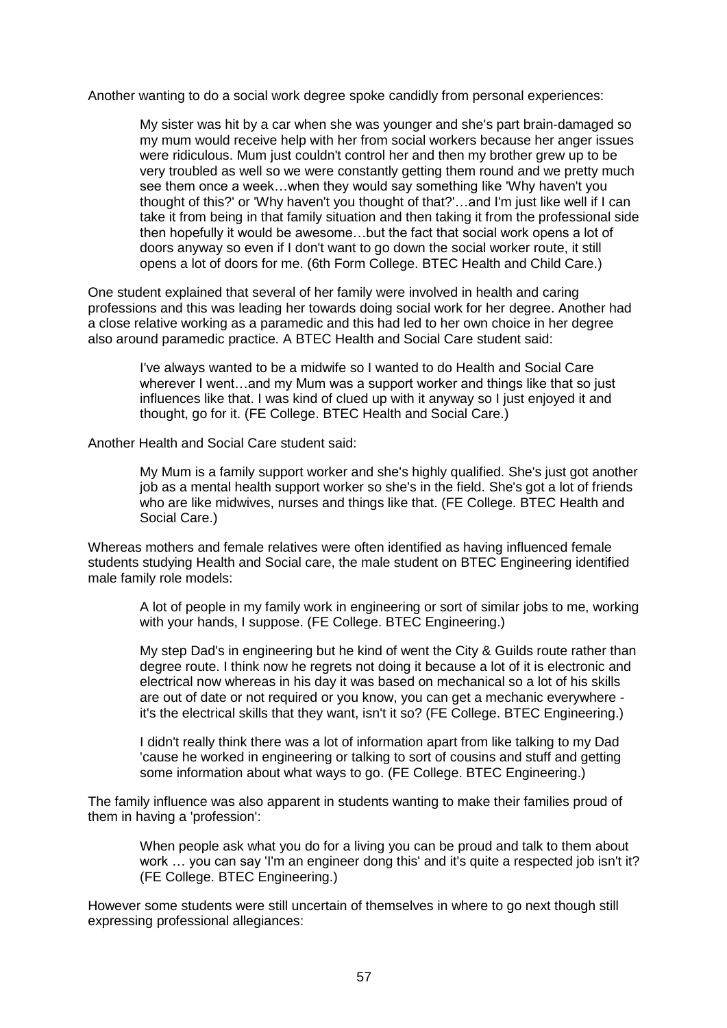Another wanting to do a social work degree spoke candidly from personal experiences:

> My sister was hit by a car when she was younger and she's part brain-damaged so my mum would receive help with her from social workers because her anger issues were ridiculous. Mum just couldn't control her and then my brother grew up to be very troubled as well so we were constantly getting them round and we pretty much see them once a week…when they would say something like 'Why haven't you thought of this?' or 'Why haven't you thought of that?'…and I'm just like well if I can take it from being in that family situation and then taking it from the professional side then hopefully it would be awesome…but the fact that social work opens a lot of doors anyway so even if I don't want to go down the social worker route, it still opens a lot of doors for me. (6th Form College. BTEC Health and Child Care.)

One student explained that several of her family were involved in health and caring professions and this was leading her towards doing social work for her degree. Another had a close relative working as a paramedic and this had led to her own choice in her degree also around paramedic practice. A BTEC Health and Social Care student said:

> I've always wanted to be a midwife so I wanted to do Health and Social Care wherever I went…and my Mum was a support worker and things like that so just influences like that. I was kind of clued up with it anyway so I just enjoyed it and thought, go for it. (FE College. BTEC Health and Social Care.)

Another Health and Social Care student said:

> My Mum is a family support worker and she's highly qualified. She's just got another job as a mental health support worker so she's in the field. She's got a lot of friends who are like midwives, nurses and things like that. (FE College. BTEC Health and Social Care.)

Whereas mothers and female relatives were often identified as having influenced female students studying Health and Social care, the male student on BTEC Engineering identified male family role models:

> A lot of people in my family work in engineering or sort of similar jobs to me, working with your hands, I suppose. (FE College. BTEC Engineering.)
>
> My step Dad's in engineering but he kind of went the City & Guilds route rather than degree route. I think now he regrets not doing it because a lot of it is electronic and electrical now whereas in his day it was based on mechanical so a lot of his skills are out of date or not required or you know, you can get a mechanic everywhere - it's the electrical skills that they want, isn't it so? (FE College. BTEC Engineering.)
>
> I didn't really think there was a lot of information apart from like talking to my Dad 'cause he worked in engineering or talking to sort of cousins and stuff and getting some information about what ways to go. (FE College. BTEC Engineering.)

The family influence was also apparent in students wanting to make their families proud of them in having a 'profession':

> When people ask what you do for a living you can be proud and talk to them about work … you can say 'I'm an engineer dong this' and it's quite a respected job isn't it? (FE College. BTEC Engineering.)

However some students were still uncertain of themselves in where to go next though still expressing professional allegiances: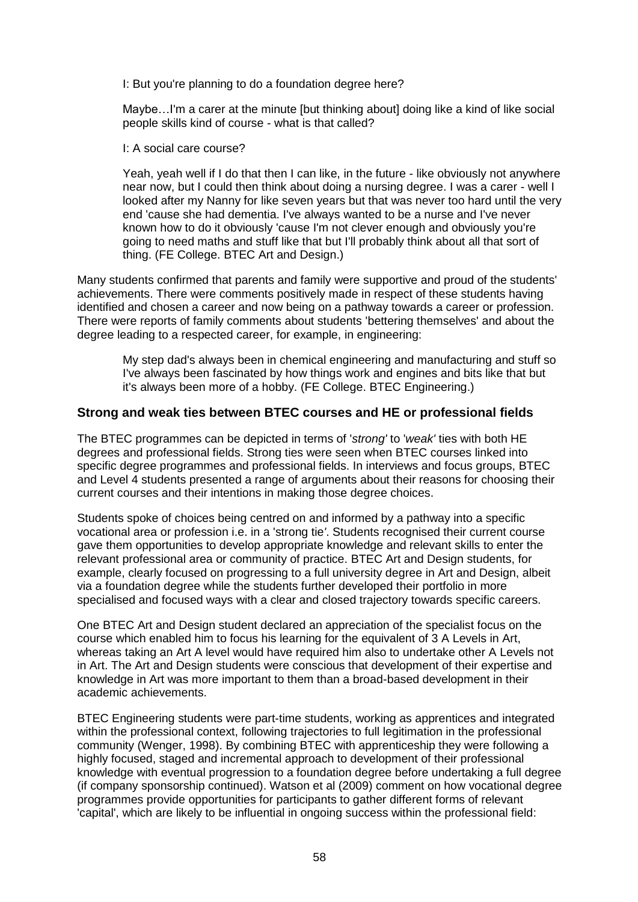> I: But you're planning to do a foundation degree here?
>
> Maybe…I'm a carer at the minute [but thinking about] doing like a kind of like social people skills kind of course - what is that called?
>
> I: A social care course?
>
> Yeah, yeah well if I do that then I can like, in the future - like obviously not anywhere near now, but I could then think about doing a nursing degree. I was a carer - well I looked after my Nanny for like seven years but that was never too hard until the very end 'cause she had dementia. I've always wanted to be a nurse and I've never known how to do it obviously 'cause I'm not clever enough and obviously you're going to need maths and stuff like that but I'll probably think about all that sort of thing. (FE College. BTEC Art and Design.)

Many students confirmed that parents and family were supportive and proud of the students' achievements. There were comments positively made in respect of these students having identified and chosen a career and now being on a pathway towards a career or profession. There were reports of family comments about students 'bettering themselves' and about the degree leading to a respected career, for example, in engineering:

> My step dad's always been in chemical engineering and manufacturing and stuff so I've always been fascinated by how things work and engines and bits like that but it's always been more of a hobby. (FE College. BTEC Engineering.)

### Strong and weak ties between BTEC courses and HE or professional fields

The BTEC programmes can be depicted in terms of '*strong'* to '*weak'* ties with both HE degrees and professional fields. Strong ties were seen when BTEC courses linked into specific degree programmes and professional fields. In interviews and focus groups, BTEC and Level 4 students presented a range of arguments about their reasons for choosing their current courses and their intentions in making those degree choices.

Students spoke of choices being centred on and informed by a pathway into a specific vocational area or profession i.e. in a 'strong tie*'*. Students recognised their current course gave them opportunities to develop appropriate knowledge and relevant skills to enter the relevant professional area or community of practice. BTEC Art and Design students, for example, clearly focused on progressing to a full university degree in Art and Design, albeit via a foundation degree while the students further developed their portfolio in more specialised and focused ways with a clear and closed trajectory towards specific careers.

One BTEC Art and Design student declared an appreciation of the specialist focus on the course which enabled him to focus his learning for the equivalent of 3 A Levels in Art, whereas taking an Art A level would have required him also to undertake other A Levels not in Art. The Art and Design students were conscious that development of their expertise and knowledge in Art was more important to them than a broad-based development in their academic achievements.

BTEC Engineering students were part-time students, working as apprentices and integrated within the professional context, following trajectories to full legitimation in the professional community (Wenger, 1998). By combining BTEC with apprenticeship they were following a highly focused, staged and incremental approach to development of their professional knowledge with eventual progression to a foundation degree before undertaking a full degree (if company sponsorship continued). Watson et al (2009) comment on how vocational degree programmes provide opportunities for participants to gather different forms of relevant 'capital', which are likely to be influential in ongoing success within the professional field: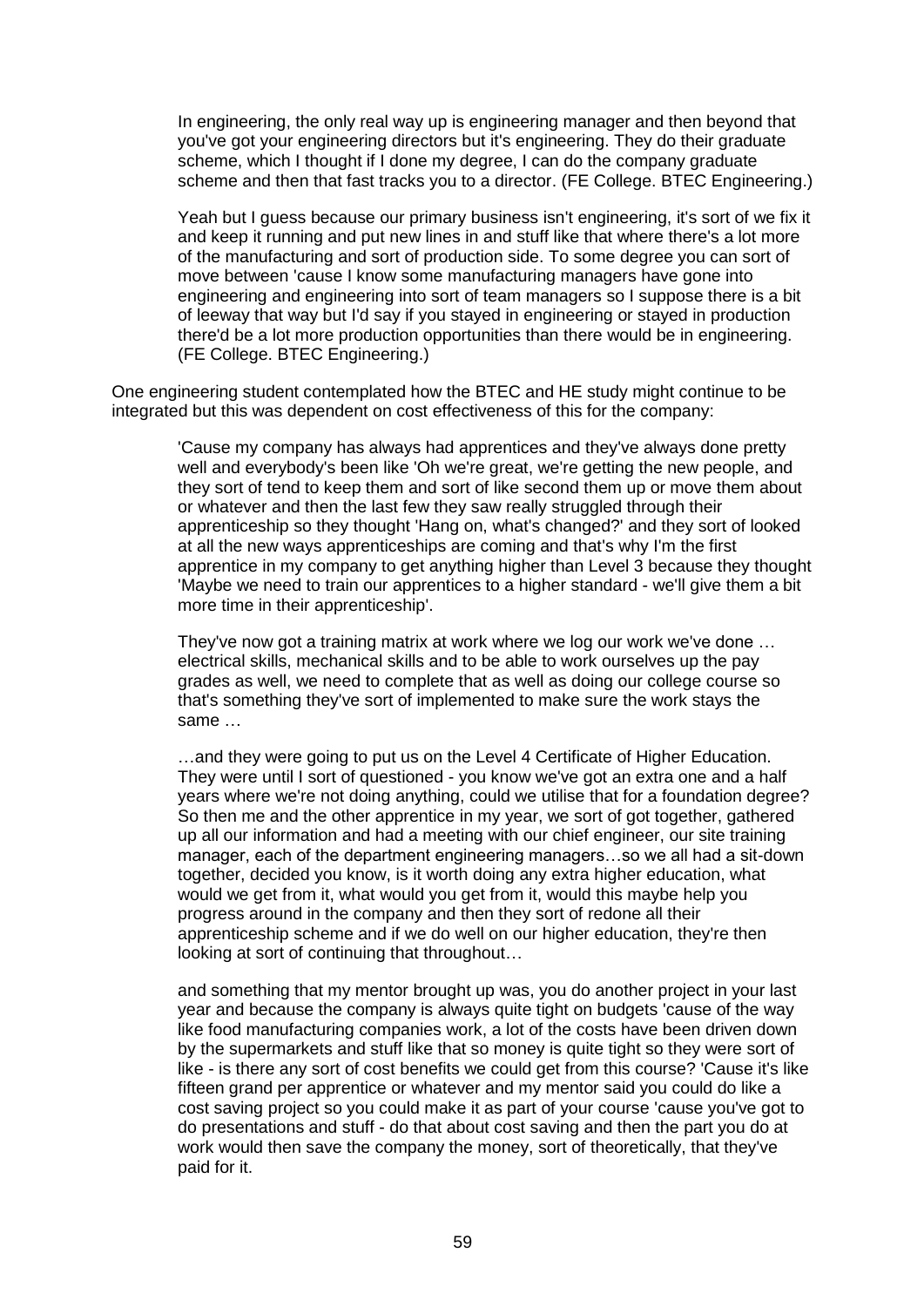> In engineering, the only real way up is engineering manager and then beyond that you've got your engineering directors but it's engineering. They do their graduate scheme, which I thought if I done my degree, I can do the company graduate scheme and then that fast tracks you to a director. (FE College. BTEC Engineering.)

> Yeah but I guess because our primary business isn't engineering, it's sort of we fix it and keep it running and put new lines in and stuff like that where there's a lot more of the manufacturing and sort of production side. To some degree you can sort of move between 'cause I know some manufacturing managers have gone into engineering and engineering into sort of team managers so I suppose there is a bit of leeway that way but I'd say if you stayed in engineering or stayed in production there'd be a lot more production opportunities than there would be in engineering. (FE College. BTEC Engineering.)

One engineering student contemplated how the BTEC and HE study might continue to be integrated but this was dependent on cost effectiveness of this for the company:

> 'Cause my company has always had apprentices and they've always done pretty well and everybody's been like 'Oh we're great, we're getting the new people, and they sort of tend to keep them and sort of like second them up or move them about or whatever and then the last few they saw really struggled through their apprenticeship so they thought 'Hang on, what's changed?' and they sort of looked at all the new ways apprenticeships are coming and that's why I'm the first apprentice in my company to get anything higher than Level 3 because they thought 'Maybe we need to train our apprentices to a higher standard - we'll give them a bit more time in their apprenticeship'.
>
> They've now got a training matrix at work where we log our work we've done … electrical skills, mechanical skills and to be able to work ourselves up the pay grades as well, we need to complete that as well as doing our college course so that's something they've sort of implemented to make sure the work stays the same …
>
> …and they were going to put us on the Level 4 Certificate of Higher Education. They were until I sort of questioned - you know we've got an extra one and a half years where we're not doing anything, could we utilise that for a foundation degree? So then me and the other apprentice in my year, we sort of got together, gathered up all our information and had a meeting with our chief engineer, our site training manager, each of the department engineering managers…so we all had a sit-down together, decided you know, is it worth doing any extra higher education, what would we get from it, what would you get from it, would this maybe help you progress around in the company and then they sort of redone all their apprenticeship scheme and if we do well on our higher education, they're then looking at sort of continuing that throughout…
>
> and something that my mentor brought up was, you do another project in your last year and because the company is always quite tight on budgets 'cause of the way like food manufacturing companies work, a lot of the costs have been driven down by the supermarkets and stuff like that so money is quite tight so they were sort of like - is there any sort of cost benefits we could get from this course? 'Cause it's like fifteen grand per apprentice or whatever and my mentor said you could do like a cost saving project so you could make it as part of your course 'cause you've got to do presentations and stuff - do that about cost saving and then the part you do at work would then save the company the money, sort of theoretically, that they've paid for it.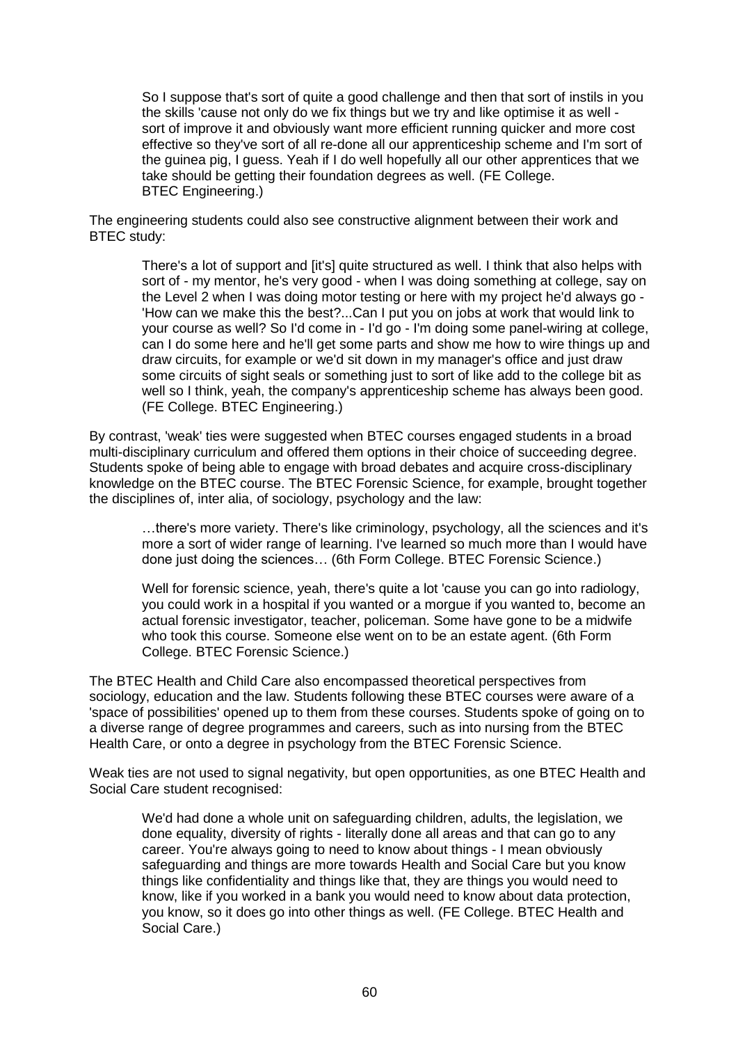> So I suppose that's sort of quite a good challenge and then that sort of instils in you the skills 'cause not only do we fix things but we try and like optimise it as well - sort of improve it and obviously want more efficient running quicker and more cost effective so they've sort of all re-done all our apprenticeship scheme and I'm sort of the guinea pig, I guess. Yeah if I do well hopefully all our other apprentices that we take should be getting their foundation degrees as well. (FE College. BTEC Engineering.)

The engineering students could also see constructive alignment between their work and BTEC study:

> There's a lot of support and [it's] quite structured as well. I think that also helps with sort of - my mentor, he's very good - when I was doing something at college, say on the Level 2 when I was doing motor testing or here with my project he'd always go - 'How can we make this the best?...Can I put you on jobs at work that would link to your course as well? So I'd come in - I'd go - I'm doing some panel-wiring at college, can I do some here and he'll get some parts and show me how to wire things up and draw circuits, for example or we'd sit down in my manager's office and just draw some circuits of sight seals or something just to sort of like add to the college bit as well so I think, yeah, the company's apprenticeship scheme has always been good. (FE College. BTEC Engineering.)

By contrast, 'weak' ties were suggested when BTEC courses engaged students in a broad multi-disciplinary curriculum and offered them options in their choice of succeeding degree. Students spoke of being able to engage with broad debates and acquire cross-disciplinary knowledge on the BTEC course. The BTEC Forensic Science, for example, brought together the disciplines of, inter alia, of sociology, psychology and the law:

> …there's more variety. There's like criminology, psychology, all the sciences and it's more a sort of wider range of learning. I've learned so much more than I would have done just doing the sciences… (6th Form College. BTEC Forensic Science.)

> Well for forensic science, yeah, there's quite a lot 'cause you can go into radiology, you could work in a hospital if you wanted or a morgue if you wanted to, become an actual forensic investigator, teacher, policeman. Some have gone to be a midwife who took this course. Someone else went on to be an estate agent. (6th Form College. BTEC Forensic Science.)

The BTEC Health and Child Care also encompassed theoretical perspectives from sociology, education and the law. Students following these BTEC courses were aware of a 'space of possibilities' opened up to them from these courses. Students spoke of going on to a diverse range of degree programmes and careers, such as into nursing from the BTEC Health Care, or onto a degree in psychology from the BTEC Forensic Science.

Weak ties are not used to signal negativity, but open opportunities, as one BTEC Health and Social Care student recognised:

> We'd had done a whole unit on safeguarding children, adults, the legislation, we done equality, diversity of rights - literally done all areas and that can go to any career. You're always going to need to know about things - I mean obviously safeguarding and things are more towards Health and Social Care but you know things like confidentiality and things like that, they are things you would need to know, like if you worked in a bank you would need to know about data protection, you know, so it does go into other things as well. (FE College. BTEC Health and Social Care.)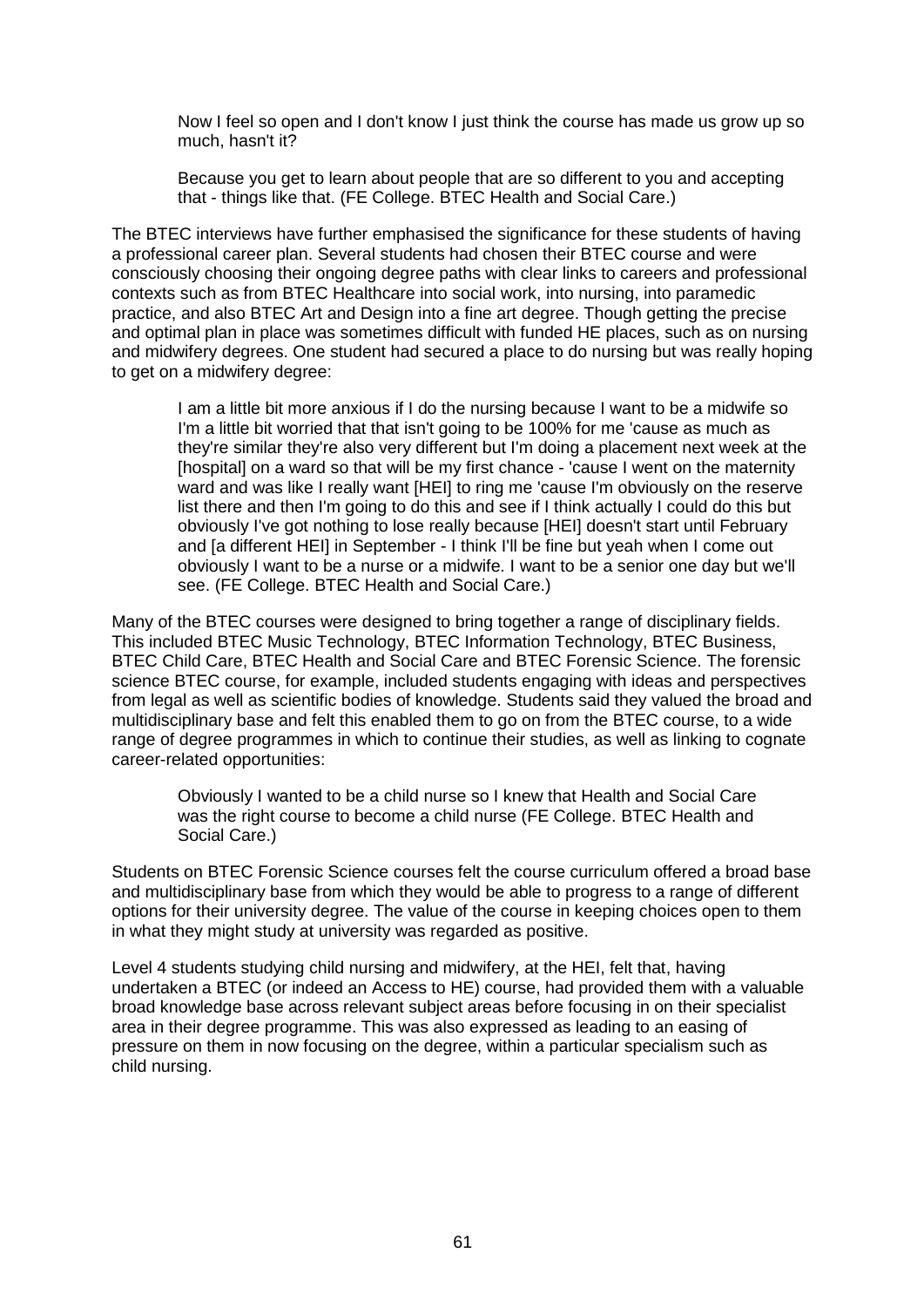> Now I feel so open and I don't know I just think the course has made us grow up so much, hasn't it?
>
> Because you get to learn about people that are so different to you and accepting that - things like that. (FE College. BTEC Health and Social Care.)

The BTEC interviews have further emphasised the significance for these students of having a professional career plan. Several students had chosen their BTEC course and were consciously choosing their ongoing degree paths with clear links to careers and professional contexts such as from BTEC Healthcare into social work, into nursing, into paramedic practice, and also BTEC Art and Design into a fine art degree. Though getting the precise and optimal plan in place was sometimes difficult with funded HE places, such as on nursing and midwifery degrees. One student had secured a place to do nursing but was really hoping to get on a midwifery degree:

> I am a little bit more anxious if I do the nursing because I want to be a midwife so I'm a little bit worried that that isn't going to be 100% for me 'cause as much as they're similar they're also very different but I'm doing a placement next week at the [hospital] on a ward so that will be my first chance - 'cause I went on the maternity ward and was like I really want [HEI] to ring me 'cause I'm obviously on the reserve list there and then I'm going to do this and see if I think actually I could do this but obviously I've got nothing to lose really because [HEI] doesn't start until February and [a different HEI] in September - I think I'll be fine but yeah when I come out obviously I want to be a nurse or a midwife. I want to be a senior one day but we'll see. (FE College. BTEC Health and Social Care.)

Many of the BTEC courses were designed to bring together a range of disciplinary fields. This included BTEC Music Technology, BTEC Information Technology, BTEC Business, BTEC Child Care, BTEC Health and Social Care and BTEC Forensic Science. The forensic science BTEC course, for example, included students engaging with ideas and perspectives from legal as well as scientific bodies of knowledge. Students said they valued the broad and multidisciplinary base and felt this enabled them to go on from the BTEC course, to a wide range of degree programmes in which to continue their studies, as well as linking to cognate career-related opportunities:

> Obviously I wanted to be a child nurse so I knew that Health and Social Care was the right course to become a child nurse (FE College. BTEC Health and Social Care.)

Students on BTEC Forensic Science courses felt the course curriculum offered a broad base and multidisciplinary base from which they would be able to progress to a range of different options for their university degree. The value of the course in keeping choices open to them in what they might study at university was regarded as positive.

Level 4 students studying child nursing and midwifery, at the HEI, felt that, having undertaken a BTEC (or indeed an Access to HE) course, had provided them with a valuable broad knowledge base across relevant subject areas before focusing in on their specialist area in their degree programme. This was also expressed as leading to an easing of pressure on them in now focusing on the degree, within a particular specialism such as child nursing.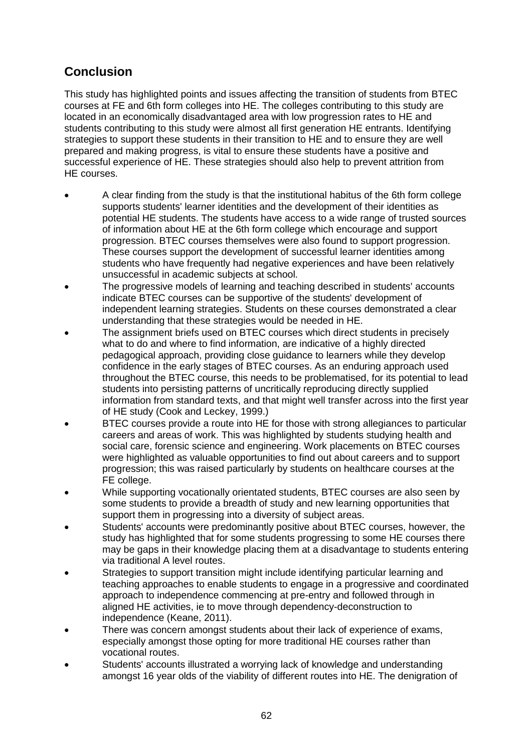## Conclusion

This study has highlighted points and issues affecting the transition of students from BTEC courses at FE and 6th form colleges into HE. The colleges contributing to this study are located in an economically disadvantaged area with low progression rates to HE and students contributing to this study were almost all first generation HE entrants. Identifying strategies to support these students in their transition to HE and to ensure they are well prepared and making progress, is vital to ensure these students have a positive and successful experience of HE. These strategies should also help to prevent attrition from HE courses.

- A clear finding from the study is that the institutional habitus of the 6th form college supports students' learner identities and the development of their identities as potential HE students. The students have access to a wide range of trusted sources of information about HE at the 6th form college which encourage and support progression. BTEC courses themselves were also found to support progression. These courses support the development of successful learner identities among students who have frequently had negative experiences and have been relatively unsuccessful in academic subjects at school.
- The progressive models of learning and teaching described in students' accounts indicate BTEC courses can be supportive of the students' development of independent learning strategies. Students on these courses demonstrated a clear understanding that these strategies would be needed in HE.
- The assignment briefs used on BTEC courses which direct students in precisely what to do and where to find information, are indicative of a highly directed pedagogical approach, providing close guidance to learners while they develop confidence in the early stages of BTEC courses. As an enduring approach used throughout the BTEC course, this needs to be problematised, for its potential to lead students into persisting patterns of uncritically reproducing directly supplied information from standard texts, and that might well transfer across into the first year of HE study (Cook and Leckey, 1999.)
- BTEC courses provide a route into HE for those with strong allegiances to particular careers and areas of work. This was highlighted by students studying health and social care, forensic science and engineering. Work placements on BTEC courses were highlighted as valuable opportunities to find out about careers and to support progression; this was raised particularly by students on healthcare courses at the FE college.
- While supporting vocationally orientated students, BTEC courses are also seen by some students to provide a breadth of study and new learning opportunities that support them in progressing into a diversity of subject areas.
- Students' accounts were predominantly positive about BTEC courses, however, the study has highlighted that for some students progressing to some HE courses there may be gaps in their knowledge placing them at a disadvantage to students entering via traditional A level routes.
- Strategies to support transition might include identifying particular learning and teaching approaches to enable students to engage in a progressive and coordinated approach to independence commencing at pre-entry and followed through in aligned HE activities, ie to move through dependency-deconstruction to independence (Keane, 2011).
- There was concern amongst students about their lack of experience of exams, especially amongst those opting for more traditional HE courses rather than vocational routes.
- Students' accounts illustrated a worrying lack of knowledge and understanding amongst 16 year olds of the viability of different routes into HE. The denigration of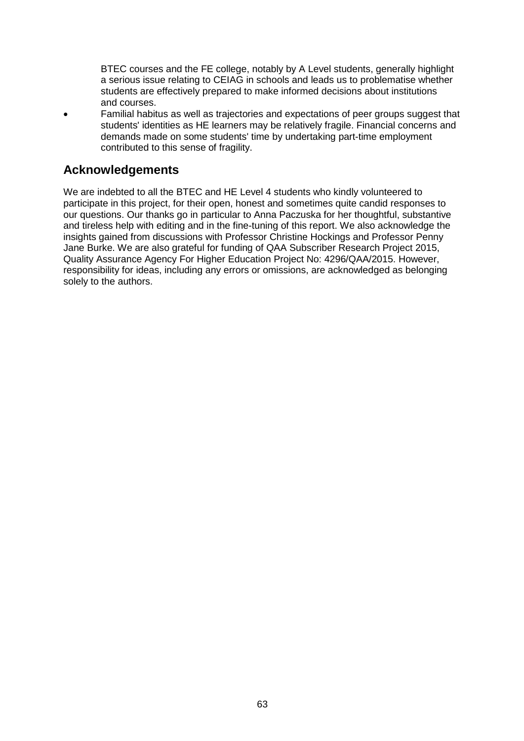BTEC courses and the FE college, notably by A Level students, generally highlight a serious issue relating to CEIAG in schools and leads us to problematise whether students are effectively prepared to make informed decisions about institutions and courses.

- Familial habitus as well as trajectories and expectations of peer groups suggest that students' identities as HE learners may be relatively fragile. Financial concerns and demands made on some students' time by undertaking part-time employment contributed to this sense of fragility.

## Acknowledgements

We are indebted to all the BTEC and HE Level 4 students who kindly volunteered to participate in this project, for their open, honest and sometimes quite candid responses to our questions. Our thanks go in particular to Anna Paczuska for her thoughtful, substantive and tireless help with editing and in the fine-tuning of this report. We also acknowledge the insights gained from discussions with Professor Christine Hockings and Professor Penny Jane Burke. We are also grateful for funding of QAA Subscriber Research Project 2015, Quality Assurance Agency For Higher Education Project No: 4296/QAA/2015. However, responsibility for ideas, including any errors or omissions, are acknowledged as belonging solely to the authors.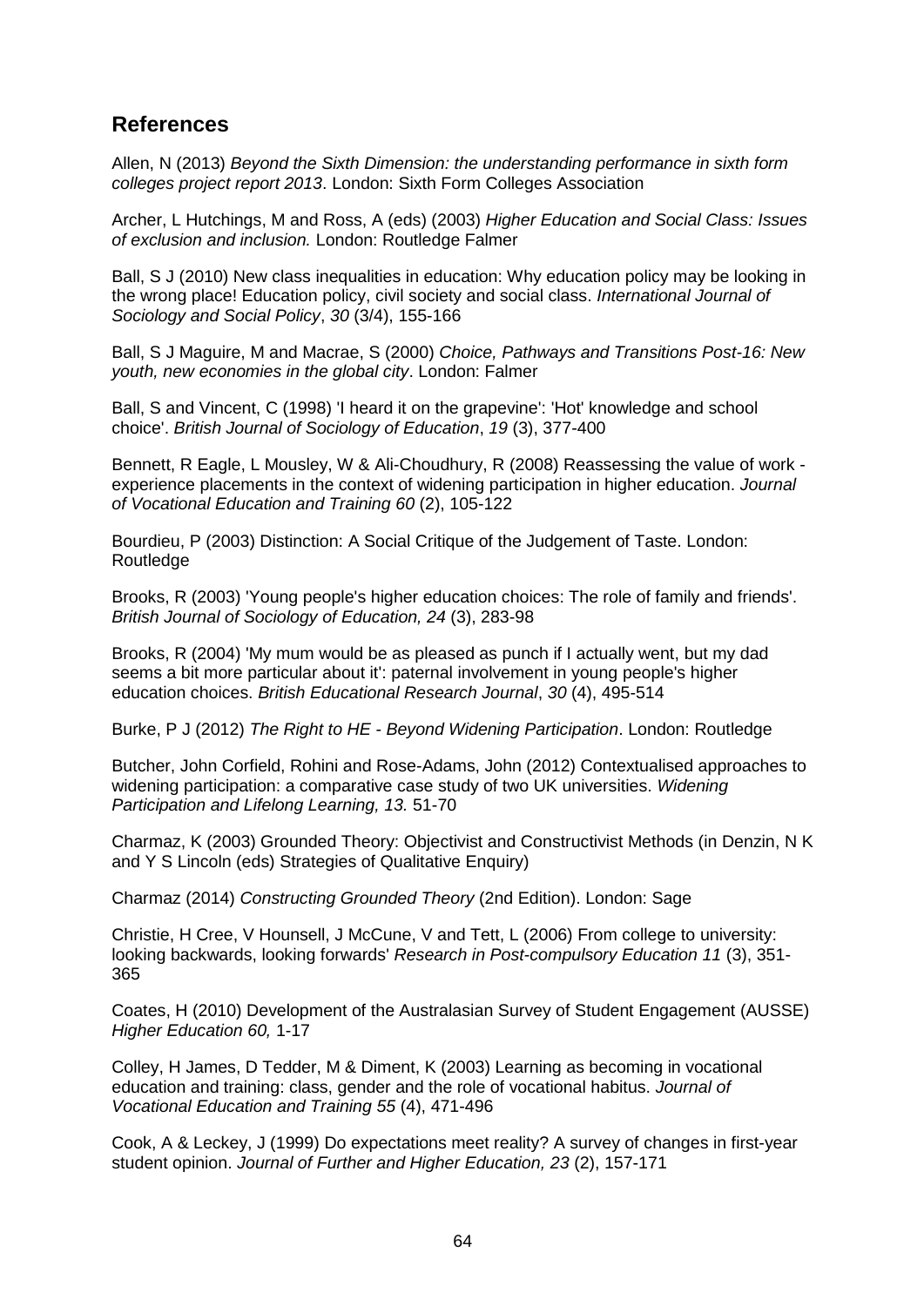## References

Allen, N (2013) *Beyond the Sixth Dimension: the understanding performance in sixth form colleges project report 2013*. London: Sixth Form Colleges Association

Archer, L Hutchings, M and Ross, A (eds) (2003) *Higher Education and Social Class: Issues of exclusion and inclusion.* London: Routledge Falmer

Ball, S J (2010) New class inequalities in education: Why education policy may be looking in the wrong place! Education policy, civil society and social class. *International Journal of Sociology and Social Policy*, *30* (3/4), 155-166

Ball, S J Maguire, M and Macrae, S (2000) *Choice, Pathways and Transitions Post-16: New youth, new economies in the global city*. London: Falmer

Ball, S and Vincent, C (1998) 'I heard it on the grapevine': 'Hot' knowledge and school choice'. *British Journal of Sociology of Education*, *19* (3), 377-400

Bennett, R Eagle, L Mousley, W & Ali-Choudhury, R (2008) Reassessing the value of work - experience placements in the context of widening participation in higher education. *Journal of Vocational Education and Training 60* (2), 105-122

Bourdieu, P (2003) Distinction: A Social Critique of the Judgement of Taste. London: Routledge

Brooks, R (2003) 'Young people's higher education choices: The role of family and friends'. *British Journal of Sociology of Education, 24* (3), 283-98

Brooks, R (2004) 'My mum would be as pleased as punch if I actually went, but my dad seems a bit more particular about it': paternal involvement in young people's higher education choices. *British Educational Research Journal*, *30* (4), 495-514

Burke, P J (2012) *The Right to HE - Beyond Widening Participation*. London: Routledge

Butcher, John Corfield, Rohini and Rose-Adams, John (2012) Contextualised approaches to widening participation: a comparative case study of two UK universities. *Widening Participation and Lifelong Learning, 13.* 51-70

Charmaz, K (2003) Grounded Theory: Objectivist and Constructivist Methods (in Denzin, N K and Y S Lincoln (eds) Strategies of Qualitative Enquiry)

Charmaz (2014) *Constructing Grounded Theory* (2nd Edition). London: Sage

Christie, H Cree, V Hounsell, J McCune, V and Tett, L (2006) From college to university: looking backwards, looking forwards' *Research in Post-compulsory Education 11* (3), 351-365

Coates, H (2010) Development of the Australasian Survey of Student Engagement (AUSSE) *Higher Education 60,* 1-17

Colley, H James, D Tedder, M & Diment, K (2003) Learning as becoming in vocational education and training: class, gender and the role of vocational habitus. *Journal of Vocational Education and Training 55* (4), 471-496

Cook, A & Leckey, J (1999) Do expectations meet reality? A survey of changes in first-year student opinion. *Journal of Further and Higher Education, 23* (2), 157-171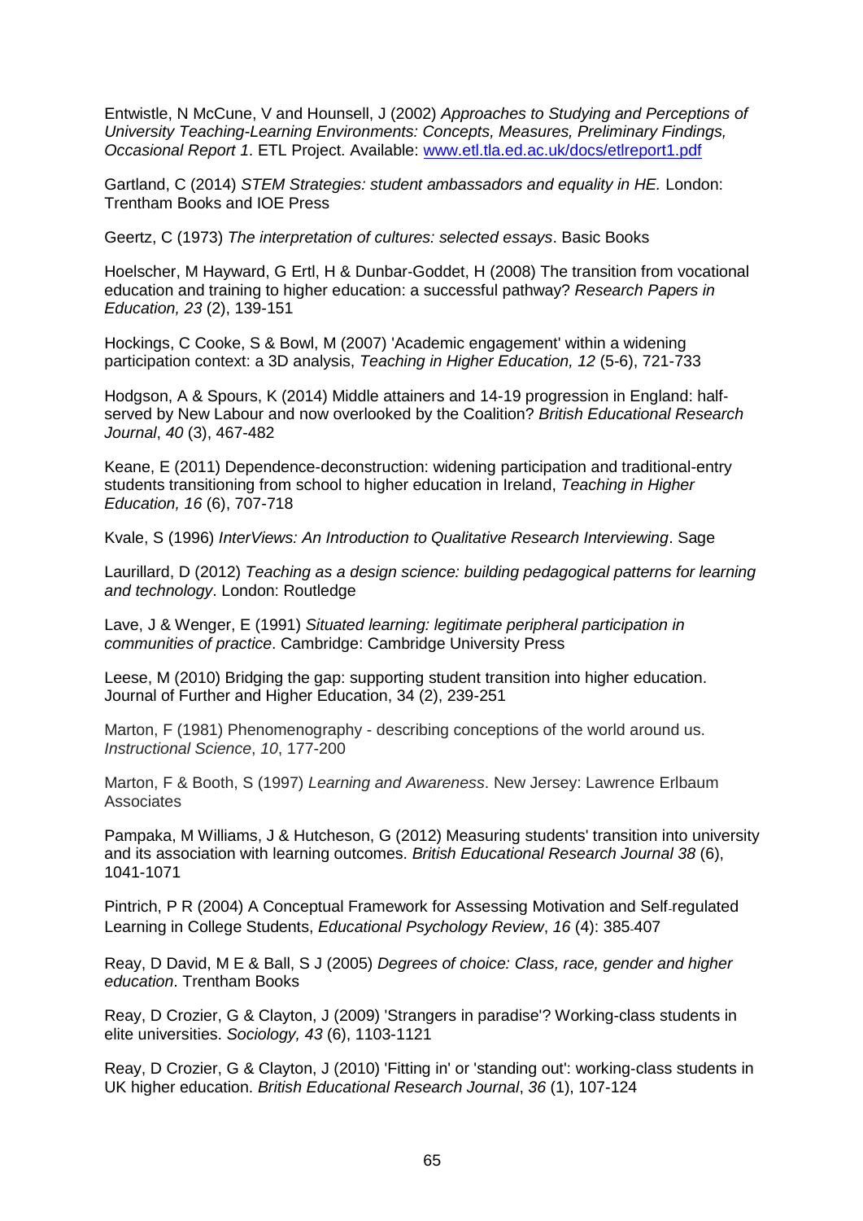Entwistle, N McCune, V and Hounsell, J (2002) *Approaches to Studying and Perceptions of University Teaching-Learning Environments: Concepts, Measures, Preliminary Findings, Occasional Report 1*. ETL Project. Available: [www.etl.tla.ed.ac.uk/docs/etlreport1.pdf](www.etl.tla.ed.ac.uk/docs/etlreport1.pdf)

Gartland, C (2014) *STEM Strategies: student ambassadors and equality in HE.* London: Trentham Books and IOE Press

Geertz, C (1973) *The interpretation of cultures: selected essays*. Basic Books

Hoelscher, M Hayward, G Ertl, H & Dunbar-Goddet, H (2008) The transition from vocational education and training to higher education: a successful pathway? *Research Papers in Education, 23* (2), 139-151

Hockings, C Cooke, S & Bowl, M (2007) 'Academic engagement' within a widening participation context: a 3D analysis, *Teaching in Higher Education, 12* (5-6), 721-733

Hodgson, A & Spours, K (2014) Middle attainers and 14-19 progression in England: half-served by New Labour and now overlooked by the Coalition? *British Educational Research Journal*, *40* (3), 467-482

Keane, E (2011) Dependence-deconstruction: widening participation and traditional-entry students transitioning from school to higher education in Ireland, *Teaching in Higher Education, 16* (6), 707-718

Kvale, S (1996) *InterViews: An Introduction to Qualitative Research Interviewing*. Sage

Laurillard, D (2012) *Teaching as a design science: building pedagogical patterns for learning and technology*. London: Routledge

Lave, J & Wenger, E (1991) *Situated learning: legitimate peripheral participation in communities of practice*. Cambridge: Cambridge University Press

Leese, M (2010) Bridging the gap: supporting student transition into higher education. Journal of Further and Higher Education, 34 (2), 239-251

Marton, F (1981) Phenomenography - describing conceptions of the world around us. *Instructional Science*, *10*, 177-200

Marton, F & Booth, S (1997) *Learning and Awareness*. New Jersey: Lawrence Erlbaum Associates

Pampaka, M Williams, J & Hutcheson, G (2012) Measuring students' transition into university and its association with learning outcomes. *British Educational Research Journal 38* (6), 1041-1071

Pintrich, P R (2004) A Conceptual Framework for Assessing Motivation and Self-regulated Learning in College Students, *Educational Psychology Review*, *16* (4): 385-407

Reay, D David, M E & Ball, S J (2005) *Degrees of choice: Class, race, gender and higher education*. Trentham Books

Reay, D Crozier, G & Clayton, J (2009) 'Strangers in paradise'? Working-class students in elite universities. *Sociology, 43* (6), 1103-1121

Reay, D Crozier, G & Clayton, J (2010) 'Fitting in' or 'standing out': working-class students in UK higher education. *British Educational Research Journal*, *36* (1), 107-124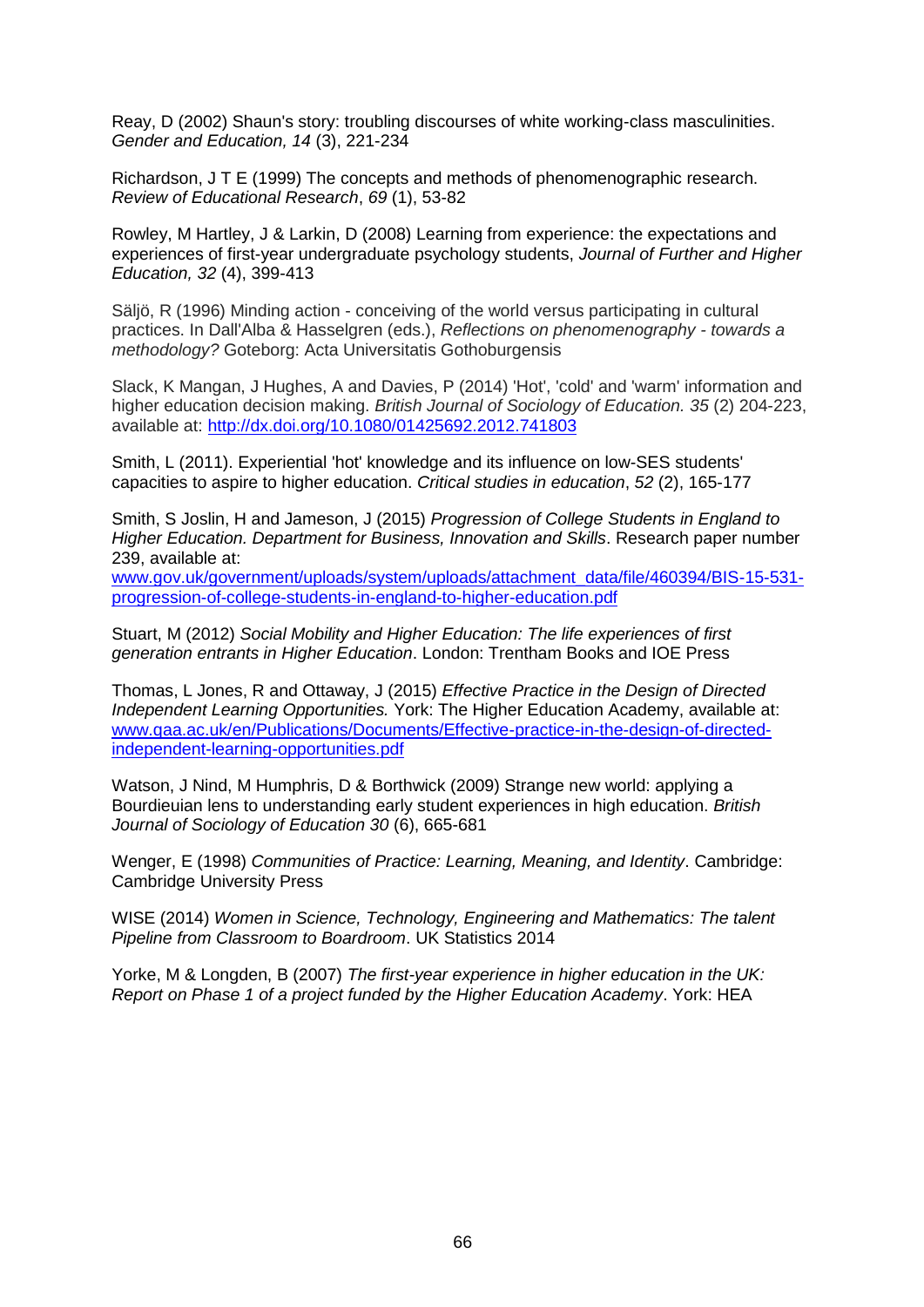Reay, D (2002) Shaun's story: troubling discourses of white working-class masculinities. *Gender and Education, 14* (3), 221-234

Richardson, J T E (1999) The concepts and methods of phenomenographic research. *Review of Educational Research*, *69* (1), 53-82

Rowley, M Hartley, J & Larkin, D (2008) Learning from experience: the expectations and experiences of first-year undergraduate psychology students, *Journal of Further and Higher Education, 32* (4), 399-413

Säljö, R (1996) Minding action - conceiving of the world versus participating in cultural practices. In Dall'Alba & Hasselgren (eds.), *Reflections on phenomenography - towards a methodology?* Goteborg: Acta Universitatis Gothoburgensis

Slack, K Mangan, J Hughes, A and Davies, P (2014) 'Hot', 'cold' and 'warm' information and higher education decision making. *British Journal of Sociology of Education. 35* (2) 204-223, available at: [http://dx.doi.org/10.1080/01425692.2012.741803](http://dx.doi.org/10.1080/01425692.2012.741803)

Smith, L (2011). Experiential 'hot' knowledge and its influence on low-SES students' capacities to aspire to higher education. *Critical studies in education*, *52* (2), 165-177

Smith, S Joslin, H and Jameson, J (2015) *Progression of College Students in England to Higher Education. Department for Business, Innovation and Skills*. Research paper number 239, available at: [www.gov.uk/government/uploads/system/uploads/attachment_data/file/460394/BIS-15-531-progression-of-college-students-in-england-to-higher-education.pdf](www.gov.uk/government/uploads/system/uploads/attachment_data/file/460394/BIS-15-531-progression-of-college-students-in-england-to-higher-education.pdf)

Stuart, M (2012) *Social Mobility and Higher Education: The life experiences of first generation entrants in Higher Education*. London: Trentham Books and IOE Press

Thomas, L Jones, R and Ottaway, J (2015) *Effective Practice in the Design of Directed Independent Learning Opportunities.* York: The Higher Education Academy, available at: [www.qaa.ac.uk/en/Publications/Documents/Effective-practice-in-the-design-of-directed-independent-learning-opportunities.pdf](www.qaa.ac.uk/en/Publications/Documents/Effective-practice-in-the-design-of-directed-independent-learning-opportunities.pdf)

Watson, J Nind, M Humphris, D & Borthwick (2009) Strange new world: applying a Bourdieuian lens to understanding early student experiences in high education. *British Journal of Sociology of Education 30* (6), 665-681

Wenger, E (1998) *Communities of Practice: Learning, Meaning, and Identity*. Cambridge: Cambridge University Press

WISE (2014) *Women in Science, Technology, Engineering and Mathematics: The talent Pipeline from Classroom to Boardroom*. UK Statistics 2014

Yorke, M & Longden, B (2007) *The first-year experience in higher education in the UK: Report on Phase 1 of a project funded by the Higher Education Academy*. York: HEA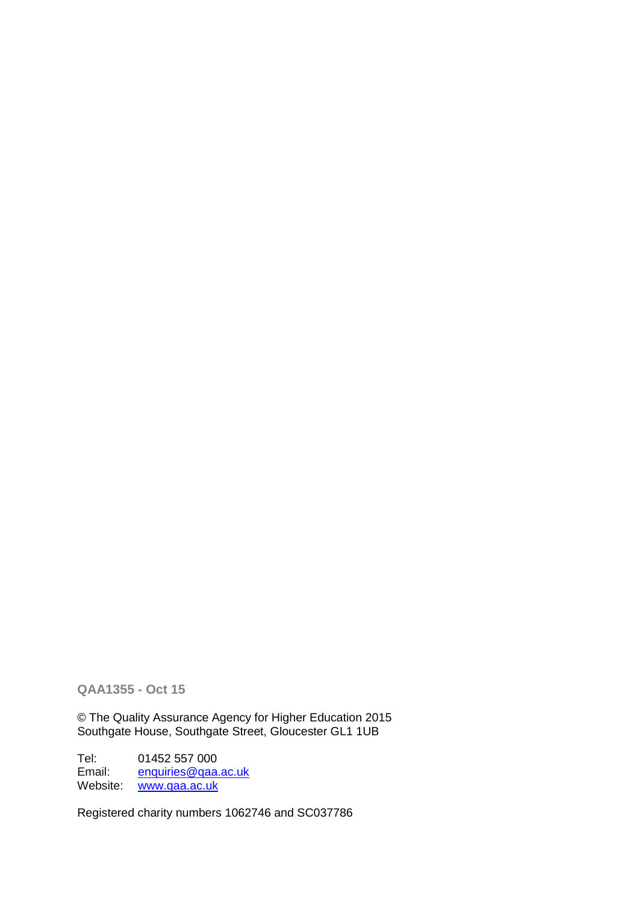**QAA1355 - Oct 15**

© The Quality Assurance Agency for Higher Education 2015
Southgate House, Southgate Street, Gloucester GL1 1UB

Tel: 01452 557 000
Email: enquiries@qaa.ac.uk
Website: www.qaa.ac.uk

Registered charity numbers 1062746 and SC037786